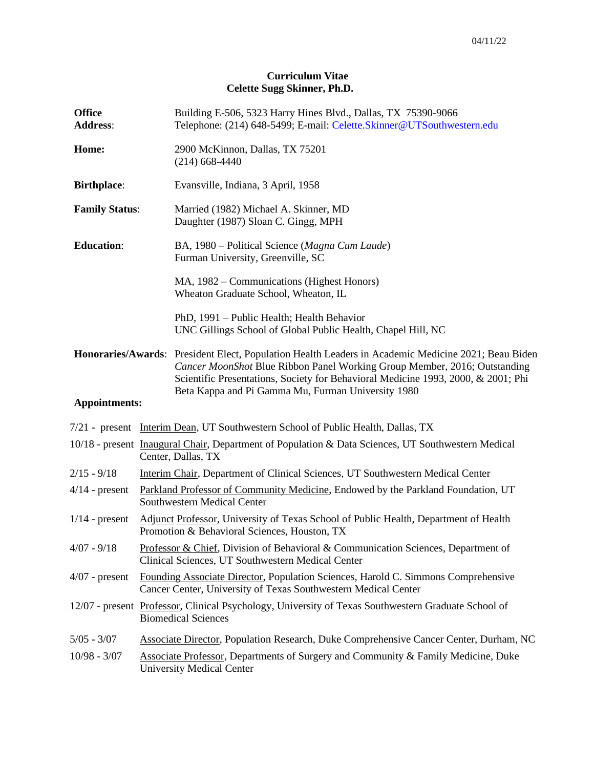04/11/22

# Curriculum Vitae
## Celette Sugg Skinner, Ph.D.

**Office Address**: Building E-506, 5323 Harry Hines Blvd., Dallas, TX 75390-9066
Telephone: (214) 648-5499; E-mail: Celette.Skinner@UTSouthwestern.edu

**Home:** 2900 McKinnon, Dallas, TX 75201
(214) 668-4440

**Birthplace**: Evansville, Indiana, 3 April, 1958

**Family Status**: Married (1982) Michael A. Skinner, MD
Daughter (1987) Sloan C. Gingg, MPH

**Education**:

BA, 1980 – Political Science (*Magna Cum Laude*)
Furman University, Greenville, SC

MA, 1982 – Communications (Highest Honors)
Wheaton Graduate School, Wheaton, IL

PhD, 1991 – Public Health; Health Behavior
UNC Gillings School of Global Public Health, Chapel Hill, NC

**Honoraries/Awards**: President Elect, Population Health Leaders in Academic Medicine 2021; Beau Biden *Cancer MoonShot* Blue Ribbon Panel Working Group Member, 2016; Outstanding Scientific Presentations, Society for Behavioral Medicine 1993, 2000, & 2001; Phi Beta Kappa and Pi Gamma Mu, Furman University 1980

**Appointments:**

7/21 - present Interim Dean, UT Southwestern School of Public Health, Dallas, TX

10/18 - present Inaugural Chair, Department of Population & Data Sciences, UT Southwestern Medical Center, Dallas, TX

2/15 - 9/18 Interim Chair, Department of Clinical Sciences, UT Southwestern Medical Center

4/14 - present Parkland Professor of Community Medicine, Endowed by the Parkland Foundation, UT Southwestern Medical Center

1/14 - present Adjunct Professor, University of Texas School of Public Health, Department of Health Promotion & Behavioral Sciences, Houston, TX

4/07 - 9/18 Professor & Chief, Division of Behavioral & Communication Sciences, Department of Clinical Sciences, UT Southwestern Medical Center

4/07 - present Founding Associate Director, Population Sciences, Harold C. Simmons Comprehensive Cancer Center, University of Texas Southwestern Medical Center

12/07 - present Professor, Clinical Psychology, University of Texas Southwestern Graduate School of Biomedical Sciences

5/05 - 3/07 Associate Director, Population Research, Duke Comprehensive Cancer Center, Durham, NC

10/98 - 3/07 Associate Professor, Departments of Surgery and Community & Family Medicine, Duke University Medical Center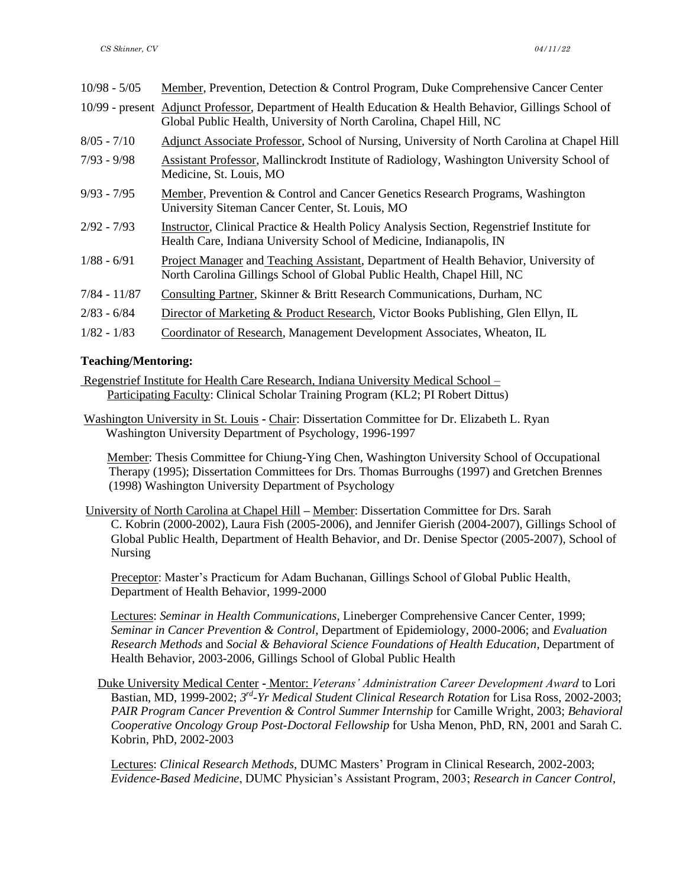10/98 - 5/05 Member, Prevention, Detection & Control Program, Duke Comprehensive Cancer Center

10/99 - present Adjunct Professor, Department of Health Education & Health Behavior, Gillings School of Global Public Health, University of North Carolina, Chapel Hill, NC

8/05 - 7/10 Adjunct Associate Professor, School of Nursing, University of North Carolina at Chapel Hill

7/93 - 9/98 Assistant Professor, Mallinckrodt Institute of Radiology, Washington University School of Medicine, St. Louis, MO

9/93 - 7/95 Member, Prevention & Control and Cancer Genetics Research Programs, Washington University Siteman Cancer Center, St. Louis, MO

2/92 - 7/93 Instructor, Clinical Practice & Health Policy Analysis Section, Regenstrief Institute for Health Care, Indiana University School of Medicine, Indianapolis, IN

1/88 - 6/91 Project Manager and Teaching Assistant, Department of Health Behavior, University of North Carolina Gillings School of Global Public Health, Chapel Hill, NC

7/84 - 11/87 Consulting Partner, Skinner & Britt Research Communications, Durham, NC

2/83 - 6/84 Director of Marketing & Product Research, Victor Books Publishing, Glen Ellyn, IL

1/82 - 1/83 Coordinator of Research, Management Development Associates, Wheaton, IL

**Teaching/Mentoring:**

Regenstrief Institute for Health Care Research, Indiana University Medical School – Participating Faculty: Clinical Scholar Training Program (KL2; PI Robert Dittus)

Washington University in St. Louis - Chair: Dissertation Committee for Dr. Elizabeth L. Ryan Washington University Department of Psychology, 1996-1997

Member: Thesis Committee for Chiung-Ying Chen, Washington University School of Occupational Therapy (1995); Dissertation Committees for Drs. Thomas Burroughs (1997) and Gretchen Brennes (1998) Washington University Department of Psychology

University of North Carolina at Chapel Hill – Member: Dissertation Committee for Drs. Sarah C. Kobrin (2000-2002), Laura Fish (2005-2006), and Jennifer Gierish (2004-2007), Gillings School of Global Public Health, Department of Health Behavior, and Dr. Denise Spector (2005-2007), School of Nursing

Preceptor: Master's Practicum for Adam Buchanan, Gillings School of Global Public Health, Department of Health Behavior, 1999-2000

Lectures: *Seminar in Health Communications*, Lineberger Comprehensive Cancer Center, 1999; *Seminar in Cancer Prevention & Control*, Department of Epidemiology, 2000-2006; and *Evaluation Research Methods* and *Social & Behavioral Science Foundations of Health Education*, Department of Health Behavior, 2003-2006, Gillings School of Global Public Health

Duke University Medical Center - Mentor: *Veterans' Administration Career Development Award* to Lori Bastian, MD, 1999-2002; *3rd-Yr Medical Student Clinical Research Rotation* for Lisa Ross, 2002-2003; *PAIR Program Cancer Prevention & Control Summer Internship* for Camille Wright, 2003; *Behavioral Cooperative Oncology Group Post-Doctoral Fellowship* for Usha Menon, PhD, RN, 2001 and Sarah C. Kobrin, PhD, 2002-2003

Lectures: *Clinical Research Methods*, DUMC Masters' Program in Clinical Research, 2002-2003; *Evidence-Based Medicine*, DUMC Physician's Assistant Program, 2003; *Research in Cancer Control*,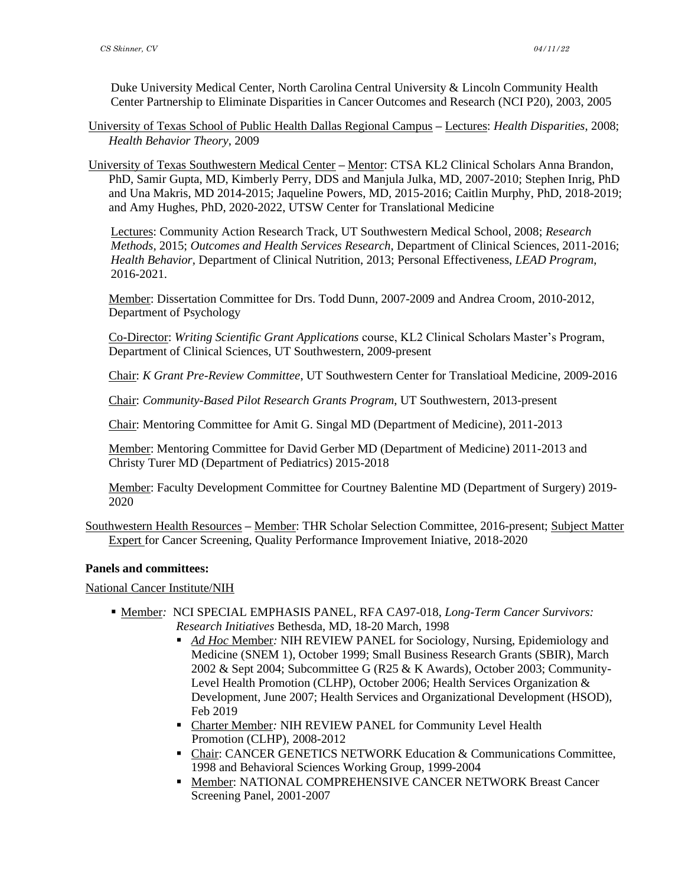Duke University Medical Center, North Carolina Central University & Lincoln Community Health Center Partnership to Eliminate Disparities in Cancer Outcomes and Research (NCI P20), 2003, 2005

University of Texas School of Public Health Dallas Regional Campus – Lectures: *Health Disparities*, 2008; *Health Behavior Theory*, 2009

University of Texas Southwestern Medical Center – Mentor: CTSA KL2 Clinical Scholars Anna Brandon, PhD, Samir Gupta, MD, Kimberly Perry, DDS and Manjula Julka, MD, 2007-2010; Stephen Inrig, PhD and Una Makris, MD 2014-2015; Jaqueline Powers, MD, 2015-2016; Caitlin Murphy, PhD, 2018-2019; and Amy Hughes, PhD, 2020-2022, UTSW Center for Translational Medicine

Lectures: Community Action Research Track, UT Southwestern Medical School, 2008; *Research Methods*, 2015; *Outcomes and Health Services Research*, Department of Clinical Sciences, 2011-2016; *Health Behavior*, Department of Clinical Nutrition, 2013; Personal Effectiveness, *LEAD Program*, 2016-2021.

Member: Dissertation Committee for Drs. Todd Dunn, 2007-2009 and Andrea Croom, 2010-2012, Department of Psychology

Co-Director: *Writing Scientific Grant Applications* course, KL2 Clinical Scholars Master's Program, Department of Clinical Sciences, UT Southwestern, 2009-present

Chair: *K Grant Pre-Review Committee*, UT Southwestern Center for Translatioal Medicine, 2009-2016

Chair: *Community-Based Pilot Research Grants Program*, UT Southwestern, 2013-present

Chair: Mentoring Committee for Amit G. Singal MD (Department of Medicine), 2011-2013

Member: Mentoring Committee for David Gerber MD (Department of Medicine) 2011-2013 and Christy Turer MD (Department of Pediatrics) 2015-2018

Member: Faculty Development Committee for Courtney Balentine MD (Department of Surgery) 2019-2020

Southwestern Health Resources – Member: THR Scholar Selection Committee, 2016-present; Subject Matter Expert for Cancer Screening, Quality Performance Improvement Iniative, 2018-2020

**Panels and committees:**

National Cancer Institute/NIH

- Member: NCI SPECIAL EMPHASIS PANEL, RFA CA97-018, *Long-Term Cancer Survivors: Research Initiatives* Bethesda, MD, 18-20 March, 1998
  - *Ad Hoc* Member: NIH REVIEW PANEL for Sociology, Nursing, Epidemiology and Medicine (SNEM 1), October 1999; Small Business Research Grants (SBIR), March 2002 & Sept 2004; Subcommittee G (R25 & K Awards), October 2003; Community-Level Health Promotion (CLHP), October 2006; Health Services Organization & Development, June 2007; Health Services and Organizational Development (HSOD), Feb 2019
  - Charter Member: NIH REVIEW PANEL for Community Level Health Promotion (CLHP), 2008-2012
  - Chair: CANCER GENETICS NETWORK Education & Communications Committee, 1998 and Behavioral Sciences Working Group, 1999-2004
  - Member: NATIONAL COMPREHENSIVE CANCER NETWORK Breast Cancer Screening Panel, 2001-2007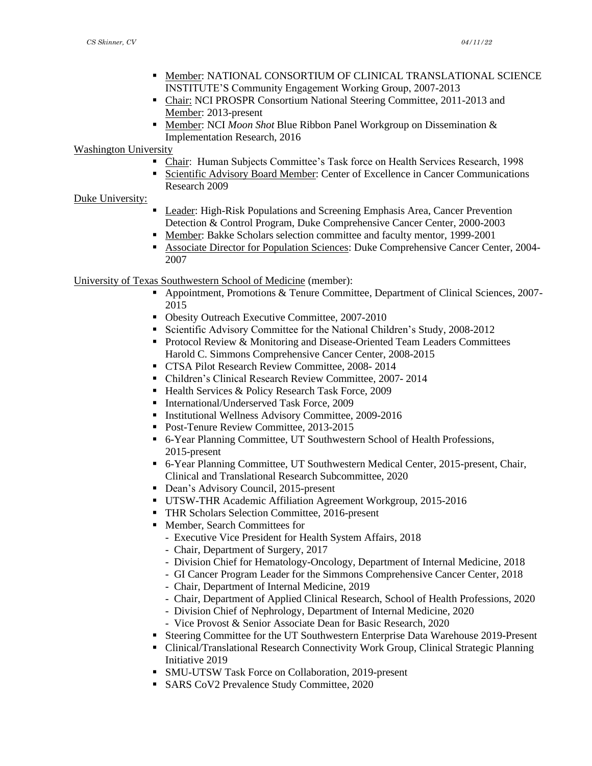- Member: NATIONAL CONSORTIUM OF CLINICAL TRANSLATIONAL SCIENCE INSTITUTE'S Community Engagement Working Group, 2007-2013
- Chair: NCI PROSPR Consortium National Steering Committee, 2011-2013 and Member: 2013-present
- Member: NCI *Moon Shot* Blue Ribbon Panel Workgroup on Dissemination & Implementation Research, 2016

Washington University

- Chair: Human Subjects Committee's Task force on Health Services Research, 1998
- Scientific Advisory Board Member: Center of Excellence in Cancer Communications Research 2009

Duke University:

- Leader: High-Risk Populations and Screening Emphasis Area, Cancer Prevention Detection & Control Program, Duke Comprehensive Cancer Center, 2000-2003
- Member: Bakke Scholars selection committee and faculty mentor, 1999-2001
- Associate Director for Population Sciences: Duke Comprehensive Cancer Center, 2004-2007

University of Texas Southwestern School of Medicine (member):

- Appointment, Promotions & Tenure Committee, Department of Clinical Sciences, 2007-2015
- Obesity Outreach Executive Committee, 2007-2010
- Scientific Advisory Committee for the National Children's Study, 2008-2012
- Protocol Review & Monitoring and Disease-Oriented Team Leaders Committees Harold C. Simmons Comprehensive Cancer Center, 2008-2015
- CTSA Pilot Research Review Committee, 2008- 2014
- Children's Clinical Research Review Committee, 2007- 2014
- Health Services & Policy Research Task Force, 2009
- International/Underserved Task Force, 2009
- Institutional Wellness Advisory Committee, 2009-2016
- Post-Tenure Review Committee, 2013-2015
- 6-Year Planning Committee, UT Southwestern School of Health Professions, 2015-present
- 6-Year Planning Committee, UT Southwestern Medical Center, 2015-present, Chair, Clinical and Translational Research Subcommittee, 2020
- Dean's Advisory Council, 2015-present
- UTSW-THR Academic Affiliation Agreement Workgroup, 2015-2016
- THR Scholars Selection Committee, 2016-present
- Member, Search Committees for
  - Executive Vice President for Health System Affairs, 2018
  - Chair, Department of Surgery, 2017
  - Division Chief for Hematology-Oncology, Department of Internal Medicine, 2018
  - GI Cancer Program Leader for the Simmons Comprehensive Cancer Center, 2018
  - Chair, Department of Internal Medicine, 2019
  - Chair, Department of Applied Clinical Research, School of Health Professions, 2020
  - Division Chief of Nephrology, Department of Internal Medicine, 2020
  - Vice Provost & Senior Associate Dean for Basic Research, 2020
- Steering Committee for the UT Southwestern Enterprise Data Warehouse 2019-Present
- Clinical/Translational Research Connectivity Work Group, Clinical Strategic Planning Initiative 2019
- SMU-UTSW Task Force on Collaboration, 2019-present
- SARS CoV2 Prevalence Study Committee, 2020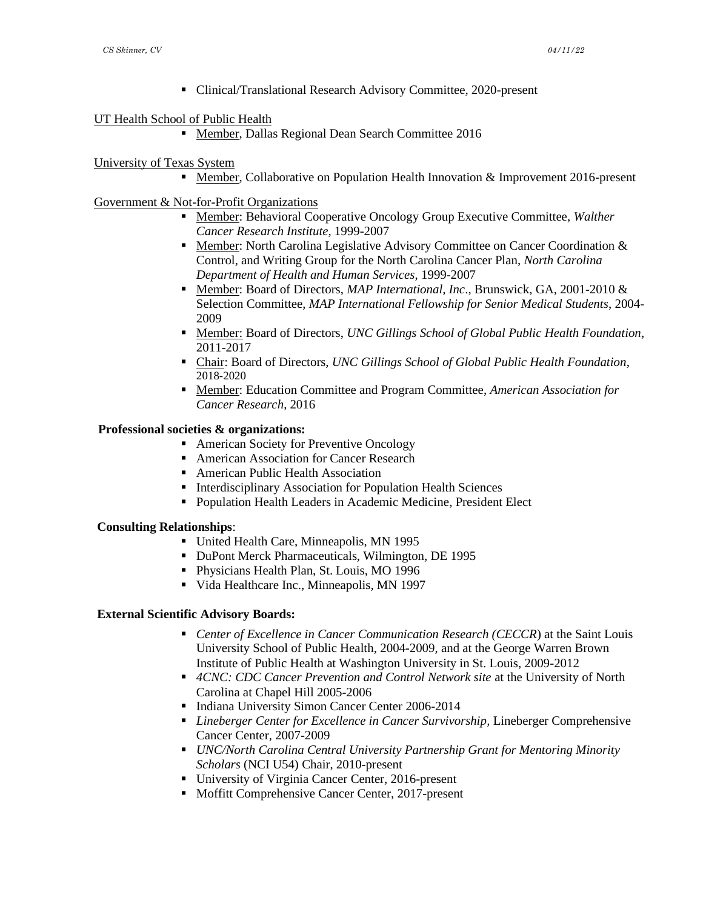- Clinical/Translational Research Advisory Committee, 2020-present

UT Health School of Public Health

- Member, Dallas Regional Dean Search Committee 2016

University of Texas System

- Member, Collaborative on Population Health Innovation & Improvement 2016-present

Government & Not-for-Profit Organizations

- Member: Behavioral Cooperative Oncology Group Executive Committee, *Walther Cancer Research Institute*, 1999-2007
- Member: North Carolina Legislative Advisory Committee on Cancer Coordination & Control, and Writing Group for the North Carolina Cancer Plan, *North Carolina Department of Health and Human Services*, 1999-2007
- Member: Board of Directors, *MAP International, Inc*., Brunswick, GA, 2001-2010 & Selection Committee, *MAP International Fellowship for Senior Medical Students*, 2004-2009
- Member: Board of Directors, *UNC Gillings School of Global Public Health Foundation*, 2011-2017
- Chair: Board of Directors, *UNC Gillings School of Global Public Health Foundation*, 2018-2020
- Member: Education Committee and Program Committee, *American Association for Cancer Research*, 2016

**Professional societies & organizations:**

- American Society for Preventive Oncology
- American Association for Cancer Research
- American Public Health Association
- Interdisciplinary Association for Population Health Sciences
- Population Health Leaders in Academic Medicine, President Elect

**Consulting Relationships**:

- United Health Care, Minneapolis, MN 1995
- DuPont Merck Pharmaceuticals, Wilmington, DE 1995
- Physicians Health Plan, St. Louis, MO 1996
- Vida Healthcare Inc., Minneapolis, MN 1997

**External Scientific Advisory Boards:**

- *Center of Excellence in Cancer Communication Research (CECCR*) at the Saint Louis University School of Public Health, 2004-2009, and at the George Warren Brown Institute of Public Health at Washington University in St. Louis, 2009-2012
- *4CNC: CDC Cancer Prevention and Control Network site* at the University of North Carolina at Chapel Hill 2005-2006
- Indiana University Simon Cancer Center 2006-2014
- *Lineberger Center for Excellence in Cancer Survivorship,* Lineberger Comprehensive Cancer Center, 2007-2009
- *UNC/North Carolina Central University Partnership Grant for Mentoring Minority Scholars* (NCI U54) Chair, 2010-present
- University of Virginia Cancer Center, 2016-present
- Moffitt Comprehensive Cancer Center, 2017-present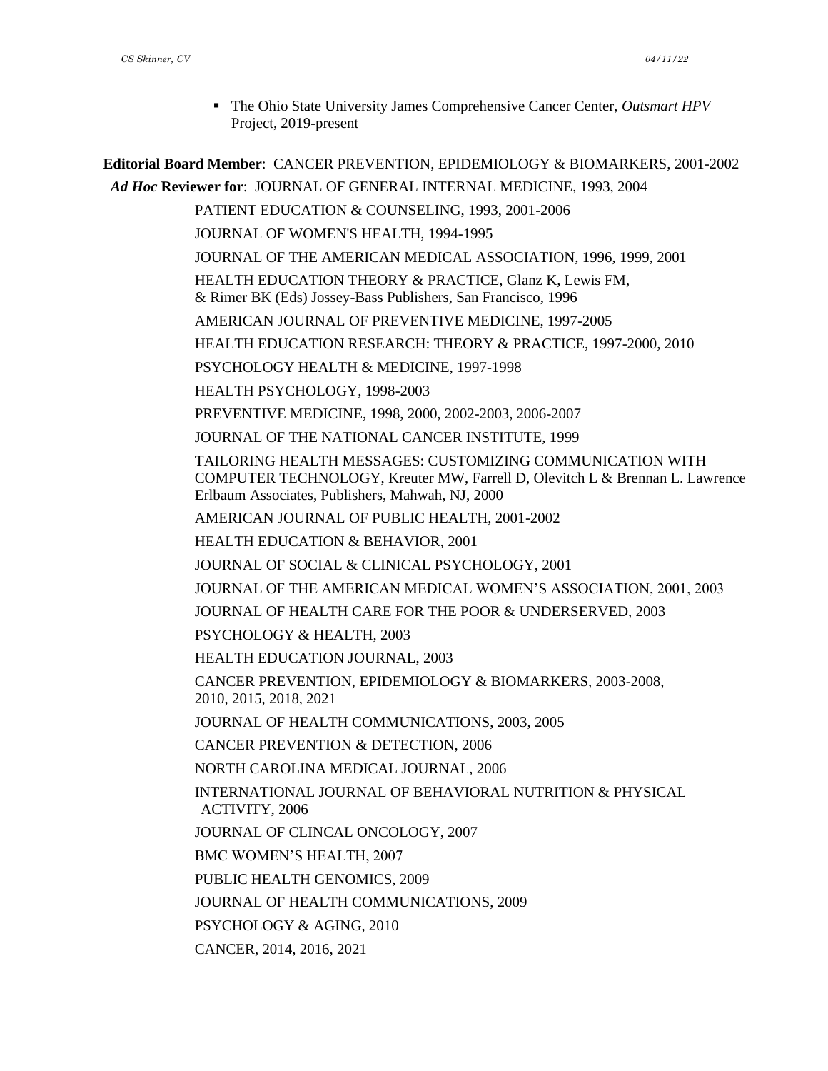- The Ohio State University James Comprehensive Cancer Center, *Outsmart HPV* Project, 2019-present

**Editorial Board Member**: CANCER PREVENTION, EPIDEMIOLOGY & BIOMARKERS, 2001-2002

***Ad Hoc* Reviewer for**: JOURNAL OF GENERAL INTERNAL MEDICINE, 1993, 2004

PATIENT EDUCATION & COUNSELING, 1993, 2001-2006

JOURNAL OF WOMEN'S HEALTH, 1994-1995

JOURNAL OF THE AMERICAN MEDICAL ASSOCIATION, 1996, 1999, 2001

HEALTH EDUCATION THEORY & PRACTICE, Glanz K, Lewis FM, & Rimer BK (Eds) Jossey-Bass Publishers, San Francisco, 1996

AMERICAN JOURNAL OF PREVENTIVE MEDICINE, 1997-2005

HEALTH EDUCATION RESEARCH: THEORY & PRACTICE, 1997-2000, 2010

PSYCHOLOGY HEALTH & MEDICINE, 1997-1998

HEALTH PSYCHOLOGY, 1998-2003

PREVENTIVE MEDICINE, 1998, 2000, 2002-2003, 2006-2007

JOURNAL OF THE NATIONAL CANCER INSTITUTE, 1999

TAILORING HEALTH MESSAGES: CUSTOMIZING COMMUNICATION WITH COMPUTER TECHNOLOGY, Kreuter MW, Farrell D, Olevitch L & Brennan L. Lawrence Erlbaum Associates, Publishers, Mahwah, NJ, 2000

AMERICAN JOURNAL OF PUBLIC HEALTH, 2001-2002

HEALTH EDUCATION & BEHAVIOR, 2001

JOURNAL OF SOCIAL & CLINICAL PSYCHOLOGY, 2001

JOURNAL OF THE AMERICAN MEDICAL WOMEN'S ASSOCIATION, 2001, 2003

JOURNAL OF HEALTH CARE FOR THE POOR & UNDERSERVED, 2003

PSYCHOLOGY & HEALTH, 2003

HEALTH EDUCATION JOURNAL, 2003

CANCER PREVENTION, EPIDEMIOLOGY & BIOMARKERS, 2003-2008, 2010, 2015, 2018, 2021

JOURNAL OF HEALTH COMMUNICATIONS, 2003, 2005

CANCER PREVENTION & DETECTION, 2006

NORTH CAROLINA MEDICAL JOURNAL, 2006

INTERNATIONAL JOURNAL OF BEHAVIORAL NUTRITION & PHYSICAL ACTIVITY, 2006

JOURNAL OF CLINCAL ONCOLOGY, 2007

BMC WOMEN'S HEALTH, 2007

PUBLIC HEALTH GENOMICS, 2009

JOURNAL OF HEALTH COMMUNICATIONS, 2009

PSYCHOLOGY & AGING, 2010

CANCER, 2014, 2016, 2021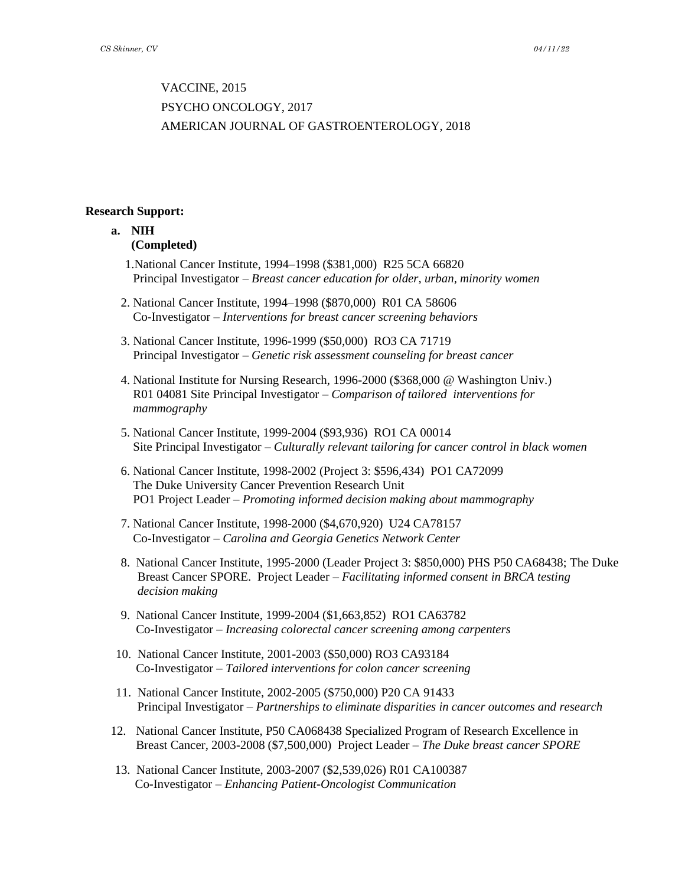VACCINE, 2015

PSYCHO ONCOLOGY, 2017

AMERICAN JOURNAL OF GASTROENTEROLOGY, 2018

**Research Support:**

**a. NIH**
**(Completed)**

1. National Cancer Institute, 1994–1998 ($381,000) R25 5CA 66820
   Principal Investigator – *Breast cancer education for older, urban, minority women*

2. National Cancer Institute, 1994–1998 ($870,000) R01 CA 58606
   Co-Investigator – *Interventions for breast cancer screening behaviors*

3. National Cancer Institute, 1996-1999 ($50,000) RO3 CA 71719
   Principal Investigator – *Genetic risk assessment counseling for breast cancer*

4. National Institute for Nursing Research, 1996-2000 ($368,000 @ Washington Univ.)
   R01 04081 Site Principal Investigator – *Comparison of tailored interventions for mammography*

5. National Cancer Institute, 1999-2004 ($93,936) RO1 CA 00014
   Site Principal Investigator – *Culturally relevant tailoring for cancer control in black women*

6. National Cancer Institute, 1998-2002 (Project 3: $596,434) PO1 CA72099
   The Duke University Cancer Prevention Research Unit
   PO1 Project Leader – *Promoting informed decision making about mammography*

7. National Cancer Institute, 1998-2000 ($4,670,920) U24 CA78157
   Co-Investigator – *Carolina and Georgia Genetics Network Center*

8. National Cancer Institute, 1995-2000 (Leader Project 3: $850,000) PHS P50 CA68438; The Duke Breast Cancer SPORE. Project Leader – *Facilitating informed consent in BRCA testing decision making*

9. National Cancer Institute, 1999-2004 ($1,663,852) RO1 CA63782
   Co-Investigator – *Increasing colorectal cancer screening among carpenters*

10. National Cancer Institute, 2001-2003 ($50,000) RO3 CA93184
    Co-Investigator – *Tailored interventions for colon cancer screening*

11. National Cancer Institute, 2002-2005 ($750,000) P20 CA 91433
    Principal Investigator – *Partnerships to eliminate disparities in cancer outcomes and research*

12. National Cancer Institute, P50 CA068438 Specialized Program of Research Excellence in Breast Cancer, 2003-2008 ($7,500,000) Project Leader – *The Duke breast cancer SPORE*

13. National Cancer Institute, 2003-2007 ($2,539,026) R01 CA100387
    Co-Investigator – *Enhancing Patient-Oncologist Communication*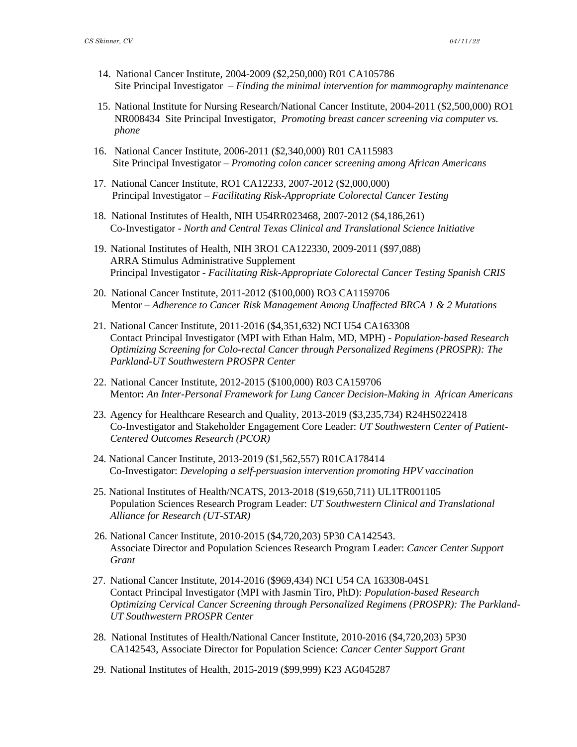14. National Cancer Institute, 2004-2009 ($2,250,000) R01 CA105786
    Site Principal Investigator – *Finding the minimal intervention for mammography maintenance*

15. National Institute for Nursing Research/National Cancer Institute, 2004-2011 ($2,500,000) RO1 NR008434 Site Principal Investigator, *Promoting breast cancer screening via computer vs. phone*

16. National Cancer Institute, 2006-2011 ($2,340,000) R01 CA115983
    Site Principal Investigator – *Promoting colon cancer screening among African Americans*

17. National Cancer Institute, RO1 CA12233, 2007-2012 ($2,000,000)
    Principal Investigator – *Facilitating Risk-Appropriate Colorectal Cancer Testing*

18. National Institutes of Health, NIH U54RR023468, 2007-2012 ($4,186,261)
    Co-Investigator - *North and Central Texas Clinical and Translational Science Initiative*

19. National Institutes of Health, NIH 3RO1 CA122330, 2009-2011 ($97,088)
    ARRA Stimulus Administrative Supplement
    Principal Investigator - *Facilitating Risk-Appropriate Colorectal Cancer Testing Spanish CRIS*

20. National Cancer Institute, 2011-2012 ($100,000) RO3 CA1159706
    Mentor – *Adherence to Cancer Risk Management Among Unaffected BRCA 1 & 2 Mutations*

21. National Cancer Institute, 2011-2016 ($4,351,632) NCI U54 CA163308
    Contact Principal Investigator (MPI with Ethan Halm, MD, MPH) - *Population-based Research Optimizing Screening for Colo-rectal Cancer through Personalized Regimens (PROSPR): The Parkland-UT Southwestern PROSPR Center*

22. National Cancer Institute, 2012-2015 ($100,000) R03 CA159706
    Mentor**:** *An Inter-Personal Framework for Lung Cancer Decision-Making in African Americans*

23. Agency for Healthcare Research and Quality, 2013-2019 ($3,235,734) R24HS022418
    Co-Investigator and Stakeholder Engagement Core Leader: *UT Southwestern Center of Patient-Centered Outcomes Research (PCOR)*

24. National Cancer Institute, 2013-2019 ($1,562,557) R01CA178414
    Co-Investigator: *Developing a self-persuasion intervention promoting HPV vaccination*

25. National Institutes of Health/NCATS, 2013-2018 ($19,650,711) UL1TR001105
    Population Sciences Research Program Leader: *UT Southwestern Clinical and Translational Alliance for Research (UT-STAR)*

26. National Cancer Institute, 2010-2015 ($4,720,203) 5P30 CA142543.
    Associate Director and Population Sciences Research Program Leader: *Cancer Center Support Grant*

27. National Cancer Institute, 2014-2016 ($969,434) NCI U54 CA 163308-04S1
    Contact Principal Investigator (MPI with Jasmin Tiro, PhD): *Population-based Research Optimizing Cervical Cancer Screening through Personalized Regimens (PROSPR): The Parkland-UT Southwestern PROSPR Center*

28. National Institutes of Health/National Cancer Institute, 2010-2016 ($4,720,203) 5P30 CA142543, Associate Director for Population Science: *Cancer Center Support Grant*

29. National Institutes of Health, 2015-2019 ($99,999) K23 AG045287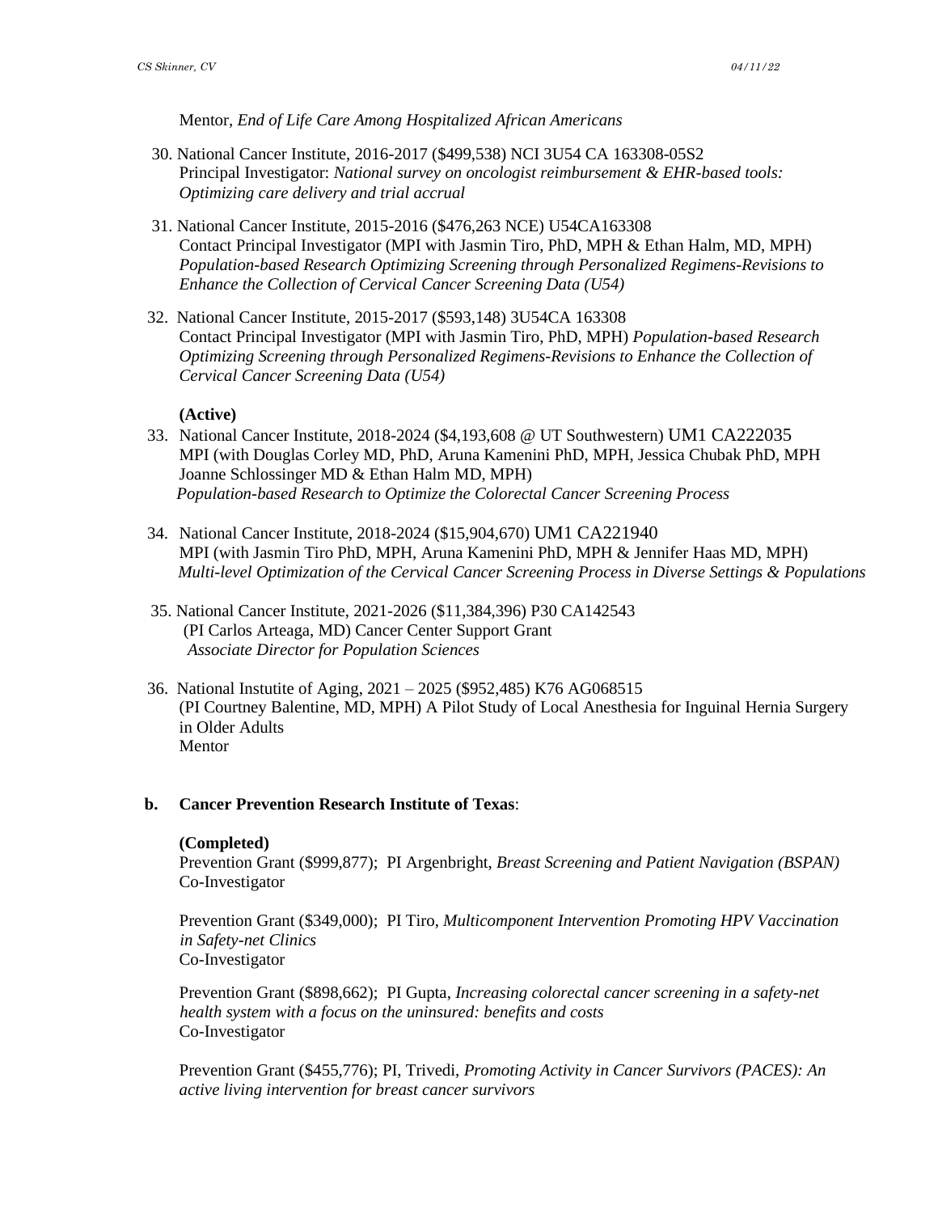Mentor, *End of Life Care Among Hospitalized African Americans*

30. National Cancer Institute, 2016-2017 ($499,538) NCI 3U54 CA 163308-05S2
    Principal Investigator: *National survey on oncologist reimbursement & EHR-based tools: Optimizing care delivery and trial accrual*

31. National Cancer Institute, 2015-2016 ($476,263 NCE) U54CA163308
    Contact Principal Investigator (MPI with Jasmin Tiro, PhD, MPH & Ethan Halm, MD, MPH)
    *Population-based Research Optimizing Screening through Personalized Regimens-Revisions to Enhance the Collection of Cervical Cancer Screening Data (U54)*

32. National Cancer Institute, 2015-2017 ($593,148) 3U54CA 163308
    Contact Principal Investigator (MPI with Jasmin Tiro, PhD, MPH) *Population-based Research Optimizing Screening through Personalized Regimens-Revisions to Enhance the Collection of Cervical Cancer Screening Data (U54)*

**(Active)**

33. National Cancer Institute, 2018-2024 ($4,193,608 @ UT Southwestern) UM1 CA222035
    MPI (with Douglas Corley MD, PhD, Aruna Kamenini PhD, MPH, Jessica Chubak PhD, MPH Joanne Schlossinger MD & Ethan Halm MD, MPH)
    *Population-based Research to Optimize the Colorectal Cancer Screening Process*

34. National Cancer Institute, 2018-2024 ($15,904,670) UM1 CA221940
    MPI (with Jasmin Tiro PhD, MPH, Aruna Kamenini PhD, MPH & Jennifer Haas MD, MPH)
    *Multi-level Optimization of the Cervical Cancer Screening Process in Diverse Settings & Populations*

35. National Cancer Institute, 2021-2026 ($11,384,396) P30 CA142543
    (PI Carlos Arteaga, MD) Cancer Center Support Grant
    *Associate Director for Population Sciences*

36. National Instutite of Aging, 2021 – 2025 ($952,485) K76 AG068515
    (PI Courtney Balentine, MD, MPH) A Pilot Study of Local Anesthesia for Inguinal Hernia Surgery in Older Adults
    Mentor

**b. Cancer Prevention Research Institute of Texas**:

**(Completed)**

Prevention Grant ($999,877); PI Argenbright, *Breast Screening and Patient Navigation (BSPAN)*
Co-Investigator

Prevention Grant ($349,000); PI Tiro, *Multicomponent Intervention Promoting HPV Vaccination in Safety-net Clinics*
Co-Investigator

Prevention Grant ($898,662); PI Gupta, *Increasing colorectal cancer screening in a safety-net health system with a focus on the uninsured: benefits and costs*
Co-Investigator

Prevention Grant ($455,776); PI, Trivedi, *Promoting Activity in Cancer Survivors (PACES): An active living intervention for breast cancer survivors*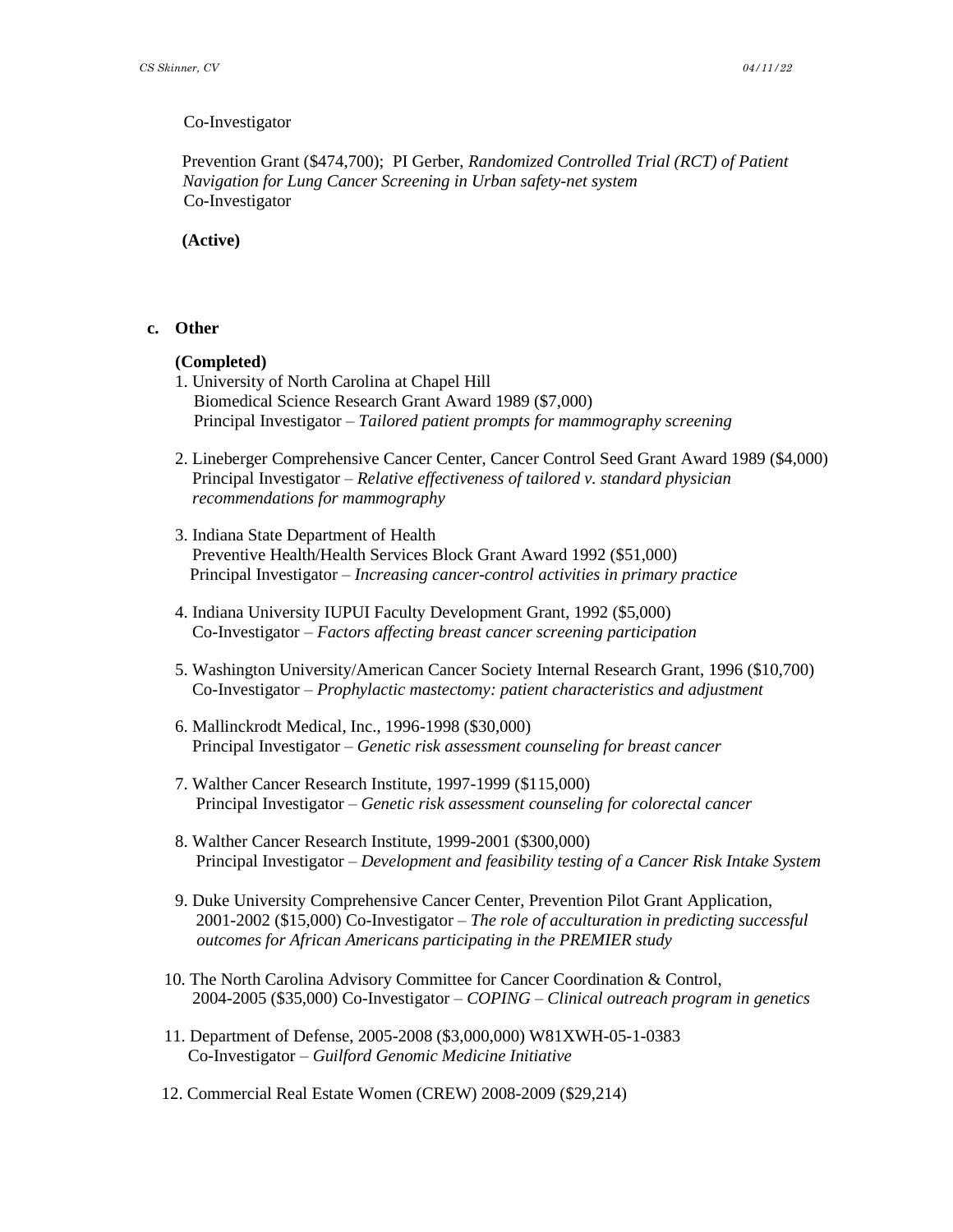Co-Investigator

Prevention Grant ($474,700); PI Gerber, *Randomized Controlled Trial (RCT) of Patient Navigation for Lung Cancer Screening in Urban safety-net system*
Co-Investigator

**(Active)**

**c. Other**

**(Completed)**

1. University of North Carolina at Chapel Hill
   Biomedical Science Research Grant Award 1989 ($7,000)
   Principal Investigator – *Tailored patient prompts for mammography screening*

2. Lineberger Comprehensive Cancer Center, Cancer Control Seed Grant Award 1989 ($4,000)
   Principal Investigator – *Relative effectiveness of tailored v. standard physician recommendations for mammography*

3. Indiana State Department of Health
   Preventive Health/Health Services Block Grant Award 1992 ($51,000)
   Principal Investigator – *Increasing cancer-control activities in primary practice*

4. Indiana University IUPUI Faculty Development Grant, 1992 ($5,000)
   Co-Investigator – *Factors affecting breast cancer screening participation*

5. Washington University/American Cancer Society Internal Research Grant, 1996 ($10,700)
   Co-Investigator – *Prophylactic mastectomy: patient characteristics and adjustment*

6. Mallinckrodt Medical, Inc., 1996-1998 ($30,000)
   Principal Investigator – *Genetic risk assessment counseling for breast cancer*

7. Walther Cancer Research Institute, 1997-1999 ($115,000)
   Principal Investigator – *Genetic risk assessment counseling for colorectal cancer*

8. Walther Cancer Research Institute, 1999-2001 ($300,000)
   Principal Investigator – *Development and feasibility testing of a Cancer Risk Intake System*

9. Duke University Comprehensive Cancer Center, Prevention Pilot Grant Application, 2001-2002 ($15,000) Co-Investigator – *The role of acculturation in predicting successful outcomes for African Americans participating in the PREMIER study*

10. The North Carolina Advisory Committee for Cancer Coordination & Control, 2004-2005 ($35,000) Co-Investigator – *COPING – Clinical outreach program in genetics*

11. Department of Defense, 2005-2008 ($3,000,000) W81XWH-05-1-0383
    Co-Investigator – *Guilford Genomic Medicine Initiative*

12. Commercial Real Estate Women (CREW) 2008-2009 ($29,214)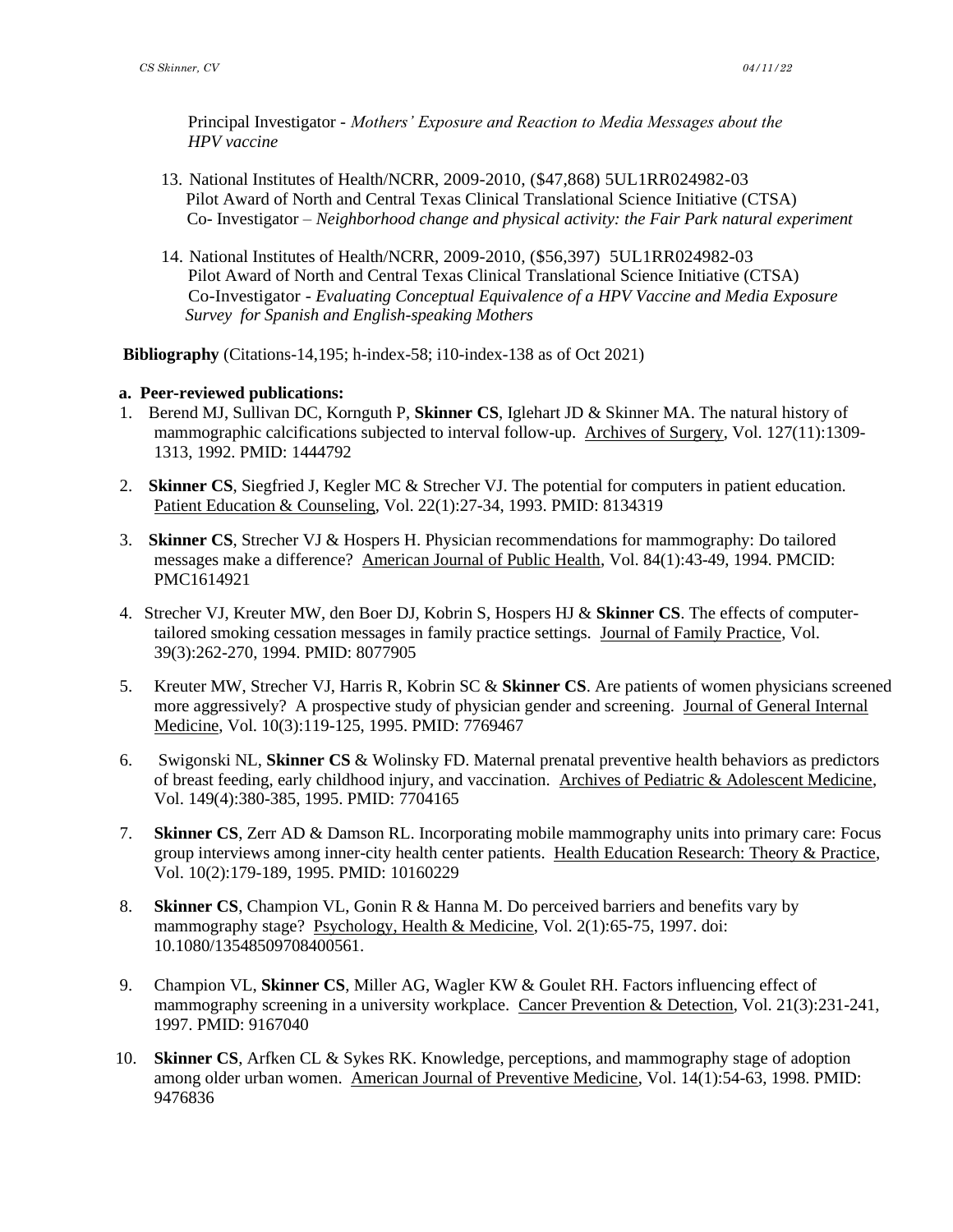Principal Investigator - *Mothers' Exposure and Reaction to Media Messages about the HPV vaccine*

13. National Institutes of Health/NCRR, 2009-2010, ($47,868) 5UL1RR024982-03
    Pilot Award of North and Central Texas Clinical Translational Science Initiative (CTSA)
    Co- Investigator – *Neighborhood change and physical activity: the Fair Park natural experiment*

14. National Institutes of Health/NCRR, 2009-2010, ($56,397) 5UL1RR024982-03
    Pilot Award of North and Central Texas Clinical Translational Science Initiative (CTSA)
    Co-Investigator - *Evaluating Conceptual Equivalence of a HPV Vaccine and Media Exposure Survey for Spanish and English-speaking Mothers*

**Bibliography** (Citations-14,195; h-index-58; i10-index-138 as of Oct 2021)

**a. Peer-reviewed publications:**

1. Berend MJ, Sullivan DC, Kornguth P, **Skinner CS**, Iglehart JD & Skinner MA. The natural history of mammographic calcifications subjected to interval follow-up. Archives of Surgery, Vol. 127(11):1309-1313, 1992. PMID: 1444792

2. **Skinner CS**, Siegfried J, Kegler MC & Strecher VJ. The potential for computers in patient education. Patient Education & Counseling, Vol. 22(1):27-34, 1993. PMID: 8134319

3. **Skinner CS**, Strecher VJ & Hospers H. Physician recommendations for mammography: Do tailored messages make a difference? American Journal of Public Health, Vol. 84(1):43-49, 1994. PMCID: PMC1614921

4. Strecher VJ, Kreuter MW, den Boer DJ, Kobrin S, Hospers HJ & **Skinner CS**. The effects of computer-tailored smoking cessation messages in family practice settings. Journal of Family Practice, Vol. 39(3):262-270, 1994. PMID: 8077905

5. Kreuter MW, Strecher VJ, Harris R, Kobrin SC & **Skinner CS**. Are patients of women physicians screened more aggressively? A prospective study of physician gender and screening. Journal of General Internal Medicine, Vol. 10(3):119-125, 1995. PMID: 7769467

6. Swigonski NL, **Skinner CS** & Wolinsky FD. Maternal prenatal preventive health behaviors as predictors of breast feeding, early childhood injury, and vaccination. Archives of Pediatric & Adolescent Medicine, Vol. 149(4):380-385, 1995. PMID: 7704165

7. **Skinner CS**, Zerr AD & Damson RL. Incorporating mobile mammography units into primary care: Focus group interviews among inner-city health center patients. Health Education Research: Theory & Practice, Vol. 10(2):179-189, 1995. PMID: 10160229

8. **Skinner CS**, Champion VL, Gonin R & Hanna M. Do perceived barriers and benefits vary by mammography stage? Psychology, Health & Medicine, Vol. 2(1):65-75, 1997. doi: 10.1080/13548509708400561.

9. Champion VL, **Skinner CS**, Miller AG, Wagler KW & Goulet RH. Factors influencing effect of mammography screening in a university workplace. Cancer Prevention & Detection, Vol. 21(3):231-241, 1997. PMID: 9167040

10. **Skinner CS**, Arfken CL & Sykes RK. Knowledge, perceptions, and mammography stage of adoption among older urban women. American Journal of Preventive Medicine, Vol. 14(1):54-63, 1998. PMID: 9476836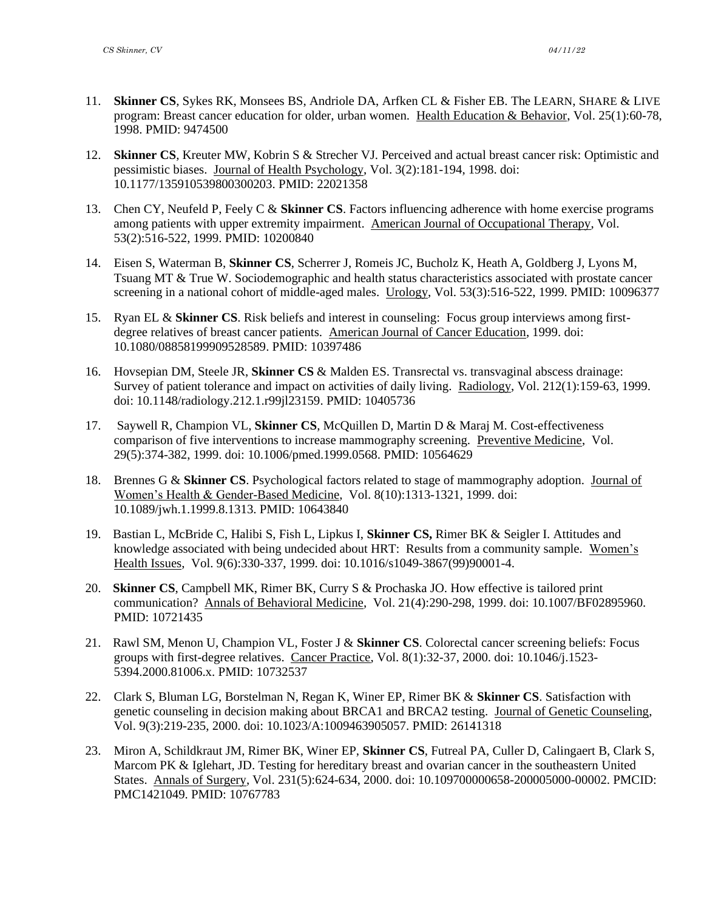11. **Skinner CS**, Sykes RK, Monsees BS, Andriole DA, Arfken CL & Fisher EB. The LEARN, SHARE & LIVE program: Breast cancer education for older, urban women. Health Education & Behavior, Vol. 25(1):60-78, 1998. PMID: 9474500

12. **Skinner CS**, Kreuter MW, Kobrin S & Strecher VJ. Perceived and actual breast cancer risk: Optimistic and pessimistic biases. Journal of Health Psychology, Vol. 3(2):181-194, 1998. doi: 10.1177/135910539800300203. PMID: 22021358

13. Chen CY, Neufeld P, Feely C & **Skinner CS**. Factors influencing adherence with home exercise programs among patients with upper extremity impairment. American Journal of Occupational Therapy, Vol. 53(2):516-522, 1999. PMID: 10200840

14. Eisen S, Waterman B, **Skinner CS**, Scherrer J, Romeis JC, Bucholz K, Heath A, Goldberg J, Lyons M, Tsuang MT & True W. Sociodemographic and health status characteristics associated with prostate cancer screening in a national cohort of middle-aged males. Urology, Vol. 53(3):516-522, 1999. PMID: 10096377

15. Ryan EL & **Skinner CS**. Risk beliefs and interest in counseling: Focus group interviews among first-degree relatives of breast cancer patients. American Journal of Cancer Education, 1999. doi: 10.1080/08858199909528589. PMID: 10397486

16. Hovsepian DM, Steele JR, **Skinner CS** & Malden ES. Transrectal vs. transvaginal abscess drainage: Survey of patient tolerance and impact on activities of daily living. Radiology, Vol. 212(1):159-63, 1999. doi: 10.1148/radiology.212.1.r99jl23159. PMID: 10405736

17. Saywell R, Champion VL, **Skinner CS**, McQuillen D, Martin D & Maraj M. Cost-effectiveness comparison of five interventions to increase mammography screening. Preventive Medicine, Vol. 29(5):374-382, 1999. doi: 10.1006/pmed.1999.0568. PMID: 10564629

18. Brennes G & **Skinner CS**. Psychological factors related to stage of mammography adoption. Journal of Women's Health & Gender-Based Medicine, Vol. 8(10):1313-1321, 1999. doi: 10.1089/jwh.1.1999.8.1313. PMID: 10643840

19. Bastian L, McBride C, Halibi S, Fish L, Lipkus I, **Skinner CS,** Rimer BK & Seigler I. Attitudes and knowledge associated with being undecided about HRT: Results from a community sample. Women's Health Issues, Vol. 9(6):330-337, 1999. doi: 10.1016/s1049-3867(99)90001-4.

20. **Skinner CS**, Campbell MK, Rimer BK, Curry S & Prochaska JO. How effective is tailored print communication? Annals of Behavioral Medicine, Vol. 21(4):290-298, 1999. doi: 10.1007/BF02895960. PMID: 10721435

21. Rawl SM, Menon U, Champion VL, Foster J & **Skinner CS**. Colorectal cancer screening beliefs: Focus groups with first-degree relatives. Cancer Practice, Vol. 8(1):32-37, 2000. doi: 10.1046/j.1523-5394.2000.81006.x. PMID: 10732537

22. Clark S, Bluman LG, Borstelman N, Regan K, Winer EP, Rimer BK & **Skinner CS**. Satisfaction with genetic counseling in decision making about BRCA1 and BRCA2 testing. Journal of Genetic Counseling, Vol. 9(3):219-235, 2000. doi: 10.1023/A:1009463905057. PMID: 26141318

23. Miron A, Schildkraut JM, Rimer BK, Winer EP, **Skinner CS**, Futreal PA, Culler D, Calingaert B, Clark S, Marcom PK & Iglehart, JD. Testing for hereditary breast and ovarian cancer in the southeastern United States. Annals of Surgery, Vol. 231(5):624-634, 2000. doi: 10.109700000658-200005000-00002. PMCID: PMC1421049. PMID: 10767783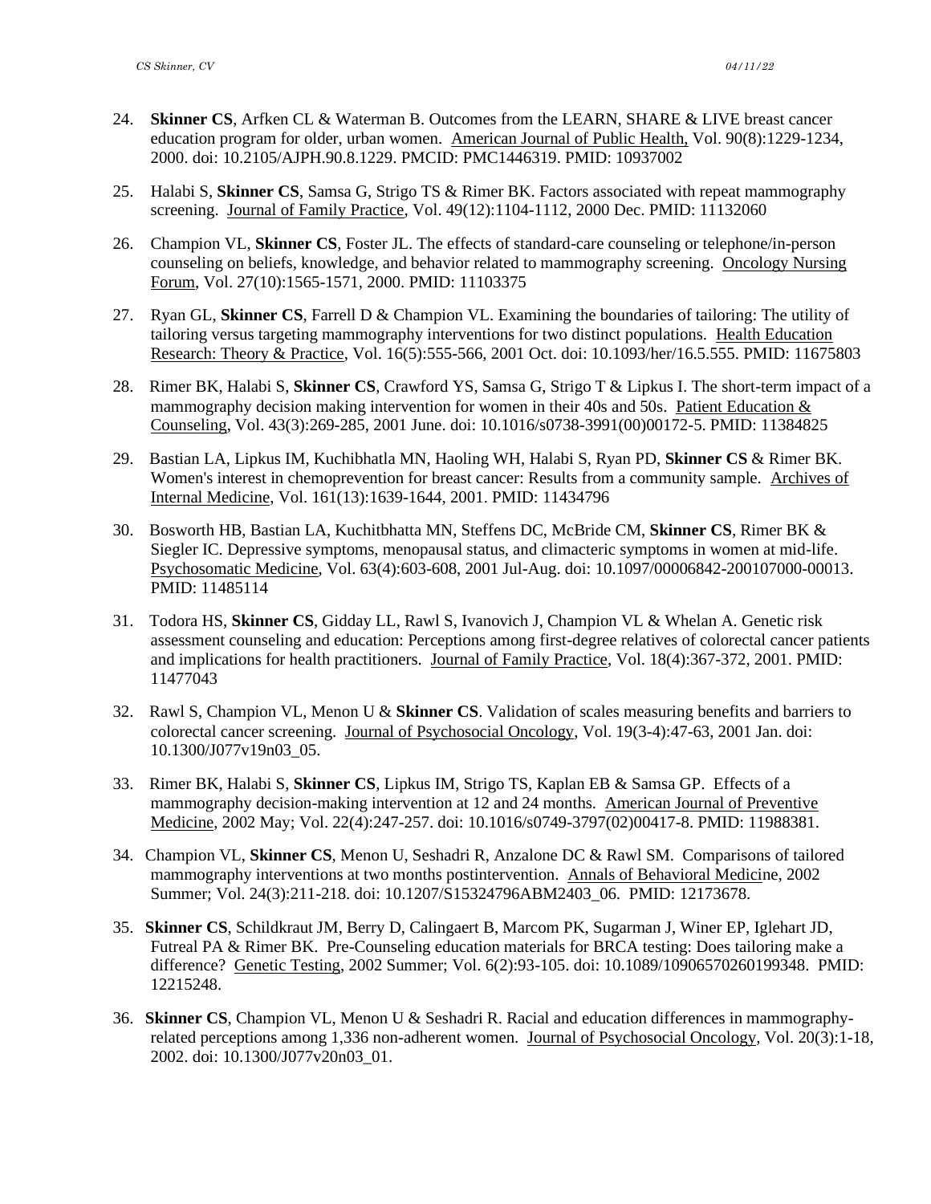24. **Skinner CS**, Arfken CL & Waterman B. Outcomes from the LEARN, SHARE & LIVE breast cancer education program for older, urban women. American Journal of Public Health, Vol. 90(8):1229-1234, 2000. doi: 10.2105/AJPH.90.8.1229. PMCID: PMC1446319. PMID: 10937002

25. Halabi S, **Skinner CS**, Samsa G, Strigo TS & Rimer BK. Factors associated with repeat mammography screening. Journal of Family Practice, Vol. 49(12):1104-1112, 2000 Dec. PMID: 11132060

26. Champion VL, **Skinner CS**, Foster JL. The effects of standard-care counseling or telephone/in-person counseling on beliefs, knowledge, and behavior related to mammography screening. Oncology Nursing Forum, Vol. 27(10):1565-1571, 2000. PMID: 11103375

27. Ryan GL, **Skinner CS**, Farrell D & Champion VL. Examining the boundaries of tailoring: The utility of tailoring versus targeting mammography interventions for two distinct populations. Health Education Research: Theory & Practice, Vol. 16(5):555-566, 2001 Oct. doi: 10.1093/her/16.5.555. PMID: 11675803

28. Rimer BK, Halabi S, **Skinner CS**, Crawford YS, Samsa G, Strigo T & Lipkus I. The short-term impact of a mammography decision making intervention for women in their 40s and 50s. Patient Education & Counseling, Vol. 43(3):269-285, 2001 June. doi: 10.1016/s0738-3991(00)00172-5. PMID: 11384825

29. Bastian LA, Lipkus IM, Kuchibhatla MN, Haoling WH, Halabi S, Ryan PD, **Skinner CS** & Rimer BK. Women's interest in chemoprevention for breast cancer: Results from a community sample. Archives of Internal Medicine, Vol. 161(13):1639-1644, 2001. PMID: 11434796

30. Bosworth HB, Bastian LA, Kuchitbhatta MN, Steffens DC, McBride CM, **Skinner CS**, Rimer BK & Siegler IC. Depressive symptoms, menopausal status, and climacteric symptoms in women at mid-life. Psychosomatic Medicine, Vol. 63(4):603-608, 2001 Jul-Aug. doi: 10.1097/00006842-200107000-00013. PMID: 11485114

31. Todora HS, **Skinner CS**, Gidday LL, Rawl S, Ivanovich J, Champion VL & Whelan A. Genetic risk assessment counseling and education: Perceptions among first-degree relatives of colorectal cancer patients and implications for health practitioners. Journal of Family Practice, Vol. 18(4):367-372, 2001. PMID: 11477043

32. Rawl S, Champion VL, Menon U & **Skinner CS**. Validation of scales measuring benefits and barriers to colorectal cancer screening. Journal of Psychosocial Oncology, Vol. 19(3-4):47-63, 2001 Jan. doi: 10.1300/J077v19n03_05.

33. Rimer BK, Halabi S, **Skinner CS**, Lipkus IM, Strigo TS, Kaplan EB & Samsa GP. Effects of a mammography decision-making intervention at 12 and 24 months. American Journal of Preventive Medicine, 2002 May; Vol. 22(4):247-257. doi: 10.1016/s0749-3797(02)00417-8. PMID: 11988381.

34. Champion VL, **Skinner CS**, Menon U, Seshadri R, Anzalone DC & Rawl SM. Comparisons of tailored mammography interventions at two months postintervention. Annals of Behavioral Medicine, 2002 Summer; Vol. 24(3):211-218. doi: 10.1207/S15324796ABM2403_06. PMID: 12173678.

35. **Skinner CS**, Schildkraut JM, Berry D, Calingaert B, Marcom PK, Sugarman J, Winer EP, Iglehart JD, Futreal PA & Rimer BK. Pre-Counseling education materials for BRCA testing: Does tailoring make a difference? Genetic Testing, 2002 Summer; Vol. 6(2):93-105. doi: 10.1089/10906570260199348. PMID: 12215248.

36. **Skinner CS**, Champion VL, Menon U & Seshadri R. Racial and education differences in mammography-related perceptions among 1,336 non-adherent women. Journal of Psychosocial Oncology, Vol. 20(3):1-18, 2002. doi: 10.1300/J077v20n03_01.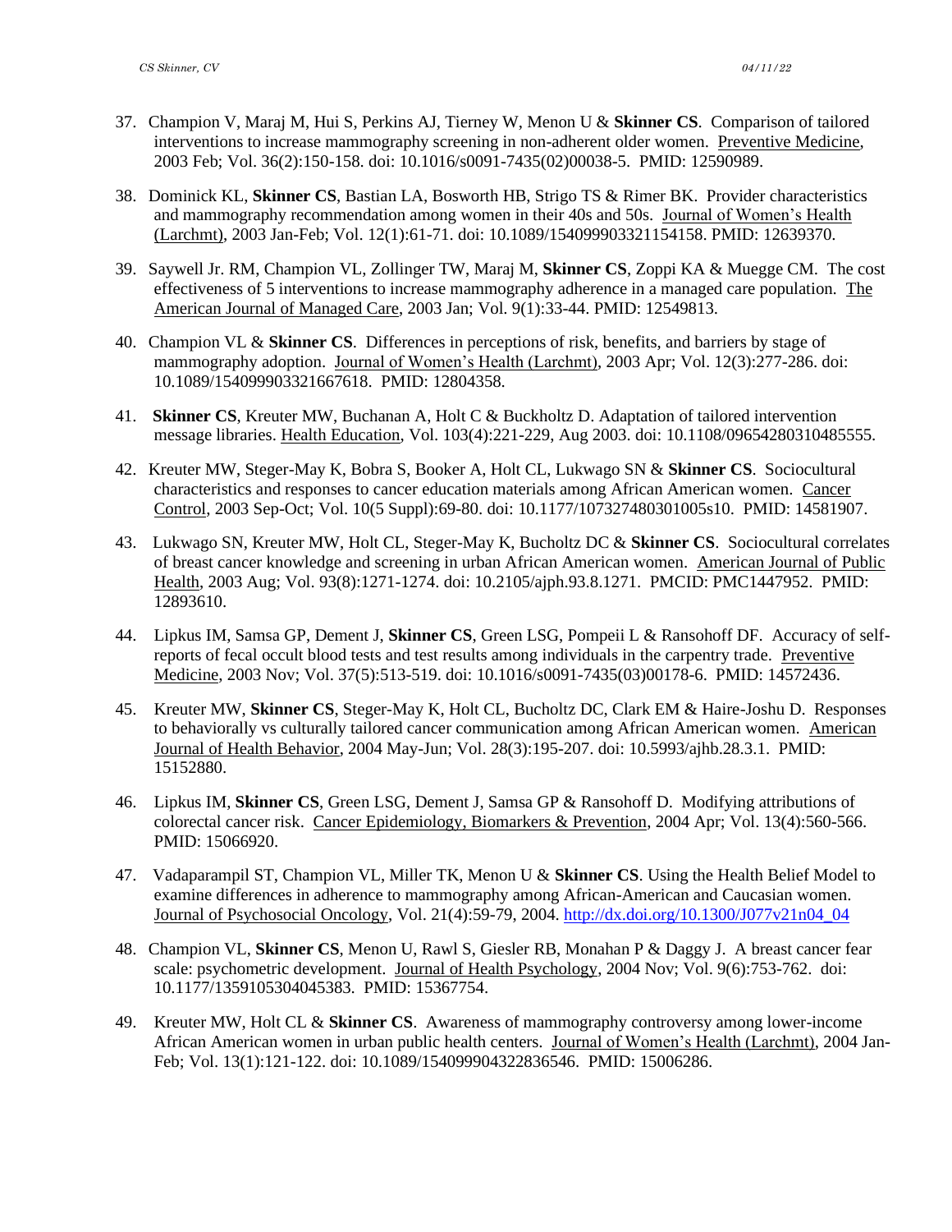37. Champion V, Maraj M, Hui S, Perkins AJ, Tierney W, Menon U & **Skinner CS**. Comparison of tailored interventions to increase mammography screening in non-adherent older women. Preventive Medicine, 2003 Feb; Vol. 36(2):150-158. doi: 10.1016/s0091-7435(02)00038-5. PMID: 12590989.

38. Dominick KL, **Skinner CS**, Bastian LA, Bosworth HB, Strigo TS & Rimer BK. Provider characteristics and mammography recommendation among women in their 40s and 50s. Journal of Women's Health (Larchmt), 2003 Jan-Feb; Vol. 12(1):61-71. doi: 10.1089/154099903321154158. PMID: 12639370.

39. Saywell Jr. RM, Champion VL, Zollinger TW, Maraj M, **Skinner CS**, Zoppi KA & Muegge CM. The cost effectiveness of 5 interventions to increase mammography adherence in a managed care population. The American Journal of Managed Care, 2003 Jan; Vol. 9(1):33-44. PMID: 12549813.

40. Champion VL & **Skinner CS**. Differences in perceptions of risk, benefits, and barriers by stage of mammography adoption. Journal of Women's Health (Larchmt), 2003 Apr; Vol. 12(3):277-286. doi: 10.1089/154099903321667618. PMID: 12804358.

41. **Skinner CS**, Kreuter MW, Buchanan A, Holt C & Buckholtz D. Adaptation of tailored intervention message libraries. Health Education, Vol. 103(4):221-229, Aug 2003. doi: 10.1108/09654280310485555.

42. Kreuter MW, Steger-May K, Bobra S, Booker A, Holt CL, Lukwago SN & **Skinner CS**. Sociocultural characteristics and responses to cancer education materials among African American women. Cancer Control, 2003 Sep-Oct; Vol. 10(5 Suppl):69-80. doi: 10.1177/107327480301005s10. PMID: 14581907.

43. Lukwago SN, Kreuter MW, Holt CL, Steger-May K, Bucholtz DC & **Skinner CS**. Sociocultural correlates of breast cancer knowledge and screening in urban African American women. American Journal of Public Health, 2003 Aug; Vol. 93(8):1271-1274. doi: 10.2105/ajph.93.8.1271. PMCID: PMC1447952. PMID: 12893610.

44. Lipkus IM, Samsa GP, Dement J, **Skinner CS**, Green LSG, Pompeii L & Ransohoff DF. Accuracy of self-reports of fecal occult blood tests and test results among individuals in the carpentry trade. Preventive Medicine, 2003 Nov; Vol. 37(5):513-519. doi: 10.1016/s0091-7435(03)00178-6. PMID: 14572436.

45. Kreuter MW, **Skinner CS**, Steger-May K, Holt CL, Bucholtz DC, Clark EM & Haire-Joshu D. Responses to behaviorally vs culturally tailored cancer communication among African American women. American Journal of Health Behavior, 2004 May-Jun; Vol. 28(3):195-207. doi: 10.5993/ajhb.28.3.1. PMID: 15152880.

46. Lipkus IM, **Skinner CS**, Green LSG, Dement J, Samsa GP & Ransohoff D. Modifying attributions of colorectal cancer risk. Cancer Epidemiology, Biomarkers & Prevention, 2004 Apr; Vol. 13(4):560-566. PMID: 15066920.

47. Vadaparampil ST, Champion VL, Miller TK, Menon U & **Skinner CS**. Using the Health Belief Model to examine differences in adherence to mammography among African-American and Caucasian women. Journal of Psychosocial Oncology, Vol. 21(4):59-79, 2004. http://dx.doi.org/10.1300/J077v21n04_04

48. Champion VL, **Skinner CS**, Menon U, Rawl S, Giesler RB, Monahan P & Daggy J. A breast cancer fear scale: psychometric development. Journal of Health Psychology, 2004 Nov; Vol. 9(6):753-762. doi: 10.1177/1359105304045383. PMID: 15367754.

49. Kreuter MW, Holt CL & **Skinner CS**. Awareness of mammography controversy among lower-income African American women in urban public health centers. Journal of Women's Health (Larchmt), 2004 Jan-Feb; Vol. 13(1):121-122. doi: 10.1089/154099904322836546. PMID: 15006286.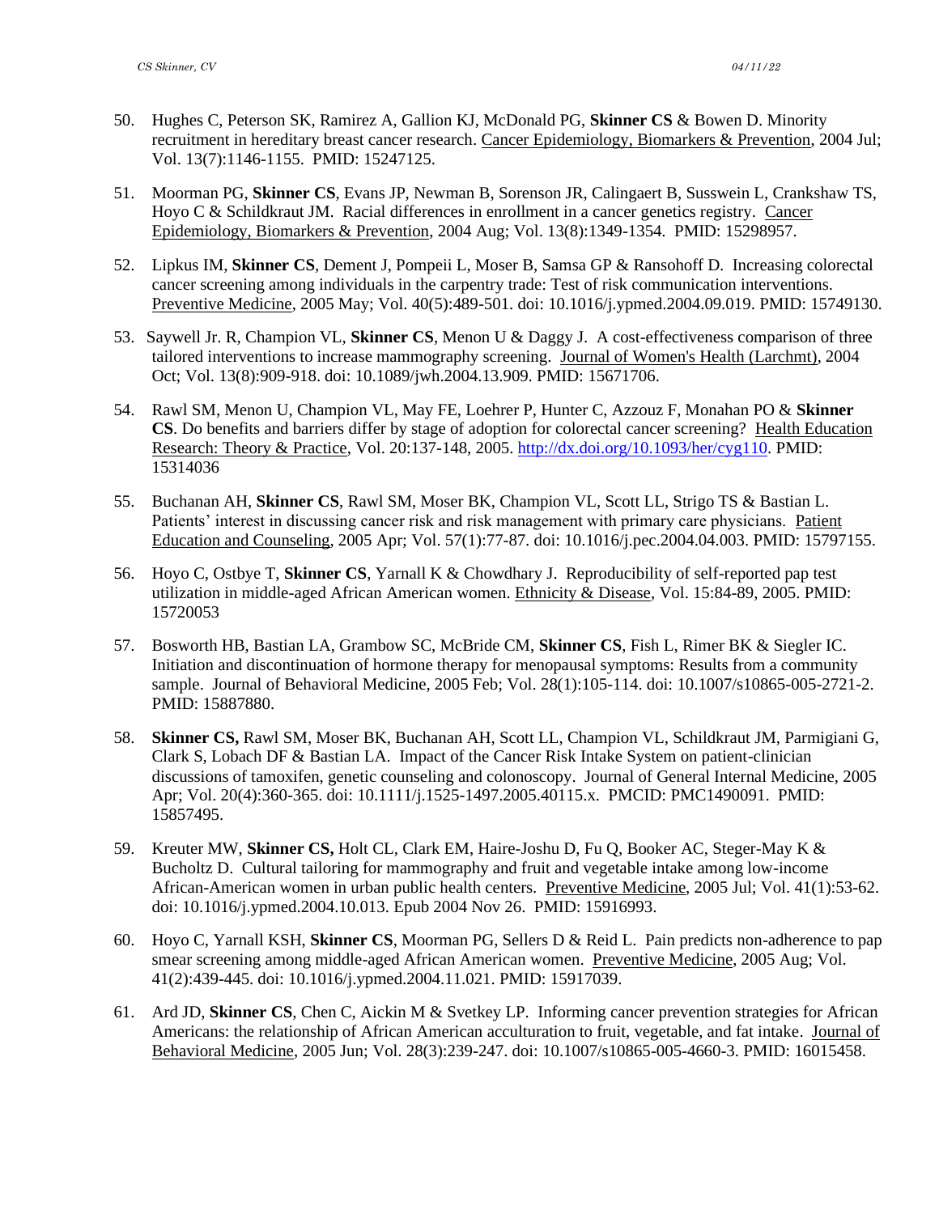50. Hughes C, Peterson SK, Ramirez A, Gallion KJ, McDonald PG, **Skinner CS** & Bowen D. Minority recruitment in hereditary breast cancer research. Cancer Epidemiology, Biomarkers & Prevention, 2004 Jul; Vol. 13(7):1146-1155. PMID: 15247125.

51. Moorman PG, **Skinner CS**, Evans JP, Newman B, Sorenson JR, Calingaert B, Susswein L, Crankshaw TS, Hoyo C & Schildkraut JM. Racial differences in enrollment in a cancer genetics registry. Cancer Epidemiology, Biomarkers & Prevention, 2004 Aug; Vol. 13(8):1349-1354. PMID: 15298957.

52. Lipkus IM, **Skinner CS**, Dement J, Pompeii L, Moser B, Samsa GP & Ransohoff D. Increasing colorectal cancer screening among individuals in the carpentry trade: Test of risk communication interventions. Preventive Medicine, 2005 May; Vol. 40(5):489-501. doi: 10.1016/j.ypmed.2004.09.019. PMID: 15749130.

53. Saywell Jr. R, Champion VL, **Skinner CS**, Menon U & Daggy J. A cost-effectiveness comparison of three tailored interventions to increase mammography screening. Journal of Women's Health (Larchmt), 2004 Oct; Vol. 13(8):909-918. doi: 10.1089/jwh.2004.13.909. PMID: 15671706.

54. Rawl SM, Menon U, Champion VL, May FE, Loehrer P, Hunter C, Azzouz F, Monahan PO & **Skinner CS**. Do benefits and barriers differ by stage of adoption for colorectal cancer screening? Health Education Research: Theory & Practice, Vol. 20:137-148, 2005. http://dx.doi.org/10.1093/her/cyg110. PMID: 15314036

55. Buchanan AH, **Skinner CS**, Rawl SM, Moser BK, Champion VL, Scott LL, Strigo TS & Bastian L. Patients' interest in discussing cancer risk and risk management with primary care physicians. Patient Education and Counseling, 2005 Apr; Vol. 57(1):77-87. doi: 10.1016/j.pec.2004.04.003. PMID: 15797155.

56. Hoyo C, Ostbye T, **Skinner CS**, Yarnall K & Chowdhary J. Reproducibility of self-reported pap test utilization in middle-aged African American women. Ethnicity & Disease, Vol. 15:84-89, 2005. PMID: 15720053

57. Bosworth HB, Bastian LA, Grambow SC, McBride CM, **Skinner CS**, Fish L, Rimer BK & Siegler IC. Initiation and discontinuation of hormone therapy for menopausal symptoms: Results from a community sample. Journal of Behavioral Medicine, 2005 Feb; Vol. 28(1):105-114. doi: 10.1007/s10865-005-2721-2. PMID: 15887880.

58. **Skinner CS,** Rawl SM, Moser BK, Buchanan AH, Scott LL, Champion VL, Schildkraut JM, Parmigiani G, Clark S, Lobach DF & Bastian LA. Impact of the Cancer Risk Intake System on patient-clinician discussions of tamoxifen, genetic counseling and colonoscopy. Journal of General Internal Medicine, 2005 Apr; Vol. 20(4):360-365. doi: 10.1111/j.1525-1497.2005.40115.x. PMCID: PMC1490091. PMID: 15857495.

59. Kreuter MW, **Skinner CS,** Holt CL, Clark EM, Haire-Joshu D, Fu Q, Booker AC, Steger-May K & Bucholtz D. Cultural tailoring for mammography and fruit and vegetable intake among low-income African-American women in urban public health centers. Preventive Medicine, 2005 Jul; Vol. 41(1):53-62. doi: 10.1016/j.ypmed.2004.10.013. Epub 2004 Nov 26. PMID: 15916993.

60. Hoyo C, Yarnall KSH, **Skinner CS**, Moorman PG, Sellers D & Reid L. Pain predicts non-adherence to pap smear screening among middle-aged African American women. Preventive Medicine, 2005 Aug; Vol. 41(2):439-445. doi: 10.1016/j.ypmed.2004.11.021. PMID: 15917039.

61. Ard JD, **Skinner CS**, Chen C, Aickin M & Svetkey LP. Informing cancer prevention strategies for African Americans: the relationship of African American acculturation to fruit, vegetable, and fat intake. Journal of Behavioral Medicine, 2005 Jun; Vol. 28(3):239-247. doi: 10.1007/s10865-005-4660-3. PMID: 16015458.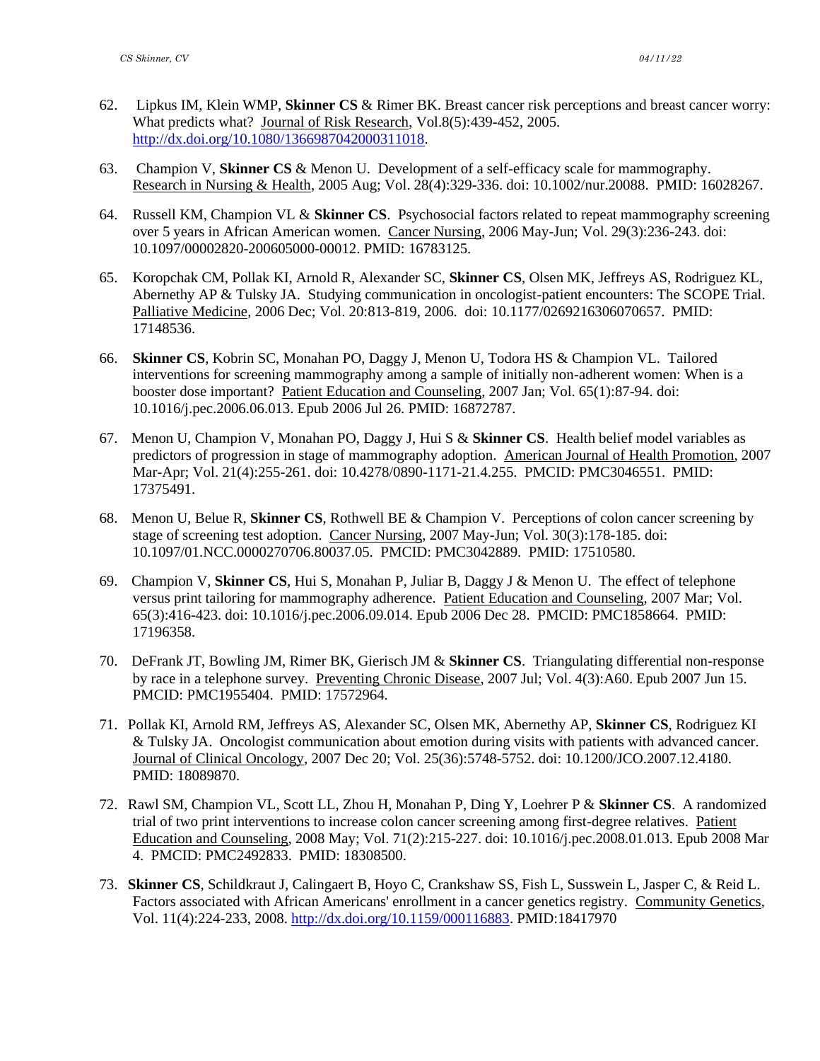62. Lipkus IM, Klein WMP, **Skinner CS** & Rimer BK. Breast cancer risk perceptions and breast cancer worry: What predicts what? Journal of Risk Research, Vol.8(5):439-452, 2005. http://dx.doi.org/10.1080/1366987042000311018.

63. Champion V, **Skinner CS** & Menon U. Development of a self-efficacy scale for mammography. Research in Nursing & Health, 2005 Aug; Vol. 28(4):329-336. doi: 10.1002/nur.20088. PMID: 16028267.

64. Russell KM, Champion VL & **Skinner CS**. Psychosocial factors related to repeat mammography screening over 5 years in African American women. Cancer Nursing, 2006 May-Jun; Vol. 29(3):236-243. doi: 10.1097/00002820-200605000-00012. PMID: 16783125.

65. Koropchak CM, Pollak KI, Arnold R, Alexander SC, **Skinner CS**, Olsen MK, Jeffreys AS, Rodriguez KL, Abernethy AP & Tulsky JA. Studying communication in oncologist-patient encounters: The SCOPE Trial. Palliative Medicine, 2006 Dec; Vol. 20:813-819, 2006. doi: 10.1177/0269216306070657. PMID: 17148536.

66. **Skinner CS**, Kobrin SC, Monahan PO, Daggy J, Menon U, Todora HS & Champion VL. Tailored interventions for screening mammography among a sample of initially non-adherent women: When is a booster dose important? Patient Education and Counseling, 2007 Jan; Vol. 65(1):87-94. doi: 10.1016/j.pec.2006.06.013. Epub 2006 Jul 26. PMID: 16872787.

67. Menon U, Champion V, Monahan PO, Daggy J, Hui S & **Skinner CS**. Health belief model variables as predictors of progression in stage of mammography adoption. American Journal of Health Promotion, 2007 Mar-Apr; Vol. 21(4):255-261. doi: 10.4278/0890-1171-21.4.255. PMCID: PMC3046551. PMID: 17375491.

68. Menon U, Belue R, **Skinner CS**, Rothwell BE & Champion V. Perceptions of colon cancer screening by stage of screening test adoption. Cancer Nursing, 2007 May-Jun; Vol. 30(3):178-185. doi: 10.1097/01.NCC.0000270706.80037.05. PMCID: PMC3042889. PMID: 17510580.

69. Champion V, **Skinner CS**, Hui S, Monahan P, Juliar B, Daggy J & Menon U. The effect of telephone versus print tailoring for mammography adherence. Patient Education and Counseling, 2007 Mar; Vol. 65(3):416-423. doi: 10.1016/j.pec.2006.09.014. Epub 2006 Dec 28. PMCID: PMC1858664. PMID: 17196358.

70. DeFrank JT, Bowling JM, Rimer BK, Gierisch JM & **Skinner CS**. Triangulating differential non-response by race in a telephone survey. Preventing Chronic Disease, 2007 Jul; Vol. 4(3):A60. Epub 2007 Jun 15. PMCID: PMC1955404. PMID: 17572964.

71. Pollak KI, Arnold RM, Jeffreys AS, Alexander SC, Olsen MK, Abernethy AP, **Skinner CS**, Rodriguez KI & Tulsky JA. Oncologist communication about emotion during visits with patients with advanced cancer. Journal of Clinical Oncology, 2007 Dec 20; Vol. 25(36):5748-5752. doi: 10.1200/JCO.2007.12.4180. PMID: 18089870.

72. Rawl SM, Champion VL, Scott LL, Zhou H, Monahan P, Ding Y, Loehrer P & **Skinner CS**. A randomized trial of two print interventions to increase colon cancer screening among first-degree relatives. Patient Education and Counseling, 2008 May; Vol. 71(2):215-227. doi: 10.1016/j.pec.2008.01.013. Epub 2008 Mar 4. PMCID: PMC2492833. PMID: 18308500.

73. **Skinner CS**, Schildkraut J, Calingaert B, Hoyo C, Crankshaw SS, Fish L, Susswein L, Jasper C, & Reid L. Factors associated with African Americans' enrollment in a cancer genetics registry. Community Genetics, Vol. 11(4):224-233, 2008. http://dx.doi.org/10.1159/000116883. PMID:18417970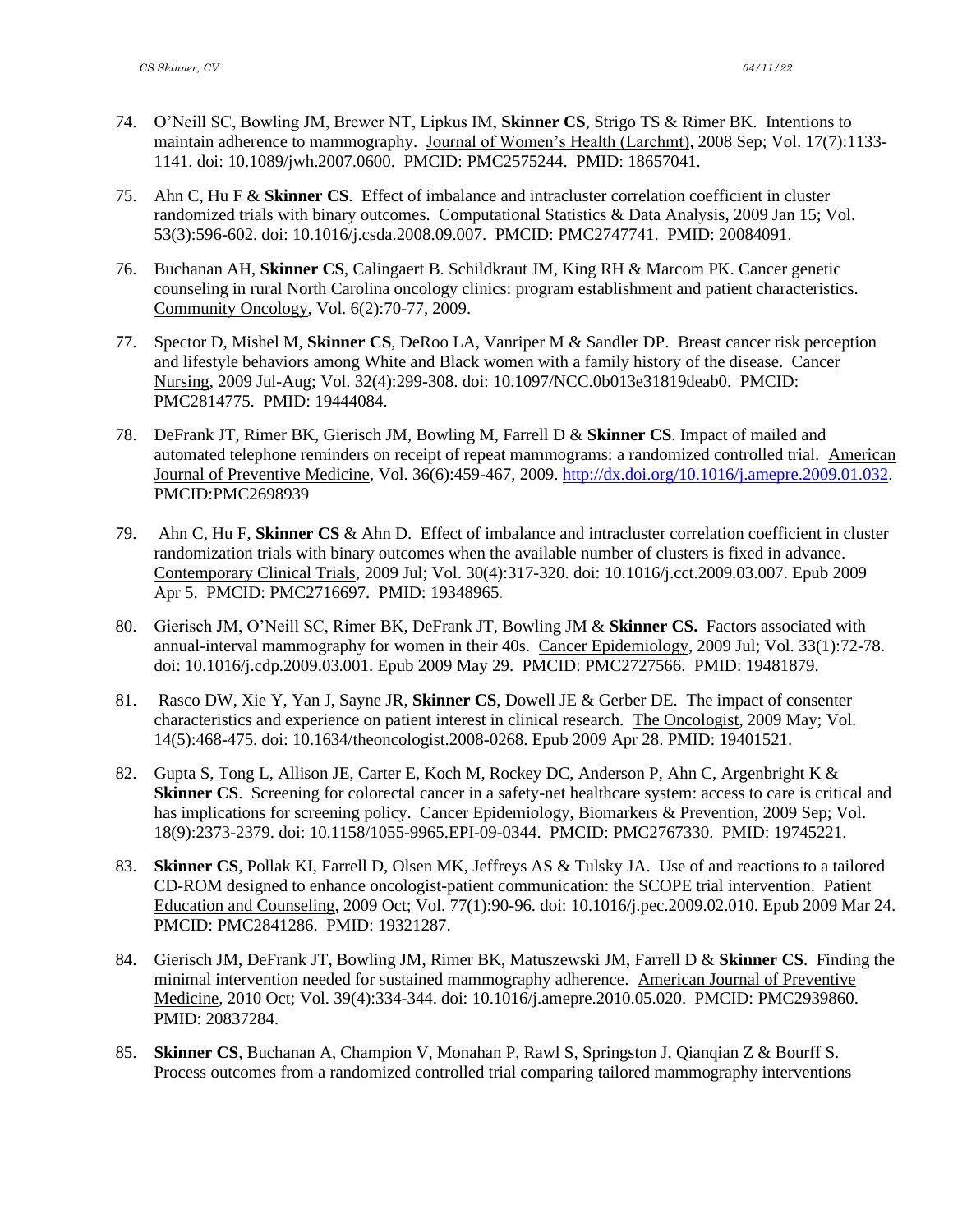74. O'Neill SC, Bowling JM, Brewer NT, Lipkus IM, **Skinner CS**, Strigo TS & Rimer BK. Intentions to maintain adherence to mammography. Journal of Women's Health (Larchmt), 2008 Sep; Vol. 17(7):1133-1141. doi: 10.1089/jwh.2007.0600. PMCID: PMC2575244. PMID: 18657041.

75. Ahn C, Hu F & **Skinner CS**. Effect of imbalance and intracluster correlation coefficient in cluster randomized trials with binary outcomes. Computational Statistics & Data Analysis, 2009 Jan 15; Vol. 53(3):596-602. doi: 10.1016/j.csda.2008.09.007. PMCID: PMC2747741. PMID: 20084091.

76. Buchanan AH, **Skinner CS**, Calingaert B. Schildkraut JM, King RH & Marcom PK. Cancer genetic counseling in rural North Carolina oncology clinics: program establishment and patient characteristics. Community Oncology, Vol. 6(2):70-77, 2009.

77. Spector D, Mishel M, **Skinner CS**, DeRoo LA, Vanriper M & Sandler DP. Breast cancer risk perception and lifestyle behaviors among White and Black women with a family history of the disease. Cancer Nursing, 2009 Jul-Aug; Vol. 32(4):299-308. doi: 10.1097/NCC.0b013e31819deab0. PMCID: PMC2814775. PMID: 19444084.

78. DeFrank JT, Rimer BK, Gierisch JM, Bowling M, Farrell D & **Skinner CS**. Impact of mailed and automated telephone reminders on receipt of repeat mammograms: a randomized controlled trial. American Journal of Preventive Medicine, Vol. 36(6):459-467, 2009. http://dx.doi.org/10.1016/j.amepre.2009.01.032. PMCID:PMC2698939

79. Ahn C, Hu F, **Skinner CS** & Ahn D. Effect of imbalance and intracluster correlation coefficient in cluster randomization trials with binary outcomes when the available number of clusters is fixed in advance. Contemporary Clinical Trials, 2009 Jul; Vol. 30(4):317-320. doi: 10.1016/j.cct.2009.03.007. Epub 2009 Apr 5. PMCID: PMC2716697. PMID: 19348965.

80. Gierisch JM, O'Neill SC, Rimer BK, DeFrank JT, Bowling JM & **Skinner CS.** Factors associated with annual-interval mammography for women in their 40s. Cancer Epidemiology, 2009 Jul; Vol. 33(1):72-78. doi: 10.1016/j.cdp.2009.03.001. Epub 2009 May 29. PMCID: PMC2727566. PMID: 19481879.

81. Rasco DW, Xie Y, Yan J, Sayne JR, **Skinner CS**, Dowell JE & Gerber DE. The impact of consenter characteristics and experience on patient interest in clinical research. The Oncologist, 2009 May; Vol. 14(5):468-475. doi: 10.1634/theoncologist.2008-0268. Epub 2009 Apr 28. PMID: 19401521.

82. Gupta S, Tong L, Allison JE, Carter E, Koch M, Rockey DC, Anderson P, Ahn C, Argenbright K & **Skinner CS**. Screening for colorectal cancer in a safety-net healthcare system: access to care is critical and has implications for screening policy. Cancer Epidemiology, Biomarkers & Prevention, 2009 Sep; Vol. 18(9):2373-2379. doi: 10.1158/1055-9965.EPI-09-0344. PMCID: PMC2767330. PMID: 19745221.

83. **Skinner CS**, Pollak KI, Farrell D, Olsen MK, Jeffreys AS & Tulsky JA. Use of and reactions to a tailored CD-ROM designed to enhance oncologist-patient communication: the SCOPE trial intervention. Patient Education and Counseling, 2009 Oct; Vol. 77(1):90-96. doi: 10.1016/j.pec.2009.02.010. Epub 2009 Mar 24. PMCID: PMC2841286. PMID: 19321287.

84. Gierisch JM, DeFrank JT, Bowling JM, Rimer BK, Matuszewski JM, Farrell D & **Skinner CS**. Finding the minimal intervention needed for sustained mammography adherence. American Journal of Preventive Medicine, 2010 Oct; Vol. 39(4):334-344. doi: 10.1016/j.amepre.2010.05.020. PMCID: PMC2939860. PMID: 20837284.

85. **Skinner CS**, Buchanan A, Champion V, Monahan P, Rawl S, Springston J, Qianqian Z & Bourff S. Process outcomes from a randomized controlled trial comparing tailored mammography interventions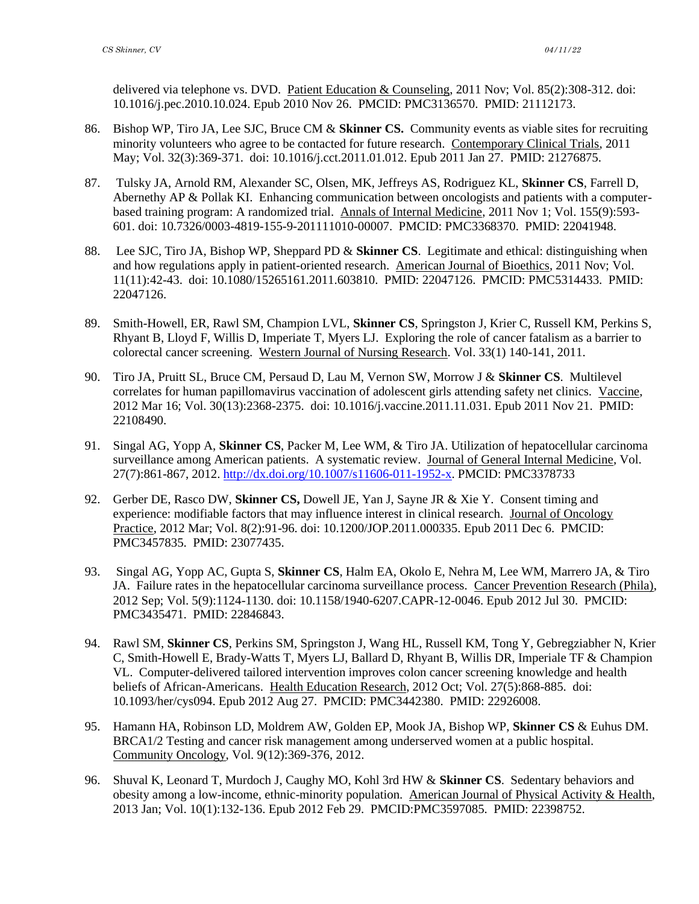delivered via telephone vs. DVD. Patient Education & Counseling, 2011 Nov; Vol. 85(2):308-312. doi: 10.1016/j.pec.2010.10.024. Epub 2010 Nov 26. PMCID: PMC3136570. PMID: 21112173.

86. Bishop WP, Tiro JA, Lee SJC, Bruce CM & **Skinner CS.** Community events as viable sites for recruiting minority volunteers who agree to be contacted for future research. Contemporary Clinical Trials, 2011 May; Vol. 32(3):369-371. doi: 10.1016/j.cct.2011.01.012. Epub 2011 Jan 27. PMID: 21276875.

87. Tulsky JA, Arnold RM, Alexander SC, Olsen, MK, Jeffreys AS, Rodriguez KL, **Skinner CS**, Farrell D, Abernethy AP & Pollak KI. Enhancing communication between oncologists and patients with a computer-based training program: A randomized trial. Annals of Internal Medicine, 2011 Nov 1; Vol. 155(9):593-601. doi: 10.7326/0003-4819-155-9-201111010-00007. PMCID: PMC3368370. PMID: 22041948.

88. Lee SJC, Tiro JA, Bishop WP, Sheppard PD & **Skinner CS**. Legitimate and ethical: distinguishing when and how regulations apply in patient-oriented research. American Journal of Bioethics, 2011 Nov; Vol. 11(11):42-43. doi: 10.1080/15265161.2011.603810. PMID: 22047126. PMCID: PMC5314433. PMID: 22047126.

89. Smith-Howell, ER, Rawl SM, Champion LVL, **Skinner CS**, Springston J, Krier C, Russell KM, Perkins S, Rhyant B, Lloyd F, Willis D, Imperiate T, Myers LJ. Exploring the role of cancer fatalism as a barrier to colorectal cancer screening. Western Journal of Nursing Research. Vol. 33(1) 140-141, 2011.

90. Tiro JA, Pruitt SL, Bruce CM, Persaud D, Lau M, Vernon SW, Morrow J & **Skinner CS**. Multilevel correlates for human papillomavirus vaccination of adolescent girls attending safety net clinics. Vaccine, 2012 Mar 16; Vol. 30(13):2368-2375. doi: 10.1016/j.vaccine.2011.11.031. Epub 2011 Nov 21. PMID: 22108490.

91. Singal AG, Yopp A, **Skinner CS**, Packer M, Lee WM, & Tiro JA. Utilization of hepatocellular carcinoma surveillance among American patients. A systematic review. Journal of General Internal Medicine, Vol. 27(7):861-867, 2012. http://dx.doi.org/10.1007/s11606-011-1952-x. PMCID: PMC3378733

92. Gerber DE, Rasco DW, **Skinner CS,** Dowell JE, Yan J, Sayne JR & Xie Y. Consent timing and experience: modifiable factors that may influence interest in clinical research. Journal of Oncology Practice, 2012 Mar; Vol. 8(2):91-96. doi: 10.1200/JOP.2011.000335. Epub 2011 Dec 6. PMCID: PMC3457835. PMID: 23077435.

93. Singal AG, Yopp AC, Gupta S, **Skinner CS**, Halm EA, Okolo E, Nehra M, Lee WM, Marrero JA, & Tiro JA. Failure rates in the hepatocellular carcinoma surveillance process. Cancer Prevention Research (Phila), 2012 Sep; Vol. 5(9):1124-1130. doi: 10.1158/1940-6207.CAPR-12-0046. Epub 2012 Jul 30. PMCID: PMC3435471. PMID: 22846843.

94. Rawl SM, **Skinner CS**, Perkins SM, Springston J, Wang HL, Russell KM, Tong Y, Gebregziabher N, Krier C, Smith-Howell E, Brady-Watts T, Myers LJ, Ballard D, Rhyant B, Willis DR, Imperiale TF & Champion VL. Computer-delivered tailored intervention improves colon cancer screening knowledge and health beliefs of African-Americans. Health Education Research, 2012 Oct; Vol. 27(5):868-885. doi: 10.1093/her/cys094. Epub 2012 Aug 27. PMCID: PMC3442380. PMID: 22926008.

95. Hamann HA, Robinson LD, Moldrem AW, Golden EP, Mook JA, Bishop WP, **Skinner CS** & Euhus DM. BRCA1/2 Testing and cancer risk management among underserved women at a public hospital. Community Oncology, Vol. 9(12):369-376, 2012.

96. Shuval K, Leonard T, Murdoch J, Caughy MO, Kohl 3rd HW & **Skinner CS**. Sedentary behaviors and obesity among a low-income, ethnic-minority population. American Journal of Physical Activity & Health, 2013 Jan; Vol. 10(1):132-136. Epub 2012 Feb 29. PMCID:PMC3597085. PMID: 22398752.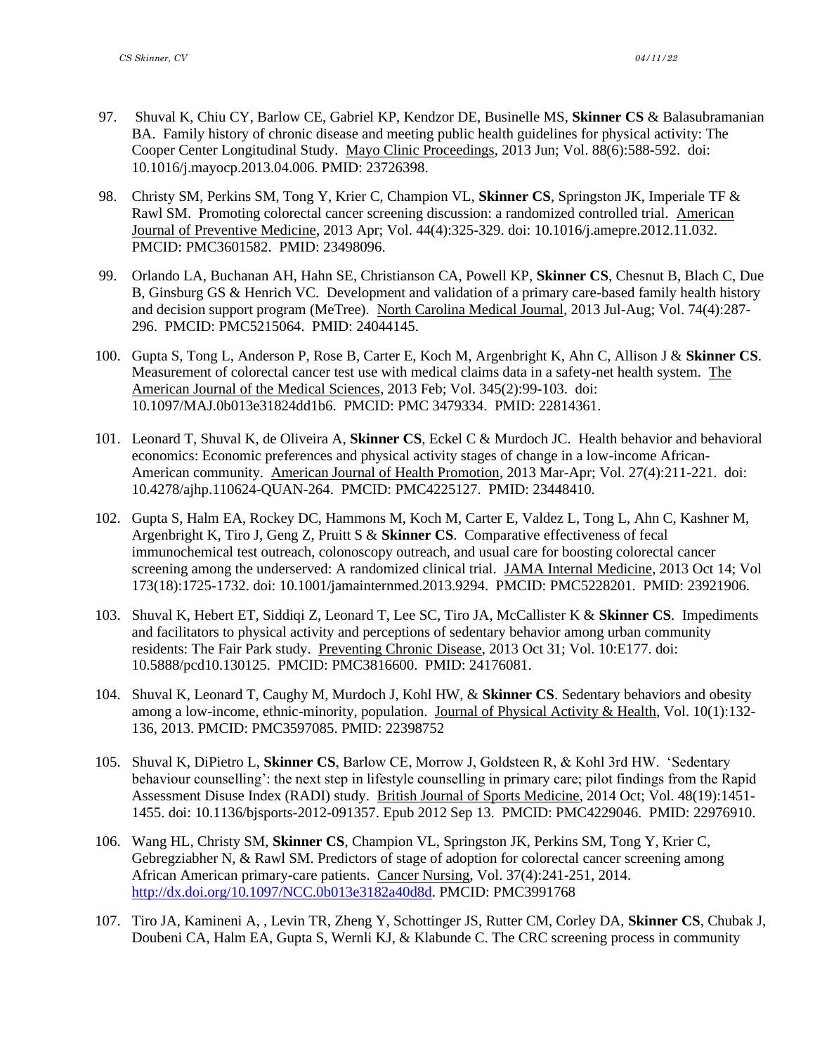97. Shuval K, Chiu CY, Barlow CE, Gabriel KP, Kendzor DE, Businelle MS, **Skinner CS** & Balasubramanian BA. Family history of chronic disease and meeting public health guidelines for physical activity: The Cooper Center Longitudinal Study. Mayo Clinic Proceedings, 2013 Jun; Vol. 88(6):588-592. doi: 10.1016/j.mayocp.2013.04.006. PMID: 23726398.

98. Christy SM, Perkins SM, Tong Y, Krier C, Champion VL, **Skinner CS**, Springston JK, Imperiale TF & Rawl SM. Promoting colorectal cancer screening discussion: a randomized controlled trial. American Journal of Preventive Medicine, 2013 Apr; Vol. 44(4):325-329. doi: 10.1016/j.amepre.2012.11.032. PMCID: PMC3601582. PMID: 23498096.

99. Orlando LA, Buchanan AH, Hahn SE, Christianson CA, Powell KP, **Skinner CS**, Chesnut B, Blach C, Due B, Ginsburg GS & Henrich VC. Development and validation of a primary care-based family health history and decision support program (MeTree). North Carolina Medical Journal, 2013 Jul-Aug; Vol. 74(4):287-296. PMCID: PMC5215064. PMID: 24044145.

100. Gupta S, Tong L, Anderson P, Rose B, Carter E, Koch M, Argenbright K, Ahn C, Allison J & **Skinner CS**. Measurement of colorectal cancer test use with medical claims data in a safety-net health system. The American Journal of the Medical Sciences, 2013 Feb; Vol. 345(2):99-103. doi: 10.1097/MAJ.0b013e31824dd1b6. PMCID: PMC 3479334. PMID: 22814361.

101. Leonard T, Shuval K, de Oliveira A, **Skinner CS**, Eckel C & Murdoch JC. Health behavior and behavioral economics: Economic preferences and physical activity stages of change in a low-income African-American community. American Journal of Health Promotion, 2013 Mar-Apr; Vol. 27(4):211-221. doi: 10.4278/ajhp.110624-QUAN-264. PMCID: PMC4225127. PMID: 23448410.

102. Gupta S, Halm EA, Rockey DC, Hammons M, Koch M, Carter E, Valdez L, Tong L, Ahn C, Kashner M, Argenbright K, Tiro J, Geng Z, Pruitt S & **Skinner CS**. Comparative effectiveness of fecal immunochemical test outreach, colonoscopy outreach, and usual care for boosting colorectal cancer screening among the underserved: A randomized clinical trial. JAMA Internal Medicine, 2013 Oct 14; Vol 173(18):1725-1732. doi: 10.1001/jamainternmed.2013.9294. PMCID: PMC5228201. PMID: 23921906.

103. Shuval K, Hebert ET, Siddiqi Z, Leonard T, Lee SC, Tiro JA, McCallister K & **Skinner CS**. Impediments and facilitators to physical activity and perceptions of sedentary behavior among urban community residents: The Fair Park study. Preventing Chronic Disease, 2013 Oct 31; Vol. 10:E177. doi: 10.5888/pcd10.130125. PMCID: PMC3816600. PMID: 24176081.

104. Shuval K, Leonard T, Caughy M, Murdoch J, Kohl HW, & **Skinner CS**. Sedentary behaviors and obesity among a low-income, ethnic-minority, population. Journal of Physical Activity & Health, Vol. 10(1):132-136, 2013. PMCID: PMC3597085. PMID: 22398752

105. Shuval K, DiPietro L, **Skinner CS**, Barlow CE, Morrow J, Goldsteen R, & Kohl 3rd HW. 'Sedentary behaviour counselling': the next step in lifestyle counselling in primary care; pilot findings from the Rapid Assessment Disuse Index (RADI) study. British Journal of Sports Medicine, 2014 Oct; Vol. 48(19):1451-1455. doi: 10.1136/bjsports-2012-091357. Epub 2012 Sep 13. PMCID: PMC4229046. PMID: 22976910.

106. Wang HL, Christy SM, **Skinner CS**, Champion VL, Springston JK, Perkins SM, Tong Y, Krier C, Gebregziabher N, & Rawl SM. Predictors of stage of adoption for colorectal cancer screening among African American primary-care patients. Cancer Nursing, Vol. 37(4):241-251, 2014. http://dx.doi.org/10.1097/NCC.0b013e3182a40d8d. PMCID: PMC3991768

107. Tiro JA, Kamineni A, , Levin TR, Zheng Y, Schottinger JS, Rutter CM, Corley DA, **Skinner CS**, Chubak J, Doubeni CA, Halm EA, Gupta S, Wernli KJ, & Klabunde C. The CRC screening process in community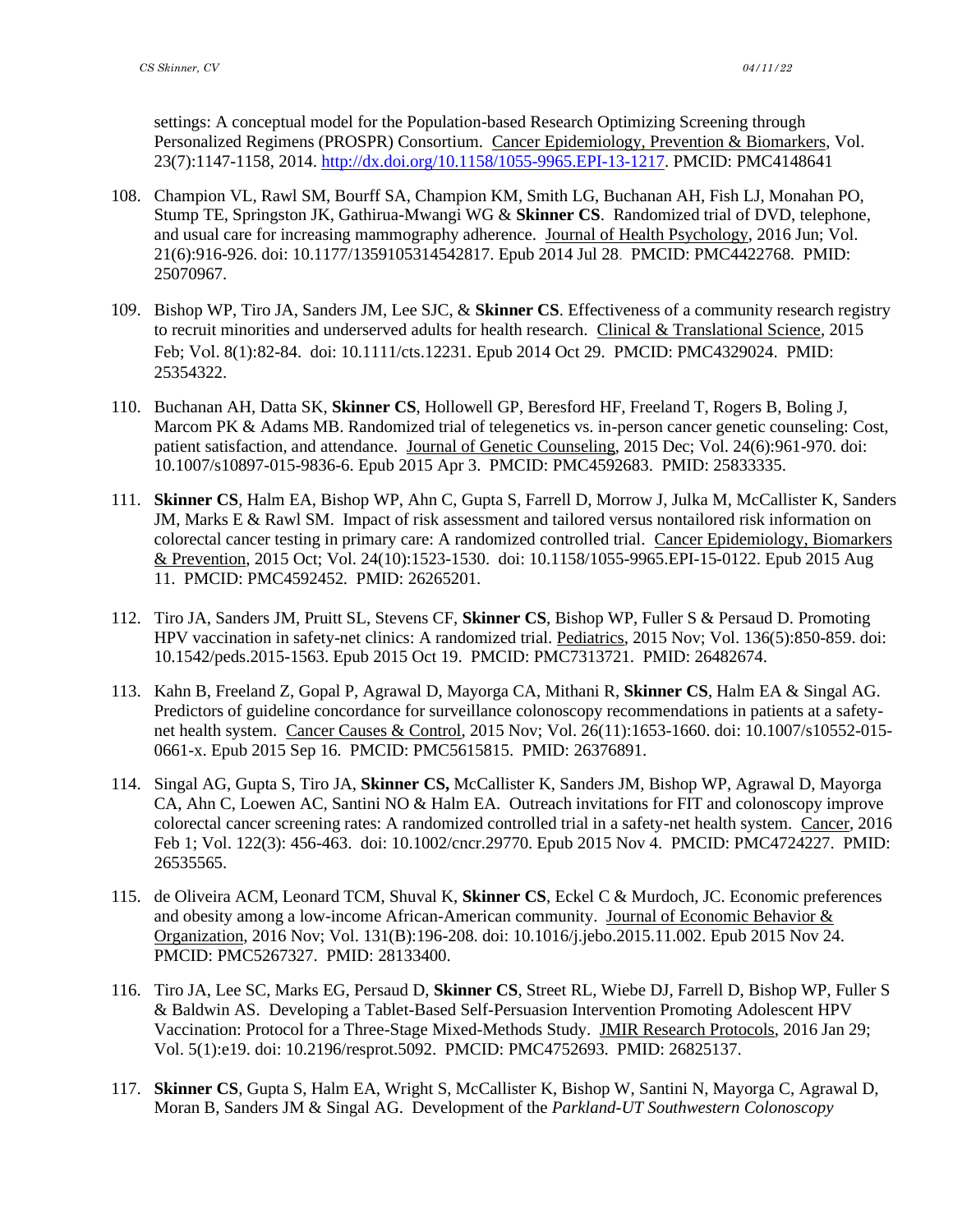settings: A conceptual model for the Population-based Research Optimizing Screening through Personalized Regimens (PROSPR) Consortium. Cancer Epidemiology, Prevention & Biomarkers, Vol. 23(7):1147-1158, 2014. http://dx.doi.org/10.1158/1055-9965.EPI-13-1217. PMCID: PMC4148641

108. Champion VL, Rawl SM, Bourff SA, Champion KM, Smith LG, Buchanan AH, Fish LJ, Monahan PO, Stump TE, Springston JK, Gathirua-Mwangi WG & **Skinner CS**. Randomized trial of DVD, telephone, and usual care for increasing mammography adherence. Journal of Health Psychology, 2016 Jun; Vol. 21(6):916-926. doi: 10.1177/1359105314542817. Epub 2014 Jul 28. PMCID: PMC4422768. PMID: 25070967.

109. Bishop WP, Tiro JA, Sanders JM, Lee SJC, & **Skinner CS**. Effectiveness of a community research registry to recruit minorities and underserved adults for health research. Clinical & Translational Science, 2015 Feb; Vol. 8(1):82-84. doi: 10.1111/cts.12231. Epub 2014 Oct 29. PMCID: PMC4329024. PMID: 25354322.

110. Buchanan AH, Datta SK, **Skinner CS**, Hollowell GP, Beresford HF, Freeland T, Rogers B, Boling J, Marcom PK & Adams MB. Randomized trial of telegenetics vs. in-person cancer genetic counseling: Cost, patient satisfaction, and attendance. Journal of Genetic Counseling, 2015 Dec; Vol. 24(6):961-970. doi: 10.1007/s10897-015-9836-6. Epub 2015 Apr 3. PMCID: PMC4592683. PMID: 25833335.

111. **Skinner CS**, Halm EA, Bishop WP, Ahn C, Gupta S, Farrell D, Morrow J, Julka M, McCallister K, Sanders JM, Marks E & Rawl SM. Impact of risk assessment and tailored versus nontailored risk information on colorectal cancer testing in primary care: A randomized controlled trial. Cancer Epidemiology, Biomarkers & Prevention, 2015 Oct; Vol. 24(10):1523-1530. doi: 10.1158/1055-9965.EPI-15-0122. Epub 2015 Aug 11. PMCID: PMC4592452. PMID: 26265201.

112. Tiro JA, Sanders JM, Pruitt SL, Stevens CF, **Skinner CS**, Bishop WP, Fuller S & Persaud D. Promoting HPV vaccination in safety-net clinics: A randomized trial. Pediatrics, 2015 Nov; Vol. 136(5):850-859. doi: 10.1542/peds.2015-1563. Epub 2015 Oct 19. PMCID: PMC7313721. PMID: 26482674.

113. Kahn B, Freeland Z, Gopal P, Agrawal D, Mayorga CA, Mithani R, **Skinner CS**, Halm EA & Singal AG. Predictors of guideline concordance for surveillance colonoscopy recommendations in patients at a safety-net health system. Cancer Causes & Control, 2015 Nov; Vol. 26(11):1653-1660. doi: 10.1007/s10552-015-0661-x. Epub 2015 Sep 16. PMCID: PMC5615815. PMID: 26376891.

114. Singal AG, Gupta S, Tiro JA, **Skinner CS,** McCallister K, Sanders JM, Bishop WP, Agrawal D, Mayorga CA, Ahn C, Loewen AC, Santini NO & Halm EA. Outreach invitations for FIT and colonoscopy improve colorectal cancer screening rates: A randomized controlled trial in a safety-net health system. Cancer, 2016 Feb 1; Vol. 122(3): 456-463. doi: 10.1002/cncr.29770. Epub 2015 Nov 4. PMCID: PMC4724227. PMID: 26535565.

115. de Oliveira ACM, Leonard TCM, Shuval K, **Skinner CS**, Eckel C & Murdoch, JC. Economic preferences and obesity among a low-income African-American community. Journal of Economic Behavior & Organization, 2016 Nov; Vol. 131(B):196-208. doi: 10.1016/j.jebo.2015.11.002. Epub 2015 Nov 24. PMCID: PMC5267327. PMID: 28133400.

116. Tiro JA, Lee SC, Marks EG, Persaud D, **Skinner CS**, Street RL, Wiebe DJ, Farrell D, Bishop WP, Fuller S & Baldwin AS. Developing a Tablet-Based Self-Persuasion Intervention Promoting Adolescent HPV Vaccination: Protocol for a Three-Stage Mixed-Methods Study. JMIR Research Protocols, 2016 Jan 29; Vol. 5(1):e19. doi: 10.2196/resprot.5092. PMCID: PMC4752693. PMID: 26825137.

117. **Skinner CS**, Gupta S, Halm EA, Wright S, McCallister K, Bishop W, Santini N, Mayorga C, Agrawal D, Moran B, Sanders JM & Singal AG. Development of the *Parkland-UT Southwestern Colonoscopy*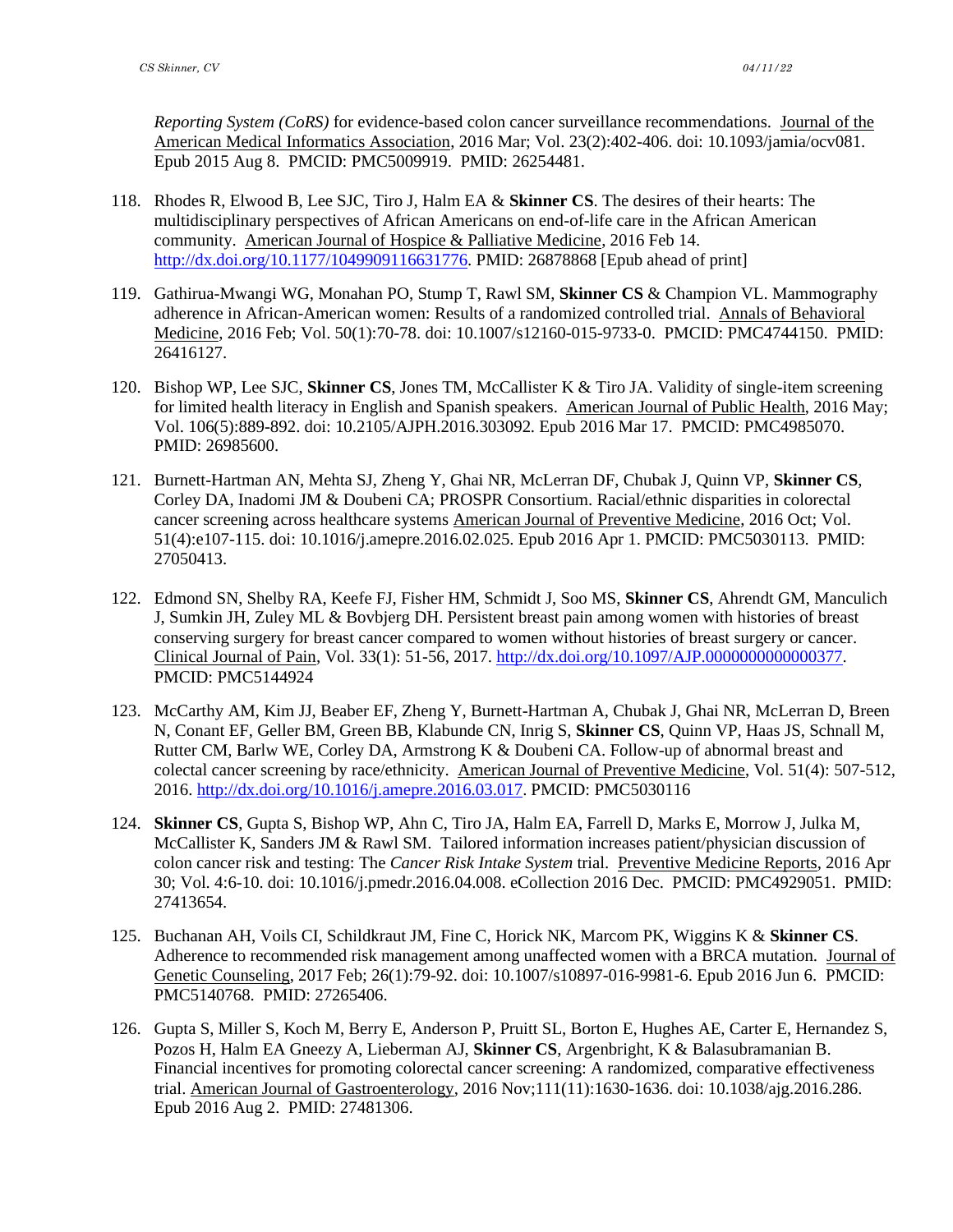*Reporting System (CoRS)* for evidence-based colon cancer surveillance recommendations. Journal of the American Medical Informatics Association, 2016 Mar; Vol. 23(2):402-406. doi: 10.1093/jamia/ocv081. Epub 2015 Aug 8. PMCID: PMC5009919. PMID: 26254481.

118. Rhodes R, Elwood B, Lee SJC, Tiro J, Halm EA & **Skinner CS**. The desires of their hearts: The multidisciplinary perspectives of African Americans on end-of-life care in the African American community. American Journal of Hospice & Palliative Medicine, 2016 Feb 14. http://dx.doi.org/10.1177/1049909116631776. PMID: 26878868 [Epub ahead of print]

119. Gathirua-Mwangi WG, Monahan PO, Stump T, Rawl SM, **Skinner CS** & Champion VL. Mammography adherence in African-American women: Results of a randomized controlled trial. Annals of Behavioral Medicine, 2016 Feb; Vol. 50(1):70-78. doi: 10.1007/s12160-015-9733-0. PMCID: PMC4744150. PMID: 26416127.

120. Bishop WP, Lee SJC, **Skinner CS**, Jones TM, McCallister K & Tiro JA. Validity of single-item screening for limited health literacy in English and Spanish speakers. American Journal of Public Health, 2016 May; Vol. 106(5):889-892. doi: 10.2105/AJPH.2016.303092. Epub 2016 Mar 17. PMCID: PMC4985070. PMID: 26985600.

121. Burnett-Hartman AN, Mehta SJ, Zheng Y, Ghai NR, McLerran DF, Chubak J, Quinn VP, **Skinner CS**, Corley DA, Inadomi JM & Doubeni CA; PROSPR Consortium. Racial/ethnic disparities in colorectal cancer screening across healthcare systems American Journal of Preventive Medicine, 2016 Oct; Vol. 51(4):e107-115. doi: 10.1016/j.amepre.2016.02.025. Epub 2016 Apr 1. PMCID: PMC5030113. PMID: 27050413.

122. Edmond SN, Shelby RA, Keefe FJ, Fisher HM, Schmidt J, Soo MS, **Skinner CS**, Ahrendt GM, Manculich J, Sumkin JH, Zuley ML & Bovbjerg DH. Persistent breast pain among women with histories of breast conserving surgery for breast cancer compared to women without histories of breast surgery or cancer. Clinical Journal of Pain, Vol. 33(1): 51-56, 2017. http://dx.doi.org/10.1097/AJP.0000000000000377. PMCID: PMC5144924

123. McCarthy AM, Kim JJ, Beaber EF, Zheng Y, Burnett-Hartman A, Chubak J, Ghai NR, McLerran D, Breen N, Conant EF, Geller BM, Green BB, Klabunde CN, Inrig S, **Skinner CS**, Quinn VP, Haas JS, Schnall M, Rutter CM, Barlw WE, Corley DA, Armstrong K & Doubeni CA. Follow-up of abnormal breast and colectal cancer screening by race/ethnicity. American Journal of Preventive Medicine, Vol. 51(4): 507-512, 2016. http://dx.doi.org/10.1016/j.amepre.2016.03.017. PMCID: PMC5030116

124. **Skinner CS**, Gupta S, Bishop WP, Ahn C, Tiro JA, Halm EA, Farrell D, Marks E, Morrow J, Julka M, McCallister K, Sanders JM & Rawl SM. Tailored information increases patient/physician discussion of colon cancer risk and testing: The *Cancer Risk Intake System* trial. Preventive Medicine Reports, 2016 Apr 30; Vol. 4:6-10. doi: 10.1016/j.pmedr.2016.04.008. eCollection 2016 Dec. PMCID: PMC4929051. PMID: 27413654.

125. Buchanan AH, Voils CI, Schildkraut JM, Fine C, Horick NK, Marcom PK, Wiggins K & **Skinner CS**. Adherence to recommended risk management among unaffected women with a BRCA mutation. Journal of Genetic Counseling, 2017 Feb; 26(1):79-92. doi: 10.1007/s10897-016-9981-6. Epub 2016 Jun 6. PMCID: PMC5140768. PMID: 27265406.

126. Gupta S, Miller S, Koch M, Berry E, Anderson P, Pruitt SL, Borton E, Hughes AE, Carter E, Hernandez S, Pozos H, Halm EA Gneezy A, Lieberman AJ, **Skinner CS**, Argenbright, K & Balasubramanian B. Financial incentives for promoting colorectal cancer screening: A randomized, comparative effectiveness trial. American Journal of Gastroenterology, 2016 Nov;111(11):1630-1636. doi: 10.1038/ajg.2016.286. Epub 2016 Aug 2. PMID: 27481306.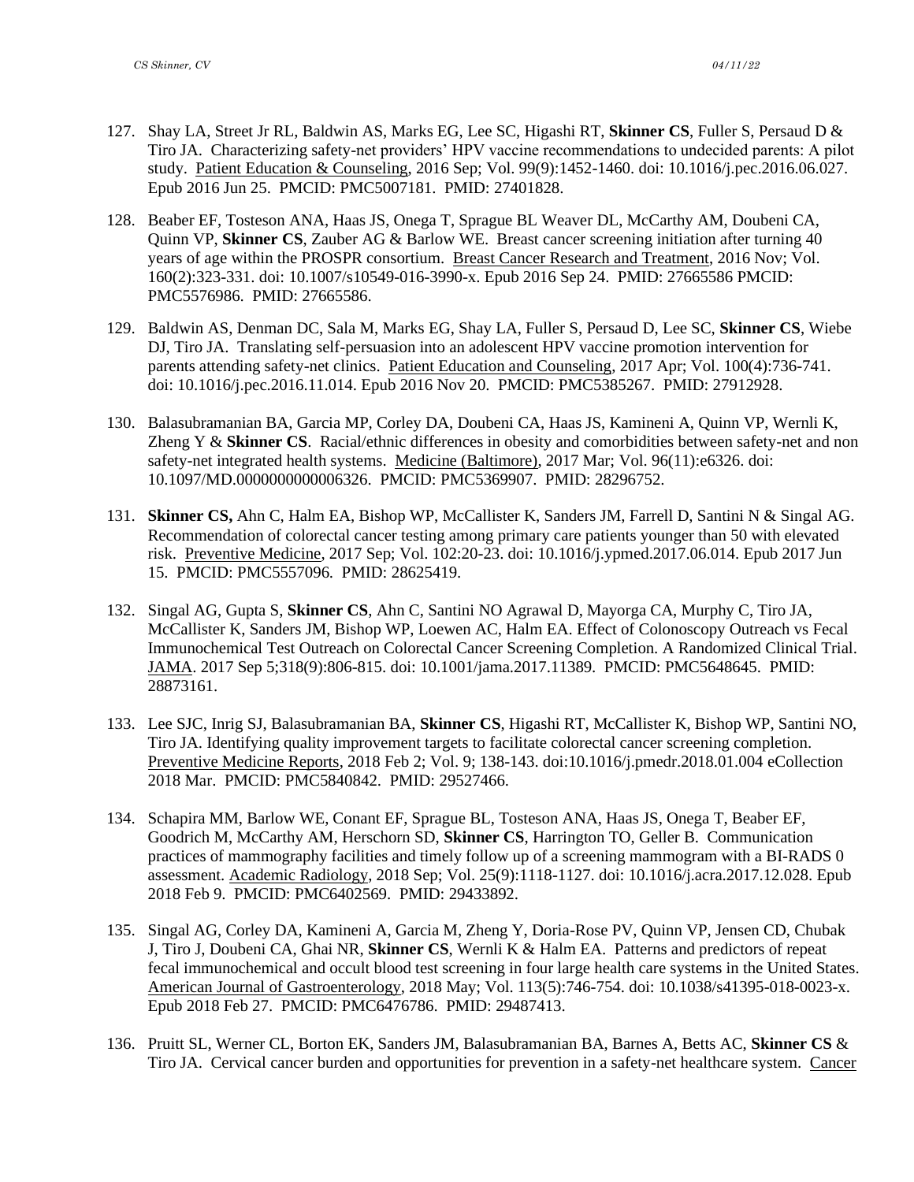127. Shay LA, Street Jr RL, Baldwin AS, Marks EG, Lee SC, Higashi RT, **Skinner CS**, Fuller S, Persaud D & Tiro JA. Characterizing safety-net providers' HPV vaccine recommendations to undecided parents: A pilot study. Patient Education & Counseling, 2016 Sep; Vol. 99(9):1452-1460. doi: 10.1016/j.pec.2016.06.027. Epub 2016 Jun 25. PMCID: PMC5007181. PMID: 27401828.

128. Beaber EF, Tosteson ANA, Haas JS, Onega T, Sprague BL Weaver DL, McCarthy AM, Doubeni CA, Quinn VP, **Skinner CS**, Zauber AG & Barlow WE. Breast cancer screening initiation after turning 40 years of age within the PROSPR consortium. Breast Cancer Research and Treatment, 2016 Nov; Vol. 160(2):323-331. doi: 10.1007/s10549-016-3990-x. Epub 2016 Sep 24. PMID: 27665586 PMCID: PMC5576986. PMID: 27665586.

129. Baldwin AS, Denman DC, Sala M, Marks EG, Shay LA, Fuller S, Persaud D, Lee SC, **Skinner CS**, Wiebe DJ, Tiro JA. Translating self-persuasion into an adolescent HPV vaccine promotion intervention for parents attending safety-net clinics. Patient Education and Counseling, 2017 Apr; Vol. 100(4):736-741. doi: 10.1016/j.pec.2016.11.014. Epub 2016 Nov 20. PMCID: PMC5385267. PMID: 27912928.

130. Balasubramanian BA, Garcia MP, Corley DA, Doubeni CA, Haas JS, Kamineni A, Quinn VP, Wernli K, Zheng Y & **Skinner CS**. Racial/ethnic differences in obesity and comorbidities between safety-net and non safety-net integrated health systems. Medicine (Baltimore), 2017 Mar; Vol. 96(11):e6326. doi: 10.1097/MD.0000000000006326. PMCID: PMC5369907. PMID: 28296752.

131. **Skinner CS,** Ahn C, Halm EA, Bishop WP, McCallister K, Sanders JM, Farrell D, Santini N & Singal AG. Recommendation of colorectal cancer testing among primary care patients younger than 50 with elevated risk. Preventive Medicine, 2017 Sep; Vol. 102:20-23. doi: 10.1016/j.ypmed.2017.06.014. Epub 2017 Jun 15. PMCID: PMC5557096. PMID: 28625419.

132. Singal AG, Gupta S, **Skinner CS**, Ahn C, Santini NO Agrawal D, Mayorga CA, Murphy C, Tiro JA, McCallister K, Sanders JM, Bishop WP, Loewen AC, Halm EA. Effect of Colonoscopy Outreach vs Fecal Immunochemical Test Outreach on Colorectal Cancer Screening Completion. A Randomized Clinical Trial. JAMA. 2017 Sep 5;318(9):806-815. doi: 10.1001/jama.2017.11389. PMCID: PMC5648645. PMID: 28873161.

133. Lee SJC, Inrig SJ, Balasubramanian BA, **Skinner CS**, Higashi RT, McCallister K, Bishop WP, Santini NO, Tiro JA. Identifying quality improvement targets to facilitate colorectal cancer screening completion. Preventive Medicine Reports, 2018 Feb 2; Vol. 9; 138-143. doi:10.1016/j.pmedr.2018.01.004 eCollection 2018 Mar. PMCID: PMC5840842. PMID: 29527466.

134. Schapira MM, Barlow WE, Conant EF, Sprague BL, Tosteson ANA, Haas JS, Onega T, Beaber EF, Goodrich M, McCarthy AM, Herschorn SD, **Skinner CS**, Harrington TO, Geller B. Communication practices of mammography facilities and timely follow up of a screening mammogram with a BI-RADS 0 assessment. Academic Radiology, 2018 Sep; Vol. 25(9):1118-1127. doi: 10.1016/j.acra.2017.12.028. Epub 2018 Feb 9. PMCID: PMC6402569. PMID: 29433892.

135. Singal AG, Corley DA, Kamineni A, Garcia M, Zheng Y, Doria-Rose PV, Quinn VP, Jensen CD, Chubak J, Tiro J, Doubeni CA, Ghai NR, **Skinner CS**, Wernli K & Halm EA. Patterns and predictors of repeat fecal immunochemical and occult blood test screening in four large health care systems in the United States. American Journal of Gastroenterology, 2018 May; Vol. 113(5):746-754. doi: 10.1038/s41395-018-0023-x. Epub 2018 Feb 27. PMCID: PMC6476786. PMID: 29487413.

136. Pruitt SL, Werner CL, Borton EK, Sanders JM, Balasubramanian BA, Barnes A, Betts AC, **Skinner CS** & Tiro JA. Cervical cancer burden and opportunities for prevention in a safety-net healthcare system. Cancer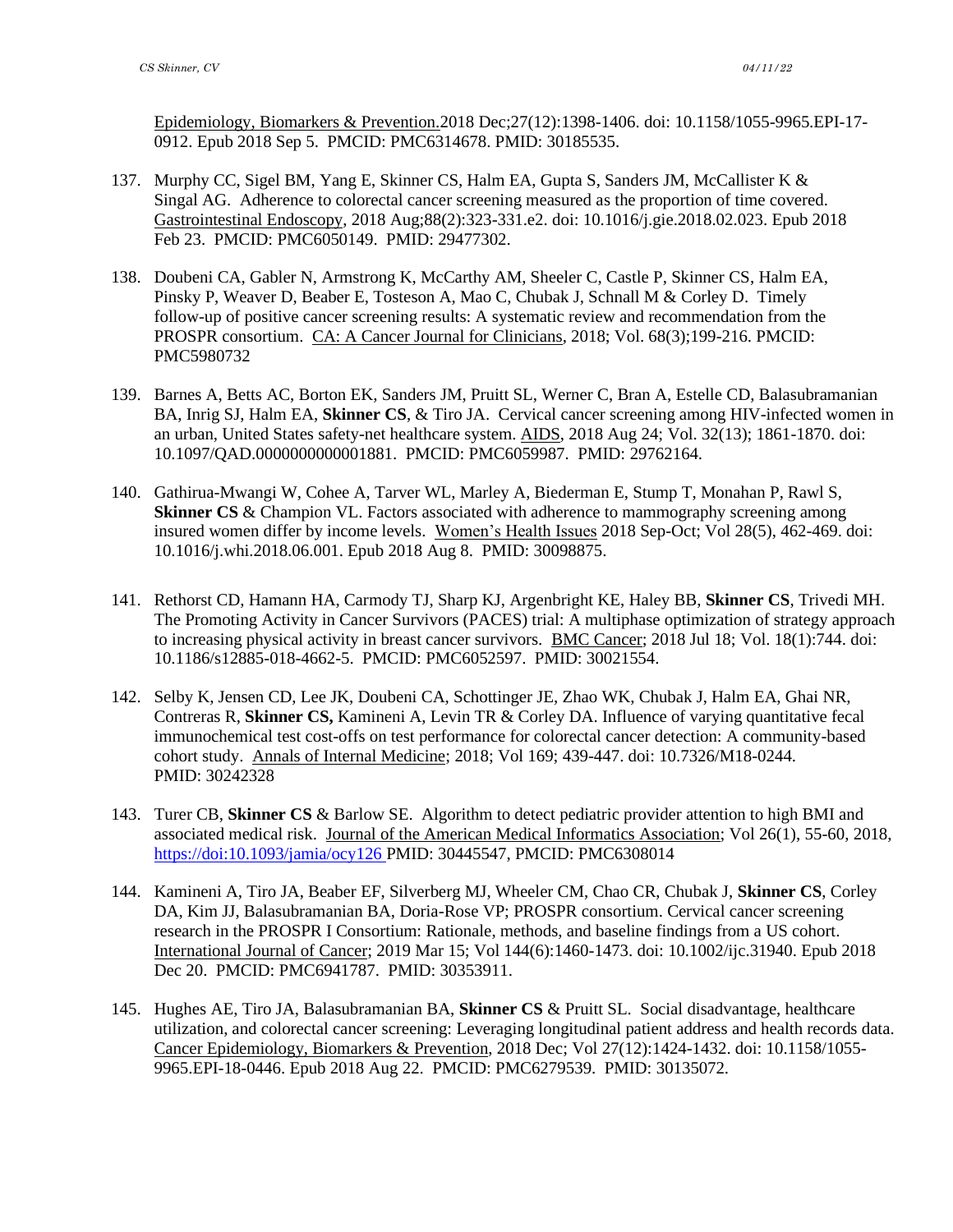Epidemiology, Biomarkers & Prevention. 2018 Dec;27(12):1398-1406. doi: 10.1158/1055-9965.EPI-17-0912. Epub 2018 Sep 5. PMCID: PMC6314678. PMID: 30185535.

137. Murphy CC, Sigel BM, Yang E, Skinner CS, Halm EA, Gupta S, Sanders JM, McCallister K & Singal AG. Adherence to colorectal cancer screening measured as the proportion of time covered. Gastrointestinal Endoscopy, 2018 Aug;88(2):323-331.e2. doi: 10.1016/j.gie.2018.02.023. Epub 2018 Feb 23. PMCID: PMC6050149. PMID: 29477302.

138. Doubeni CA, Gabler N, Armstrong K, McCarthy AM, Sheeler C, Castle P, Skinner CS, Halm EA, Pinsky P, Weaver D, Beaber E, Tosteson A, Mao C, Chubak J, Schnall M & Corley D. Timely follow-up of positive cancer screening results: A systematic review and recommendation from the PROSPR consortium. CA: A Cancer Journal for Clinicians, 2018; Vol. 68(3);199-216. PMCID: PMC5980732

139. Barnes A, Betts AC, Borton EK, Sanders JM, Pruitt SL, Werner C, Bran A, Estelle CD, Balasubramanian BA, Inrig SJ, Halm EA, **Skinner CS**, & Tiro JA. Cervical cancer screening among HIV-infected women in an urban, United States safety-net healthcare system. AIDS, 2018 Aug 24; Vol. 32(13); 1861-1870. doi: 10.1097/QAD.0000000000001881. PMCID: PMC6059987. PMID: 29762164.

140. Gathirua-Mwangi W, Cohee A, Tarver WL, Marley A, Biederman E, Stump T, Monahan P, Rawl S, **Skinner CS** & Champion VL. Factors associated with adherence to mammography screening among insured women differ by income levels. Women's Health Issues 2018 Sep-Oct; Vol 28(5), 462-469. doi: 10.1016/j.whi.2018.06.001. Epub 2018 Aug 8. PMID: 30098875.

141. Rethorst CD, Hamann HA, Carmody TJ, Sharp KJ, Argenbright KE, Haley BB, **Skinner CS**, Trivedi MH. The Promoting Activity in Cancer Survivors (PACES) trial: A multiphase optimization of strategy approach to increasing physical activity in breast cancer survivors. BMC Cancer; 2018 Jul 18; Vol. 18(1):744. doi: 10.1186/s12885-018-4662-5. PMCID: PMC6052597. PMID: 30021554.

142. Selby K, Jensen CD, Lee JK, Doubeni CA, Schottinger JE, Zhao WK, Chubak J, Halm EA, Ghai NR, Contreras R, **Skinner CS,** Kamineni A, Levin TR & Corley DA. Influence of varying quantitative fecal immunochemical test cost-offs on test performance for colorectal cancer detection: A community-based cohort study. Annals of Internal Medicine; 2018; Vol 169; 439-447. doi: 10.7326/M18-0244. PMID: 30242328

143. Turer CB, **Skinner CS** & Barlow SE. Algorithm to detect pediatric provider attention to high BMI and associated medical risk. Journal of the American Medical Informatics Association; Vol 26(1), 55-60, 2018, https://doi:10.1093/jamia/ocy126 PMID: 30445547, PMCID: PMC6308014

144. Kamineni A, Tiro JA, Beaber EF, Silverberg MJ, Wheeler CM, Chao CR, Chubak J, **Skinner CS**, Corley DA, Kim JJ, Balasubramanian BA, Doria-Rose VP; PROSPR consortium. Cervical cancer screening research in the PROSPR I Consortium: Rationale, methods, and baseline findings from a US cohort. International Journal of Cancer; 2019 Mar 15; Vol 144(6):1460-1473. doi: 10.1002/ijc.31940. Epub 2018 Dec 20. PMCID: PMC6941787. PMID: 30353911.

145. Hughes AE, Tiro JA, Balasubramanian BA, **Skinner CS** & Pruitt SL. Social disadvantage, healthcare utilization, and colorectal cancer screening: Leveraging longitudinal patient address and health records data. Cancer Epidemiology, Biomarkers & Prevention, 2018 Dec; Vol 27(12):1424-1432. doi: 10.1158/1055-9965.EPI-18-0446. Epub 2018 Aug 22. PMCID: PMC6279539. PMID: 30135072.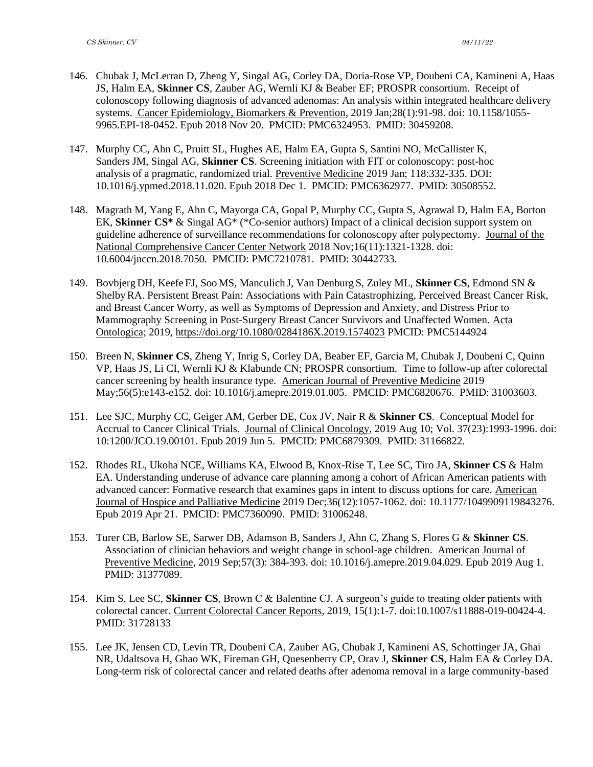146. Chubak J, McLerran D, Zheng Y, Singal AG, Corley DA, Doria-Rose VP, Doubeni CA, Kamineni A, Haas JS, Halm EA, **Skinner CS**, Zauber AG, Wernli KJ & Beaber EF; PROSPR consortium. Receipt of colonoscopy following diagnosis of advanced adenomas: An analysis within integrated healthcare delivery systems. Cancer Epidemiology, Biomarkers & Prevention, 2019 Jan;28(1):91-98. doi: 10.1158/1055-9965.EPI-18-0452. Epub 2018 Nov 20. PMCID: PMC6324953. PMID: 30459208.

147. Murphy CC, Ahn C, Pruitt SL, Hughes AE, Halm EA, Gupta S, Santini NO, McCallister K, Sanders JM, Singal AG, **Skinner CS**. Screening initiation with FIT or colonoscopy: post-hoc analysis of a pragmatic, randomized trial. Preventive Medicine 2019 Jan; 118:332-335. DOI: 10.1016/j.ypmed.2018.11.020. Epub 2018 Dec 1. PMCID: PMC6362977. PMID: 30508552.

148. Magrath M, Yang E, Ahn C, Mayorga CA, Gopal P, Murphy CC, Gupta S, Agrawal D, Halm EA, Borton EK, **Skinner CS*** & Singal AG* (*Co-senior authors) Impact of a clinical decision support system on guideline adherence of surveillance recommendations for colonoscopy after polypectomy. Journal of the National Comprehensive Cancer Center Network 2018 Nov;16(11):1321-1328. doi: 10.6004/jnccn.2018.7050. PMCID: PMC7210781. PMID: 30442733.

149. Bovbjerg DH, Keefe FJ, Soo MS, Manculich J, Van Denburg S, Zuley ML, **Skinner CS**, Edmond SN & Shelby RA. Persistent Breast Pain: Associations with Pain Catastrophizing, Perceived Breast Cancer Risk, and Breast Cancer Worry, as well as Symptoms of Depression and Anxiety, and Distress Prior to Mammography Screening in Post-Surgery Breast Cancer Survivors and Unaffected Women. Acta Ontologica; 2019, https://doi.org/10.1080/0284186X.2019.1574023 PMCID: PMC5144924

150. Breen N, **Skinner CS**, Zheng Y, Inrig S, Corley DA, Beaber EF, Garcia M, Chubak J, Doubeni C, Quinn VP, Haas JS, Li CI, Wernli KJ & Klabunde CN; PROSPR consortium. Time to follow-up after colorectal cancer screening by health insurance type. American Journal of Preventive Medicine 2019 May;56(5):e143-e152. doi: 10.1016/j.amepre.2019.01.005. PMCID: PMC6820676. PMID: 31003603.

151. Lee SJC, Murphy CC, Geiger AM, Gerber DE, Cox JV, Nair R & **Skinner CS**. Conceptual Model for Accrual to Cancer Clinical Trials. Journal of Clinical Oncology, 2019 Aug 10; Vol. 37(23):1993-1996. doi: 10:1200/JCO.19.00101. Epub 2019 Jun 5. PMCID: PMC6879309. PMID: 31166822.

152. Rhodes RL, Ukoha NCE, Williams KA, Elwood B, Knox-Rise T, Lee SC, Tiro JA, **Skinner CS** & Halm EA. Understanding underuse of advance care planning among a cohort of African American patients with advanced cancer: Formative research that examines gaps in intent to discuss options for care. American Journal of Hospice and Palliative Medicine 2019 Dec;36(12):1057-1062. doi: 10.1177/1049909119843276. Epub 2019 Apr 21. PMCID: PMC7360090. PMID: 31006248.

153. Turer CB, Barlow SE, Sarwer DB, Adamson B, Sanders J, Ahn C, Zhang S, Flores G & **Skinner CS**. Association of clinician behaviors and weight change in school-age children. American Journal of Preventive Medicine, 2019 Sep;57(3): 384-393. doi: 10.1016/j.amepre.2019.04.029. Epub 2019 Aug 1. PMID: 31377089.

154. Kim S, Lee SC, **Skinner CS**, Brown C & Balentine CJ. A surgeon's guide to treating older patients with colorectal cancer. Current Colorectal Cancer Reports, 2019, 15(1):1-7. doi:10.1007/s11888-019-00424-4. PMID: 31728133

155. Lee JK, Jensen CD, Levin TR, Doubeni CA, Zauber AG, Chubak J, Kamineni AS, Schottinger JA, Ghai NR, Udaltsova H, Ghao WK, Fireman GH, Quesenberry CP, Orav J, **Skinner CS**, Halm EA & Corley DA. Long-term risk of colorectal cancer and related deaths after adenoma removal in a large community-based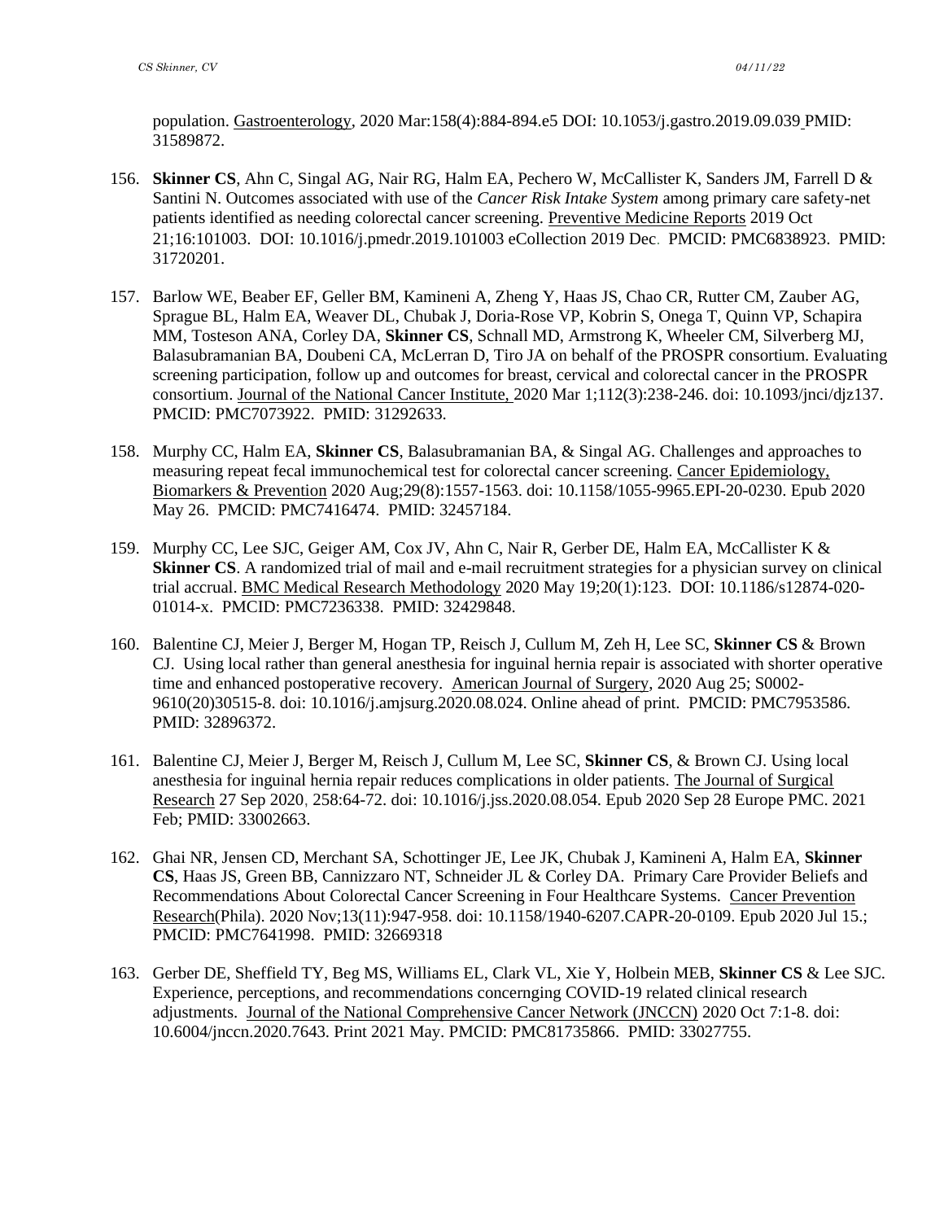population. Gastroenterology, 2020 Mar:158(4):884-894.e5 DOI: 10.1053/j.gastro.2019.09.039 PMID: 31589872.

156. **Skinner CS**, Ahn C, Singal AG, Nair RG, Halm EA, Pechero W, McCallister K, Sanders JM, Farrell D & Santini N. Outcomes associated with use of the *Cancer Risk Intake System* among primary care safety-net patients identified as needing colorectal cancer screening. Preventive Medicine Reports 2019 Oct 21;16:101003. DOI: 10.1016/j.pmedr.2019.101003 eCollection 2019 Dec. PMCID: PMC6838923. PMID: 31720201.

157. Barlow WE, Beaber EF, Geller BM, Kamineni A, Zheng Y, Haas JS, Chao CR, Rutter CM, Zauber AG, Sprague BL, Halm EA, Weaver DL, Chubak J, Doria-Rose VP, Kobrin S, Onega T, Quinn VP, Schapira MM, Tosteson ANA, Corley DA, **Skinner CS**, Schnall MD, Armstrong K, Wheeler CM, Silverberg MJ, Balasubramanian BA, Doubeni CA, McLerran D, Tiro JA on behalf of the PROSPR consortium. Evaluating screening participation, follow up and outcomes for breast, cervical and colorectal cancer in the PROSPR consortium. Journal of the National Cancer Institute, 2020 Mar 1;112(3):238-246. doi: 10.1093/jnci/djz137. PMCID: PMC7073922. PMID: 31292633.

158. Murphy CC, Halm EA, **Skinner CS**, Balasubramanian BA, & Singal AG. Challenges and approaches to measuring repeat fecal immunochemical test for colorectal cancer screening. Cancer Epidemiology, Biomarkers & Prevention 2020 Aug;29(8):1557-1563. doi: 10.1158/1055-9965.EPI-20-0230. Epub 2020 May 26. PMCID: PMC7416474. PMID: 32457184.

159. Murphy CC, Lee SJC, Geiger AM, Cox JV, Ahn C, Nair R, Gerber DE, Halm EA, McCallister K & **Skinner CS**. A randomized trial of mail and e-mail recruitment strategies for a physician survey on clinical trial accrual. BMC Medical Research Methodology 2020 May 19;20(1):123. DOI: 10.1186/s12874-020-01014-x. PMCID: PMC7236338. PMID: 32429848.

160. Balentine CJ, Meier J, Berger M, Hogan TP, Reisch J, Cullum M, Zeh H, Lee SC, **Skinner CS** & Brown CJ. Using local rather than general anesthesia for inguinal hernia repair is associated with shorter operative time and enhanced postoperative recovery. American Journal of Surgery, 2020 Aug 25; S0002-9610(20)30515-8. doi: 10.1016/j.amjsurg.2020.08.024. Online ahead of print. PMCID: PMC7953586. PMID: 32896372.

161. Balentine CJ, Meier J, Berger M, Reisch J, Cullum M, Lee SC, **Skinner CS**, & Brown CJ. Using local anesthesia for inguinal hernia repair reduces complications in older patients. The Journal of Surgical Research 27 Sep 2020, 258:64-72. doi: 10.1016/j.jss.2020.08.054. Epub 2020 Sep 28 Europe PMC. 2021 Feb; PMID: 33002663.

162. Ghai NR, Jensen CD, Merchant SA, Schottinger JE, Lee JK, Chubak J, Kamineni A, Halm EA, **Skinner CS**, Haas JS, Green BB, Cannizzaro NT, Schneider JL & Corley DA. Primary Care Provider Beliefs and Recommendations About Colorectal Cancer Screening in Four Healthcare Systems. Cancer Prevention Research(Phila). 2020 Nov;13(11):947-958. doi: 10.1158/1940-6207.CAPR-20-0109. Epub 2020 Jul 15.; PMCID: PMC7641998. PMID: 32669318

163. Gerber DE, Sheffield TY, Beg MS, Williams EL, Clark VL, Xie Y, Holbein MEB, **Skinner CS** & Lee SJC. Experience, perceptions, and recommendations concernging COVID-19 related clinical research adjustments. Journal of the National Comprehensive Cancer Network (JNCCN) 2020 Oct 7:1-8. doi: 10.6004/jnccn.2020.7643. Print 2021 May. PMCID: PMC81735866. PMID: 33027755.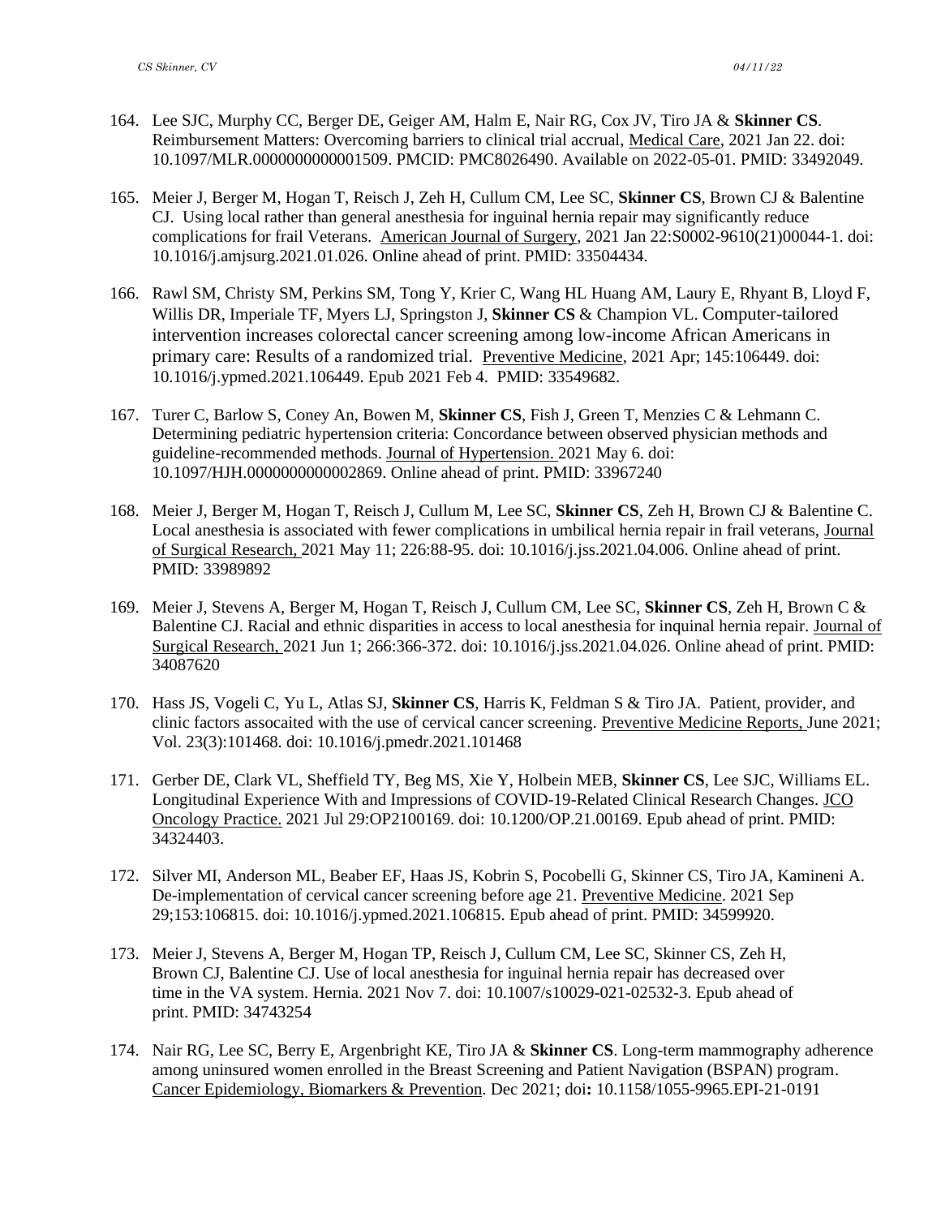164. Lee SJC, Murphy CC, Berger DE, Geiger AM, Halm E, Nair RG, Cox JV, Tiro JA & **Skinner CS**. Reimbursement Matters: Overcoming barriers to clinical trial accrual, Medical Care, 2021 Jan 22. doi: 10.1097/MLR.0000000000001509. PMCID: PMC8026490. Available on 2022-05-01. PMID: 33492049.

165. Meier J, Berger M, Hogan T, Reisch J, Zeh H, Cullum CM, Lee SC, **Skinner CS**, Brown CJ & Balentine CJ. Using local rather than general anesthesia for inguinal hernia repair may significantly reduce complications for frail Veterans. American Journal of Surgery, 2021 Jan 22:S0002-9610(21)00044-1. doi: 10.1016/j.amjsurg.2021.01.026. Online ahead of print. PMID: 33504434.

166. Rawl SM, Christy SM, Perkins SM, Tong Y, Krier C, Wang HL Huang AM, Laury E, Rhyant B, Lloyd F, Willis DR, Imperiale TF, Myers LJ, Springston J, **Skinner CS** & Champion VL. Computer-tailored intervention increases colorectal cancer screening among low-income African Americans in primary care: Results of a randomized trial. Preventive Medicine, 2021 Apr; 145:106449. doi: 10.1016/j.ypmed.2021.106449. Epub 2021 Feb 4. PMID: 33549682.

167. Turer C, Barlow S, Coney An, Bowen M, **Skinner CS**, Fish J, Green T, Menzies C & Lehmann C. Determining pediatric hypertension criteria: Concordance between observed physician methods and guideline-recommended methods. Journal of Hypertension. 2021 May 6. doi: 10.1097/HJH.0000000000002869. Online ahead of print. PMID: 33967240

168. Meier J, Berger M, Hogan T, Reisch J, Cullum M, Lee SC, **Skinner CS**, Zeh H, Brown CJ & Balentine C. Local anesthesia is associated with fewer complications in umbilical hernia repair in frail veterans, Journal of Surgical Research, 2021 May 11; 226:88-95. doi: 10.1016/j.jss.2021.04.006. Online ahead of print. PMID: 33989892

169. Meier J, Stevens A, Berger M, Hogan T, Reisch J, Cullum CM, Lee SC, **Skinner CS**, Zeh H, Brown C & Balentine CJ. Racial and ethnic disparities in access to local anesthesia for inquinal hernia repair. Journal of Surgical Research, 2021 Jun 1; 266:366-372. doi: 10.1016/j.jss.2021.04.026. Online ahead of print. PMID: 34087620

170. Hass JS, Vogeli C, Yu L, Atlas SJ, **Skinner CS**, Harris K, Feldman S & Tiro JA. Patient, provider, and clinic factors assocaited with the use of cervical cancer screening. Preventive Medicine Reports, June 2021; Vol. 23(3):101468. doi: 10.1016/j.pmedr.2021.101468

171. Gerber DE, Clark VL, Sheffield TY, Beg MS, Xie Y, Holbein MEB, **Skinner CS**, Lee SJC, Williams EL. Longitudinal Experience With and Impressions of COVID-19-Related Clinical Research Changes. JCO Oncology Practice. 2021 Jul 29:OP2100169. doi: 10.1200/OP.21.00169. Epub ahead of print. PMID: 34324403.

172. Silver MI, Anderson ML, Beaber EF, Haas JS, Kobrin S, Pocobelli G, Skinner CS, Tiro JA, Kamineni A. De-implementation of cervical cancer screening before age 21. Preventive Medicine. 2021 Sep 29;153:106815. doi: 10.1016/j.ypmed.2021.106815. Epub ahead of print. PMID: 34599920.

173. Meier J, Stevens A, Berger M, Hogan TP, Reisch J, Cullum CM, Lee SC, Skinner CS, Zeh H, Brown CJ, Balentine CJ. Use of local anesthesia for inguinal hernia repair has decreased over time in the VA system. Hernia. 2021 Nov 7. doi: 10.1007/s10029-021-02532-3. Epub ahead of print. PMID: 34743254

174. Nair RG, Lee SC, Berry E, Argenbright KE, Tiro JA & **Skinner CS**. Long-term mammography adherence among uninsured women enrolled in the Breast Screening and Patient Navigation (BSPAN) program. Cancer Epidemiology, Biomarkers & Prevention. Dec 2021; doi**:** 10.1158/1055-9965.EPI-21-0191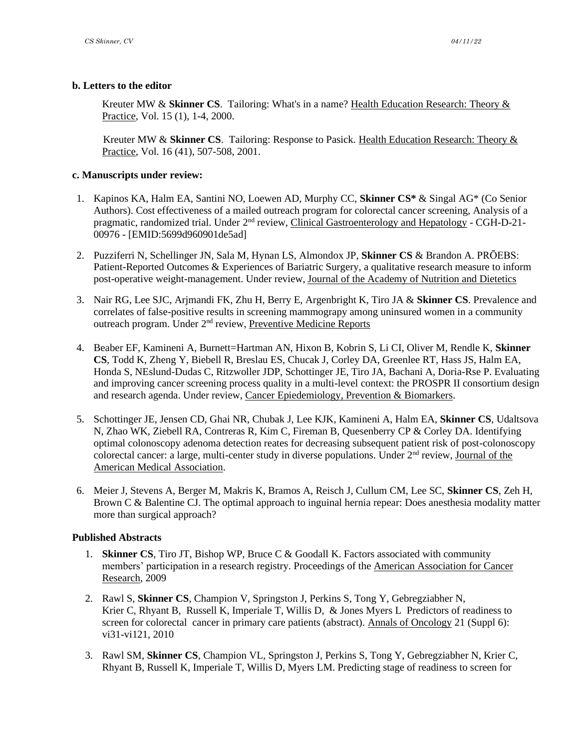**b. Letters to the editor**

Kreuter MW & **Skinner CS**. Tailoring: What's in a name? Health Education Research: Theory & Practice, Vol. 15 (1), 1-4, 2000.

Kreuter MW & **Skinner CS**. Tailoring: Response to Pasick. Health Education Research: Theory & Practice, Vol. 16 (41), 507-508, 2001.

**c. Manuscripts under review:**

1. Kapinos KA, Halm EA, Santini NO, Loewen AD, Murphy CC, **Skinner CS\*** & Singal AG\* (Co Senior Authors). Cost effectiveness of a mailed outreach program for colorectal cancer screening, Analysis of a pragmatic, randomized trial. Under 2nd review, Clinical Gastroenterology and Hepatology - CGH-D-21-00976 - [EMID:5699d960901de5ad]

2. Puzziferri N, Schellinger JN, Sala M, Hynan LS, Almondox JP, **Skinner CS** & Brandon A. PRŌEBS: Patient-Reported Outcomes & Experiences of Bariatric Surgery, a qualitative research measure to inform post-operative weight-management. Under review, Journal of the Academy of Nutrition and Dietetics

3. Nair RG, Lee SJC, Arjmandi FK, Zhu H, Berry E, Argenbright K, Tiro JA & **Skinner CS**. Prevalence and correlates of false-positive results in screening mammograpy among uninsured women in a community outreach program. Under 2nd review, Preventive Medicine Reports

4. Beaber EF, Kamineni A, Burnett=Hartman AN, Hixon B, Kobrin S, Li CI, Oliver M, Rendle K, **Skinner CS**, Todd K, Zheng Y, Biebell R, Breslau ES, Chucak J, Corley DA, Greenlee RT, Hass JS, Halm EA, Honda S, NEslund-Dudas C, Ritzwoller JDP, Schottinger JE, Tiro JA, Bachani A, Doria-Rse P. Evaluating and improving cancer screening process quality in a multi-level context: the PROSPR II consortium design and research agenda. Under review, Cancer Epiedemiology, Prevention & Biomarkers.

5. Schottinger JE, Jensen CD, Ghai NR, Chubak J, Lee KJK, Kamineni A, Halm EA, **Skinner CS**, Udaltsova N, Zhao WK, Ziebell RA, Contreras R, Kim C, Fireman B, Quesenberry CP & Corley DA. Identifying optimal colonoscopy adenoma detection reates for decreasing subsequent patient risk of post-colonoscopy colorectal cancer: a large, multi-center study in diverse populations. Under 2nd review, Journal of the American Medical Association.

6. Meier J, Stevens A, Berger M, Makris K, Bramos A, Reisch J, Cullum CM, Lee SC, **Skinner CS**, Zeh H, Brown C & Balentine CJ. The optimal approach to inguinal hernia repear: Does anesthesia modality matter more than surgical approach?

**Published Abstracts**

1. **Skinner CS**, Tiro JT, Bishop WP, Bruce C & Goodall K. Factors associated with community members' participation in a research registry. Proceedings of the American Association for Cancer Research, 2009

2. Rawl S, **Skinner CS**, Champion V, Springston J, Perkins S, Tong Y, Gebregziabher N, Krier C, Rhyant B, Russell K, Imperiale T, Willis D, & Jones Myers L Predictors of readiness to screen for colorectal cancer in primary care patients (abstract). Annals of Oncology 21 (Suppl 6): vi31-vi121, 2010

3. Rawl SM, **Skinner CS**, Champion VL, Springston J, Perkins S, Tong Y, Gebregziabher N, Krier C, Rhyant B, Russell K, Imperiale T, Willis D, Myers LM. Predicting stage of readiness to screen for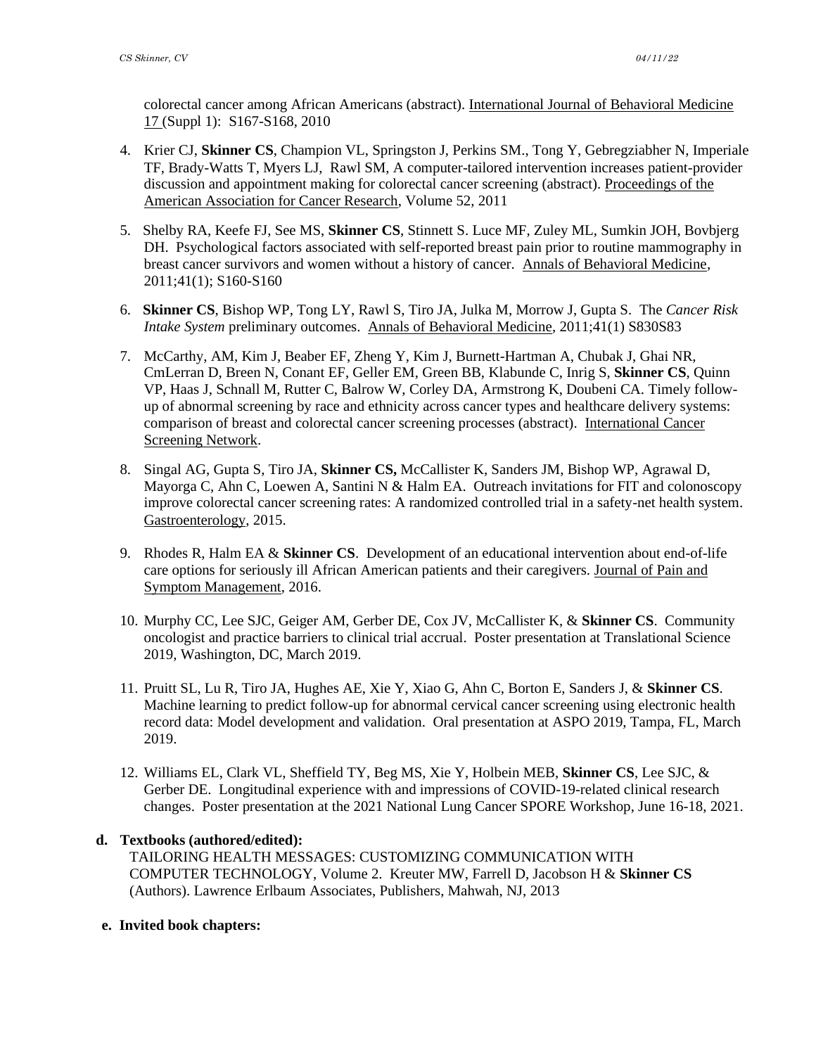colorectal cancer among African Americans (abstract). International Journal of Behavioral Medicine 17 (Suppl 1): S167-S168, 2010

4. Krier CJ, **Skinner CS**, Champion VL, Springston J, Perkins SM., Tong Y, Gebregziabher N, Imperiale TF, Brady-Watts T, Myers LJ, Rawl SM, A computer-tailored intervention increases patient-provider discussion and appointment making for colorectal cancer screening (abstract). Proceedings of the American Association for Cancer Research, Volume 52, 2011

5. Shelby RA, Keefe FJ, See MS, **Skinner CS**, Stinnett S. Luce MF, Zuley ML, Sumkin JOH, Bovbjerg DH. Psychological factors associated with self-reported breast pain prior to routine mammography in breast cancer survivors and women without a history of cancer. Annals of Behavioral Medicine, 2011;41(1); S160-S160

6. **Skinner CS**, Bishop WP, Tong LY, Rawl S, Tiro JA, Julka M, Morrow J, Gupta S. The *Cancer Risk Intake System* preliminary outcomes. Annals of Behavioral Medicine, 2011;41(1) S830S83

7. McCarthy, AM, Kim J, Beaber EF, Zheng Y, Kim J, Burnett-Hartman A, Chubak J, Ghai NR, CmLerran D, Breen N, Conant EF, Geller EM, Green BB, Klabunde C, Inrig S, **Skinner CS**, Quinn VP, Haas J, Schnall M, Rutter C, Balrow W, Corley DA, Armstrong K, Doubeni CA. Timely follow-up of abnormal screening by race and ethnicity across cancer types and healthcare delivery systems: comparison of breast and colorectal cancer screening processes (abstract). International Cancer Screening Network.

8. Singal AG, Gupta S, Tiro JA, **Skinner CS,** McCallister K, Sanders JM, Bishop WP, Agrawal D, Mayorga C, Ahn C, Loewen A, Santini N & Halm EA. Outreach invitations for FIT and colonoscopy improve colorectal cancer screening rates: A randomized controlled trial in a safety-net health system. Gastroenterology, 2015.

9. Rhodes R, Halm EA & **Skinner CS**. Development of an educational intervention about end-of-life care options for seriously ill African American patients and their caregivers. Journal of Pain and Symptom Management, 2016.

10. Murphy CC, Lee SJC, Geiger AM, Gerber DE, Cox JV, McCallister K, & **Skinner CS**. Community oncologist and practice barriers to clinical trial accrual. Poster presentation at Translational Science 2019, Washington, DC, March 2019.

11. Pruitt SL, Lu R, Tiro JA, Hughes AE, Xie Y, Xiao G, Ahn C, Borton E, Sanders J, & **Skinner CS**. Machine learning to predict follow-up for abnormal cervical cancer screening using electronic health record data: Model development and validation. Oral presentation at ASPO 2019, Tampa, FL, March 2019.

12. Williams EL, Clark VL, Sheffield TY, Beg MS, Xie Y, Holbein MEB, **Skinner CS**, Lee SJC, & Gerber DE. Longitudinal experience with and impressions of COVID-19-related clinical research changes. Poster presentation at the 2021 National Lung Cancer SPORE Workshop, June 16-18, 2021.

**d. Textbooks (authored/edited):**

TAILORING HEALTH MESSAGES: CUSTOMIZING COMMUNICATION WITH COMPUTER TECHNOLOGY, Volume 2. Kreuter MW, Farrell D, Jacobson H & **Skinner CS** (Authors). Lawrence Erlbaum Associates, Publishers, Mahwah, NJ, 2013

**e. Invited book chapters:**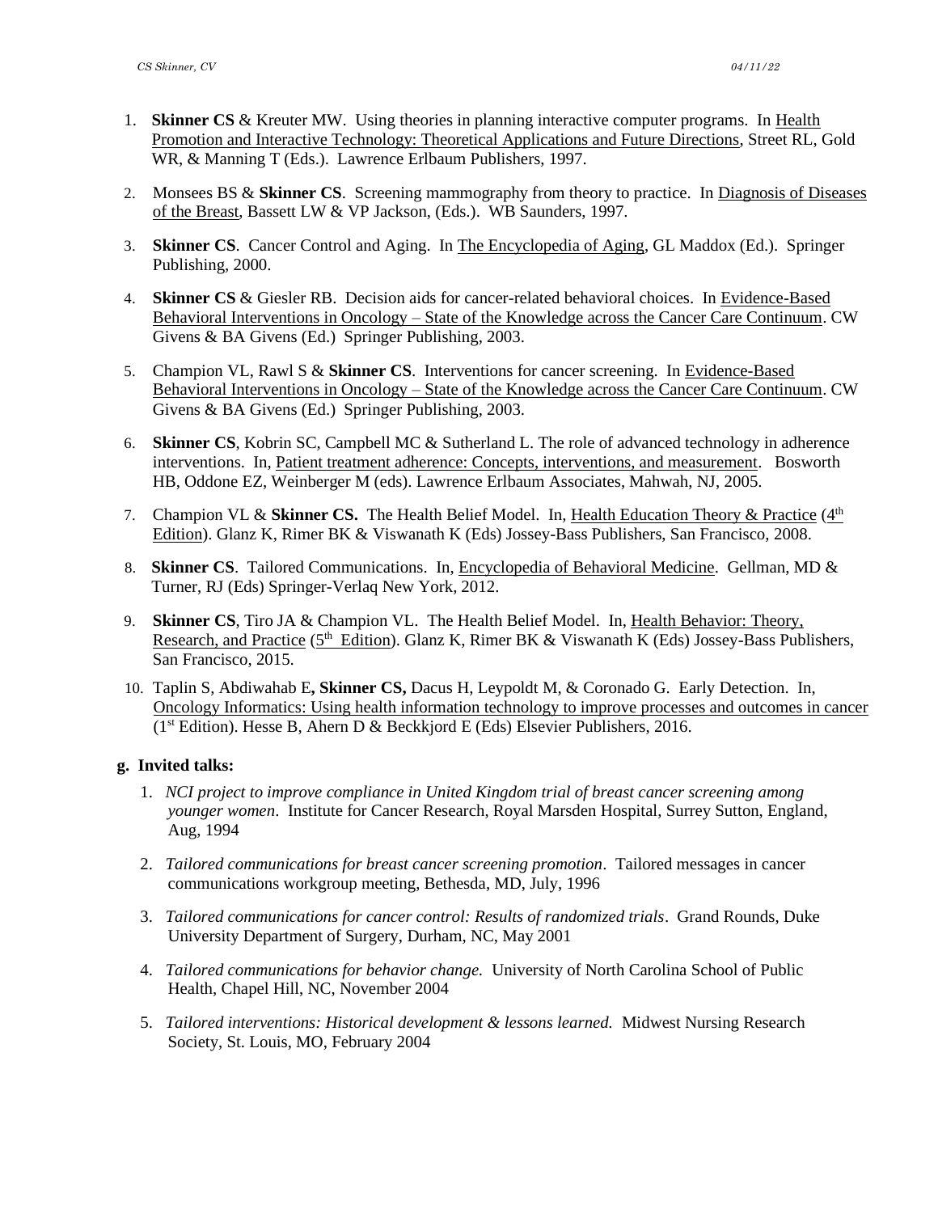1. **Skinner CS** & Kreuter MW. Using theories in planning interactive computer programs. In Health Promotion and Interactive Technology: Theoretical Applications and Future Directions, Street RL, Gold WR, & Manning T (Eds.). Lawrence Erlbaum Publishers, 1997.

2. Monsees BS & **Skinner CS**. Screening mammography from theory to practice. In Diagnosis of Diseases of the Breast, Bassett LW & VP Jackson, (Eds.). WB Saunders, 1997.

3. **Skinner CS**. Cancer Control and Aging. In The Encyclopedia of Aging, GL Maddox (Ed.). Springer Publishing, 2000.

4. **Skinner CS** & Giesler RB. Decision aids for cancer-related behavioral choices. In Evidence-Based Behavioral Interventions in Oncology – State of the Knowledge across the Cancer Care Continuum. CW Givens & BA Givens (Ed.) Springer Publishing, 2003.

5. Champion VL, Rawl S & **Skinner CS**. Interventions for cancer screening. In Evidence-Based Behavioral Interventions in Oncology – State of the Knowledge across the Cancer Care Continuum. CW Givens & BA Givens (Ed.) Springer Publishing, 2003.

6. **Skinner CS**, Kobrin SC, Campbell MC & Sutherland L. The role of advanced technology in adherence interventions. In, Patient treatment adherence: Concepts, interventions, and measurement. Bosworth HB, Oddone EZ, Weinberger M (eds). Lawrence Erlbaum Associates, Mahwah, NJ, 2005.

7. Champion VL & **Skinner CS.** The Health Belief Model. In, Health Education Theory & Practice (4th Edition). Glanz K, Rimer BK & Viswanath K (Eds) Jossey-Bass Publishers, San Francisco, 2008.

8. **Skinner CS**. Tailored Communications. In, Encyclopedia of Behavioral Medicine. Gellman, MD & Turner, RJ (Eds) Springer-Verlaq New York, 2012.

9. **Skinner CS**, Tiro JA & Champion VL. The Health Belief Model. In, Health Behavior: Theory, Research, and Practice (5th Edition). Glanz K, Rimer BK & Viswanath K (Eds) Jossey-Bass Publishers, San Francisco, 2015.

10. Taplin S, Abdiwahab E**, Skinner CS,** Dacus H, Leypoldt M, & Coronado G. Early Detection. In, Oncology Informatics: Using health information technology to improve processes and outcomes in cancer (1st Edition). Hesse B, Ahern D & Beckkjord E (Eds) Elsevier Publishers, 2016.

**g. Invited talks:**

1. *NCI project to improve compliance in United Kingdom trial of breast cancer screening among younger women*. Institute for Cancer Research, Royal Marsden Hospital, Surrey Sutton, England, Aug, 1994

2. *Tailored communications for breast cancer screening promotion*. Tailored messages in cancer communications workgroup meeting, Bethesda, MD, July, 1996

3. *Tailored communications for cancer control: Results of randomized trials*. Grand Rounds, Duke University Department of Surgery, Durham, NC, May 2001

4. *Tailored communications for behavior change.* University of North Carolina School of Public Health, Chapel Hill, NC, November 2004

5. *Tailored interventions: Historical development & lessons learned.* Midwest Nursing Research Society, St. Louis, MO, February 2004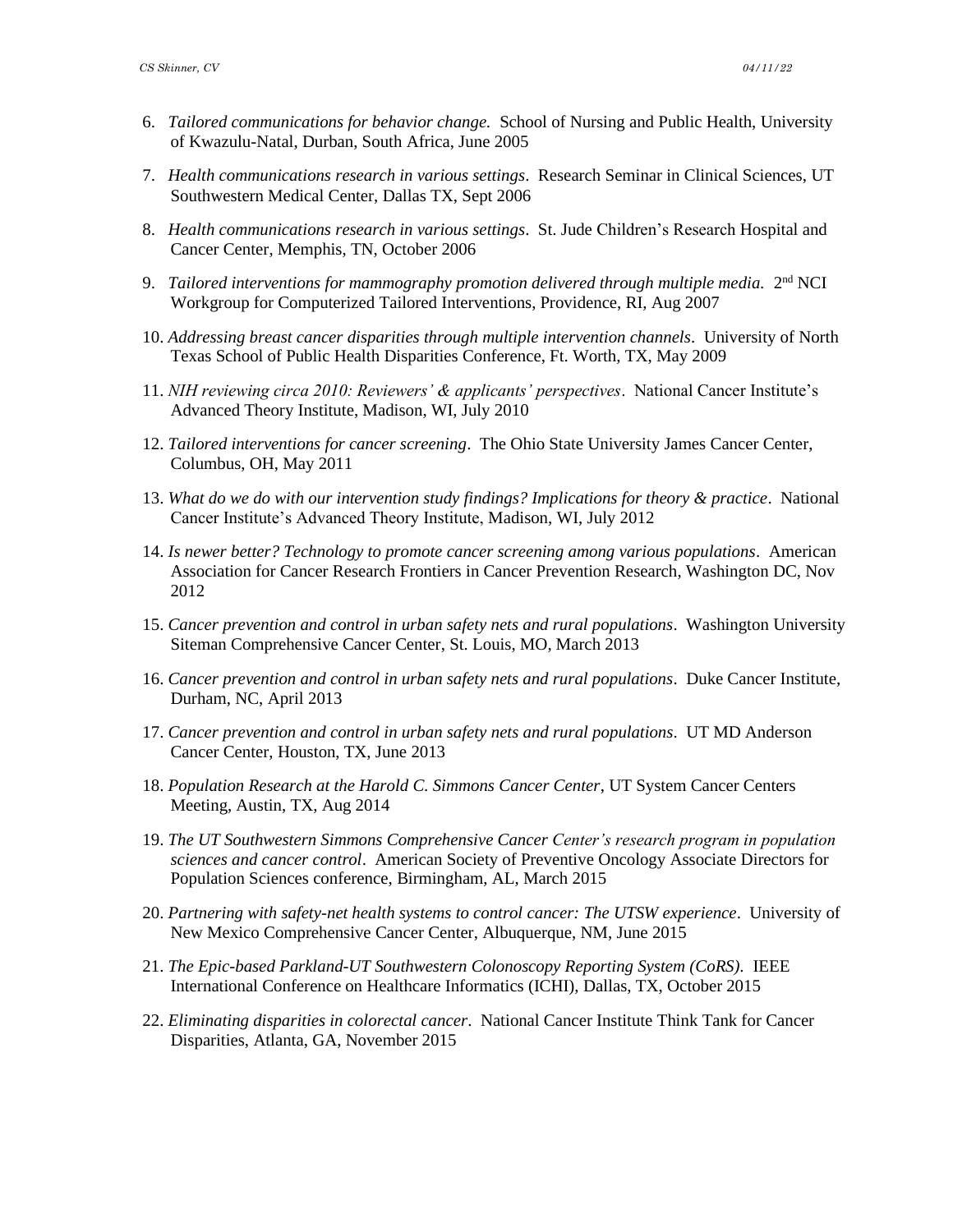6. *Tailored communications for behavior change.* School of Nursing and Public Health, University of Kwazulu-Natal, Durban, South Africa, June 2005

7. *Health communications research in various settings*. Research Seminar in Clinical Sciences, UT Southwestern Medical Center, Dallas TX, Sept 2006

8. *Health communications research in various settings*. St. Jude Children's Research Hospital and Cancer Center, Memphis, TN, October 2006

9. *Tailored interventions for mammography promotion delivered through multiple media.* 2nd NCI Workgroup for Computerized Tailored Interventions, Providence, RI, Aug 2007

10. *Addressing breast cancer disparities through multiple intervention channels*. University of North Texas School of Public Health Disparities Conference, Ft. Worth, TX, May 2009

11. *NIH reviewing circa 2010: Reviewers' & applicants' perspectives*. National Cancer Institute's Advanced Theory Institute, Madison, WI, July 2010

12. *Tailored interventions for cancer screening*. The Ohio State University James Cancer Center, Columbus, OH, May 2011

13. *What do we do with our intervention study findings? Implications for theory & practice*. National Cancer Institute's Advanced Theory Institute, Madison, WI, July 2012

14. *Is newer better? Technology to promote cancer screening among various populations*. American Association for Cancer Research Frontiers in Cancer Prevention Research, Washington DC, Nov 2012

15. *Cancer prevention and control in urban safety nets and rural populations*. Washington University Siteman Comprehensive Cancer Center, St. Louis, MO, March 2013

16. *Cancer prevention and control in urban safety nets and rural populations*. Duke Cancer Institute, Durham, NC, April 2013

17. *Cancer prevention and control in urban safety nets and rural populations*. UT MD Anderson Cancer Center, Houston, TX, June 2013

18. *Population Research at the Harold C. Simmons Cancer Center*, UT System Cancer Centers Meeting, Austin, TX, Aug 2014

19. *The UT Southwestern Simmons Comprehensive Cancer Center's research program in population sciences and cancer control*. American Society of Preventive Oncology Associate Directors for Population Sciences conference, Birmingham, AL, March 2015

20. *Partnering with safety-net health systems to control cancer: The UTSW experience*. University of New Mexico Comprehensive Cancer Center, Albuquerque, NM, June 2015

21. *The Epic-based Parkland-UT Southwestern Colonoscopy Reporting System (CoRS)*. IEEE International Conference on Healthcare Informatics (ICHI), Dallas, TX, October 2015

22. *Eliminating disparities in colorectal cancer*. National Cancer Institute Think Tank for Cancer Disparities, Atlanta, GA, November 2015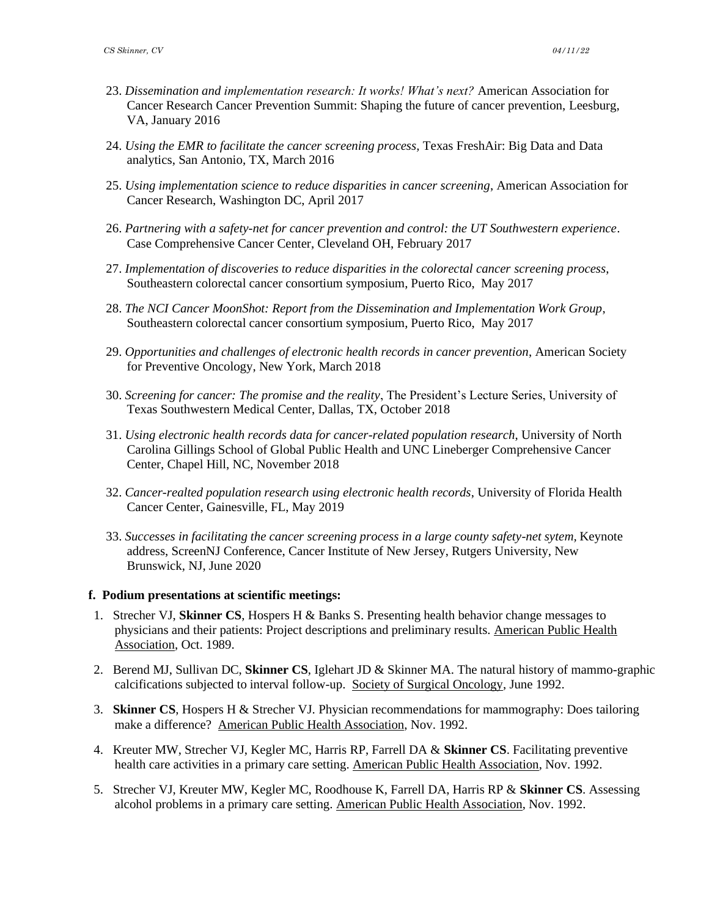23. *Dissemination and implementation research: It works! What's next?* American Association for Cancer Research Cancer Prevention Summit: Shaping the future of cancer prevention, Leesburg, VA, January 2016

24. *Using the EMR to facilitate the cancer screening process*, Texas FreshAir: Big Data and Data analytics, San Antonio, TX, March 2016

25. *Using implementation science to reduce disparities in cancer screening*, American Association for Cancer Research, Washington DC, April 2017

26. *Partnering with a safety-net for cancer prevention and control: the UT Southwestern experience*. Case Comprehensive Cancer Center, Cleveland OH, February 2017

27. *Implementation of discoveries to reduce disparities in the colorectal cancer screening process*, Southeastern colorectal cancer consortium symposium, Puerto Rico, May 2017

28. *The NCI Cancer MoonShot: Report from the Dissemination and Implementation Work Group*, Southeastern colorectal cancer consortium symposium, Puerto Rico, May 2017

29. *Opportunities and challenges of electronic health records in cancer prevention*, American Society for Preventive Oncology, New York, March 2018

30. *Screening for cancer: The promise and the reality*, The President's Lecture Series, University of Texas Southwestern Medical Center, Dallas, TX, October 2018

31. *Using electronic health records data for cancer-related population research*, University of North Carolina Gillings School of Global Public Health and UNC Lineberger Comprehensive Cancer Center, Chapel Hill, NC, November 2018

32. *Cancer-realted population research using electronic health records*, University of Florida Health Cancer Center, Gainesville, FL, May 2019

33. *Successes in facilitating the cancer screening process in a large county safety-net sytem*, Keynote address, ScreenNJ Conference, Cancer Institute of New Jersey, Rutgers University, New Brunswick, NJ, June 2020

**f. Podium presentations at scientific meetings:**

1. Strecher VJ, **Skinner CS**, Hospers H & Banks S. Presenting health behavior change messages to physicians and their patients: Project descriptions and preliminary results. American Public Health Association, Oct. 1989.

2. Berend MJ, Sullivan DC, **Skinner CS**, Iglehart JD & Skinner MA. The natural history of mammo-graphic calcifications subjected to interval follow-up. Society of Surgical Oncology, June 1992.

3. **Skinner CS**, Hospers H & Strecher VJ. Physician recommendations for mammography: Does tailoring make a difference? American Public Health Association, Nov. 1992.

4. Kreuter MW, Strecher VJ, Kegler MC, Harris RP, Farrell DA & **Skinner CS**. Facilitating preventive health care activities in a primary care setting. American Public Health Association, Nov. 1992.

5. Strecher VJ, Kreuter MW, Kegler MC, Roodhouse K, Farrell DA, Harris RP & **Skinner CS**. Assessing alcohol problems in a primary care setting. American Public Health Association, Nov. 1992.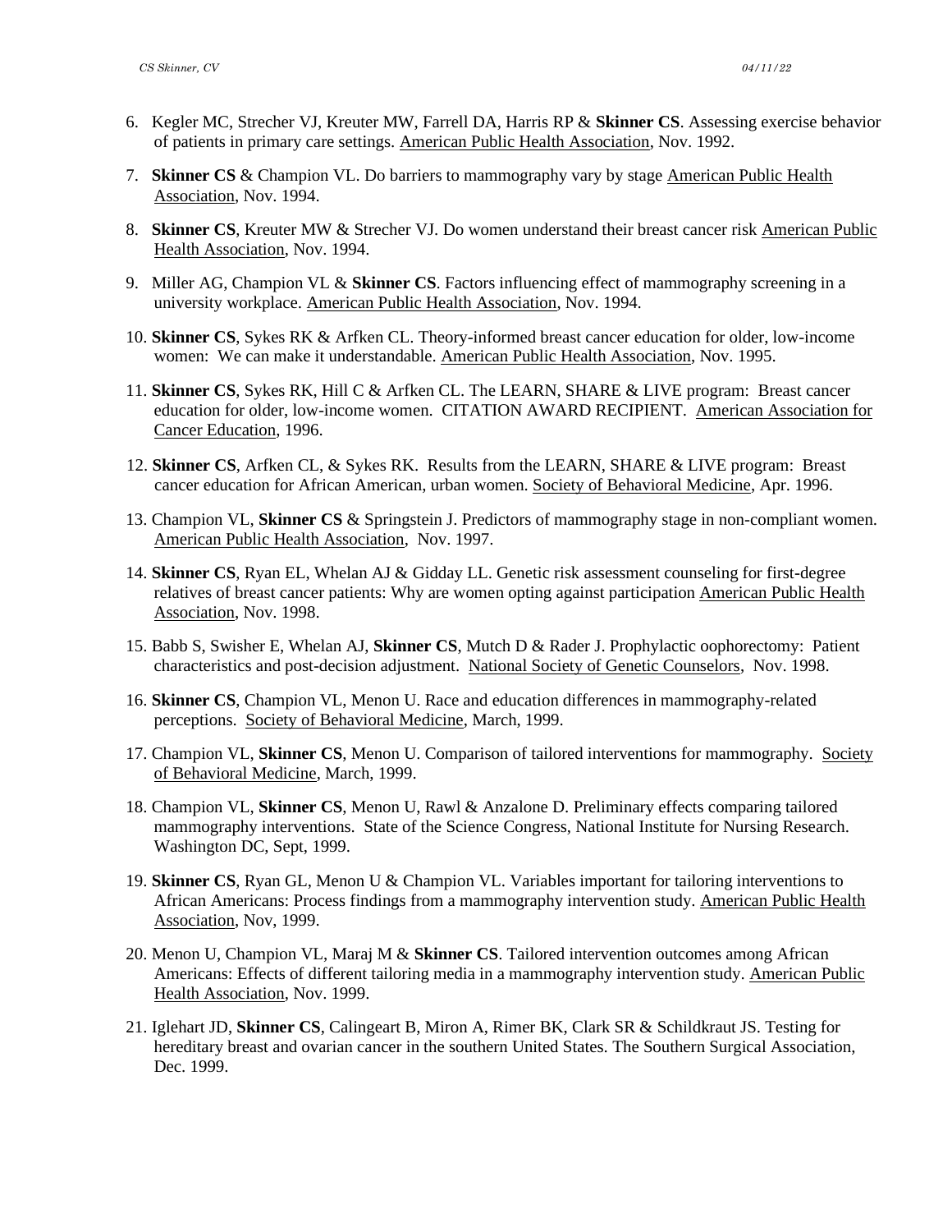6. Kegler MC, Strecher VJ, Kreuter MW, Farrell DA, Harris RP & **Skinner CS**. Assessing exercise behavior of patients in primary care settings. American Public Health Association, Nov. 1992.

7. **Skinner CS** & Champion VL. Do barriers to mammography vary by stage American Public Health Association, Nov. 1994.

8. **Skinner CS**, Kreuter MW & Strecher VJ. Do women understand their breast cancer risk American Public Health Association, Nov. 1994.

9. Miller AG, Champion VL & **Skinner CS**. Factors influencing effect of mammography screening in a university workplace. American Public Health Association, Nov. 1994.

10. **Skinner CS**, Sykes RK & Arfken CL. Theory-informed breast cancer education for older, low-income women: We can make it understandable. American Public Health Association, Nov. 1995.

11. **Skinner CS**, Sykes RK, Hill C & Arfken CL. The LEARN, SHARE & LIVE program: Breast cancer education for older, low-income women. CITATION AWARD RECIPIENT. American Association for Cancer Education, 1996.

12. **Skinner CS**, Arfken CL, & Sykes RK. Results from the LEARN, SHARE & LIVE program: Breast cancer education for African American, urban women. Society of Behavioral Medicine, Apr. 1996.

13. Champion VL, **Skinner CS** & Springstein J. Predictors of mammography stage in non-compliant women. American Public Health Association, Nov. 1997.

14. **Skinner CS**, Ryan EL, Whelan AJ & Gidday LL. Genetic risk assessment counseling for first-degree relatives of breast cancer patients: Why are women opting against participation American Public Health Association, Nov. 1998.

15. Babb S, Swisher E, Whelan AJ, **Skinner CS**, Mutch D & Rader J. Prophylactic oophorectomy: Patient characteristics and post-decision adjustment. National Society of Genetic Counselors, Nov. 1998.

16. **Skinner CS**, Champion VL, Menon U. Race and education differences in mammography-related perceptions. Society of Behavioral Medicine, March, 1999.

17. Champion VL, **Skinner CS**, Menon U. Comparison of tailored interventions for mammography. Society of Behavioral Medicine, March, 1999.

18. Champion VL, **Skinner CS**, Menon U, Rawl & Anzalone D. Preliminary effects comparing tailored mammography interventions. State of the Science Congress, National Institute for Nursing Research. Washington DC, Sept, 1999.

19. **Skinner CS**, Ryan GL, Menon U & Champion VL. Variables important for tailoring interventions to African Americans: Process findings from a mammography intervention study. American Public Health Association, Nov, 1999.

20. Menon U, Champion VL, Maraj M & **Skinner CS**. Tailored intervention outcomes among African Americans: Effects of different tailoring media in a mammography intervention study. American Public Health Association, Nov. 1999.

21. Iglehart JD, **Skinner CS**, Calingeart B, Miron A, Rimer BK, Clark SR & Schildkraut JS. Testing for hereditary breast and ovarian cancer in the southern United States. The Southern Surgical Association, Dec. 1999.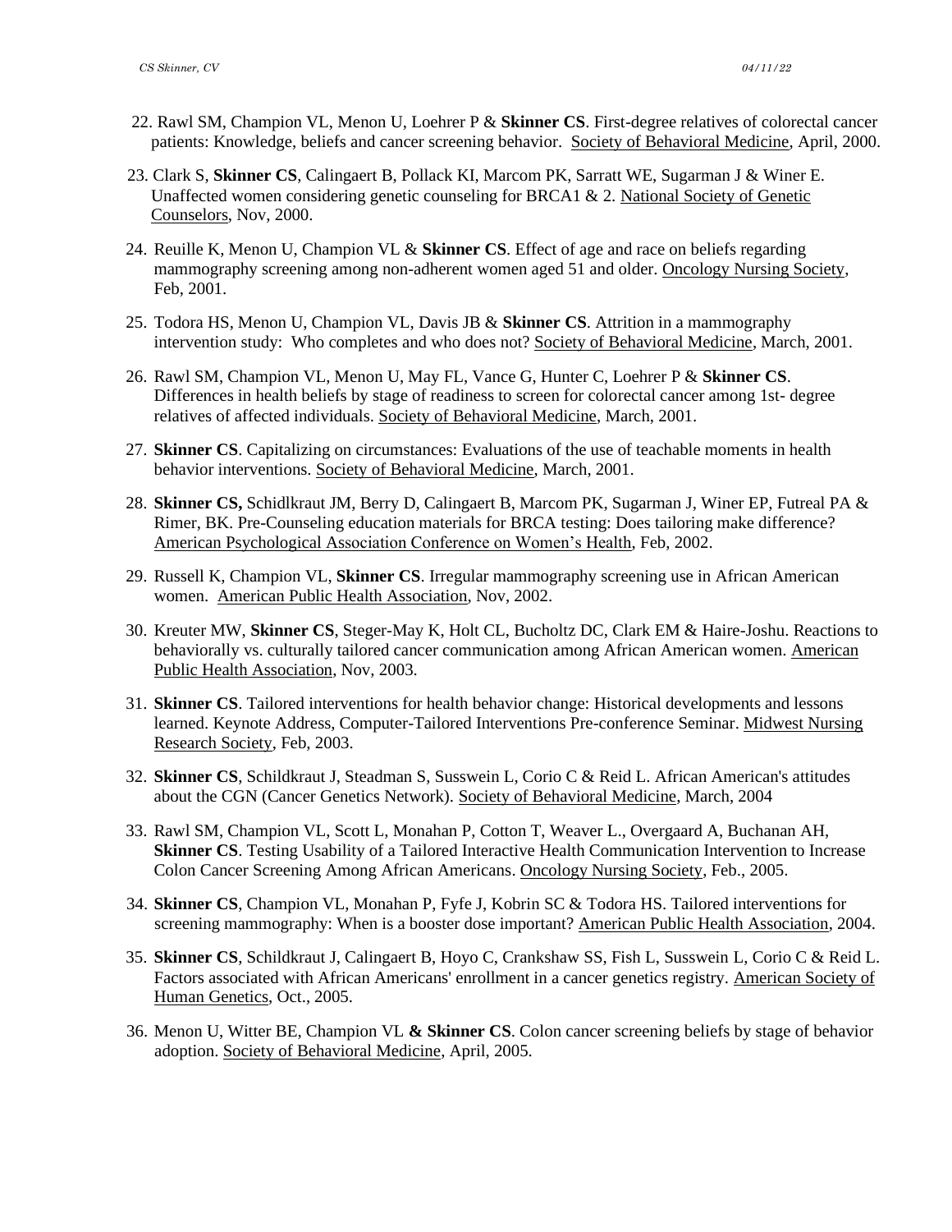22. Rawl SM, Champion VL, Menon U, Loehrer P & **Skinner CS**. First-degree relatives of colorectal cancer patients: Knowledge, beliefs and cancer screening behavior. Society of Behavioral Medicine, April, 2000.

23. Clark S, **Skinner CS**, Calingaert B, Pollack KI, Marcom PK, Sarratt WE, Sugarman J & Winer E. Unaffected women considering genetic counseling for BRCA1 & 2. National Society of Genetic Counselors, Nov, 2000.

24. Reuille K, Menon U, Champion VL & **Skinner CS**. Effect of age and race on beliefs regarding mammography screening among non-adherent women aged 51 and older. Oncology Nursing Society, Feb, 2001.

25. Todora HS, Menon U, Champion VL, Davis JB & **Skinner CS**. Attrition in a mammography intervention study: Who completes and who does not? Society of Behavioral Medicine, March, 2001.

26. Rawl SM, Champion VL, Menon U, May FL, Vance G, Hunter C, Loehrer P & **Skinner CS**. Differences in health beliefs by stage of readiness to screen for colorectal cancer among 1st- degree relatives of affected individuals. Society of Behavioral Medicine, March, 2001.

27. **Skinner CS**. Capitalizing on circumstances: Evaluations of the use of teachable moments in health behavior interventions. Society of Behavioral Medicine, March, 2001.

28. **Skinner CS,** Schidlkraut JM, Berry D, Calingaert B, Marcom PK, Sugarman J, Winer EP, Futreal PA & Rimer, BK. Pre-Counseling education materials for BRCA testing: Does tailoring make difference? American Psychological Association Conference on Women's Health, Feb, 2002.

29. Russell K, Champion VL, **Skinner CS**. Irregular mammography screening use in African American women. American Public Health Association, Nov, 2002.

30. Kreuter MW, **Skinner CS**, Steger-May K, Holt CL, Bucholtz DC, Clark EM & Haire-Joshu. Reactions to behaviorally vs. culturally tailored cancer communication among African American women. American Public Health Association, Nov, 2003.

31. **Skinner CS**. Tailored interventions for health behavior change: Historical developments and lessons learned. Keynote Address, Computer-Tailored Interventions Pre-conference Seminar. Midwest Nursing Research Society, Feb, 2003.

32. **Skinner CS**, Schildkraut J, Steadman S, Susswein L, Corio C & Reid L. African American's attitudes about the CGN (Cancer Genetics Network). Society of Behavioral Medicine, March, 2004

33. Rawl SM, Champion VL, Scott L, Monahan P, Cotton T, Weaver L., Overgaard A, Buchanan AH, **Skinner CS**. Testing Usability of a Tailored Interactive Health Communication Intervention to Increase Colon Cancer Screening Among African Americans. Oncology Nursing Society, Feb., 2005.

34. **Skinner CS**, Champion VL, Monahan P, Fyfe J, Kobrin SC & Todora HS. Tailored interventions for screening mammography: When is a booster dose important? American Public Health Association, 2004.

35. **Skinner CS**, Schildkraut J, Calingaert B, Hoyo C, Crankshaw SS, Fish L, Susswein L, Corio C & Reid L. Factors associated with African Americans' enrollment in a cancer genetics registry. American Society of Human Genetics, Oct., 2005.

36. Menon U, Witter BE, Champion VL **& Skinner CS**. Colon cancer screening beliefs by stage of behavior adoption. Society of Behavioral Medicine, April, 2005.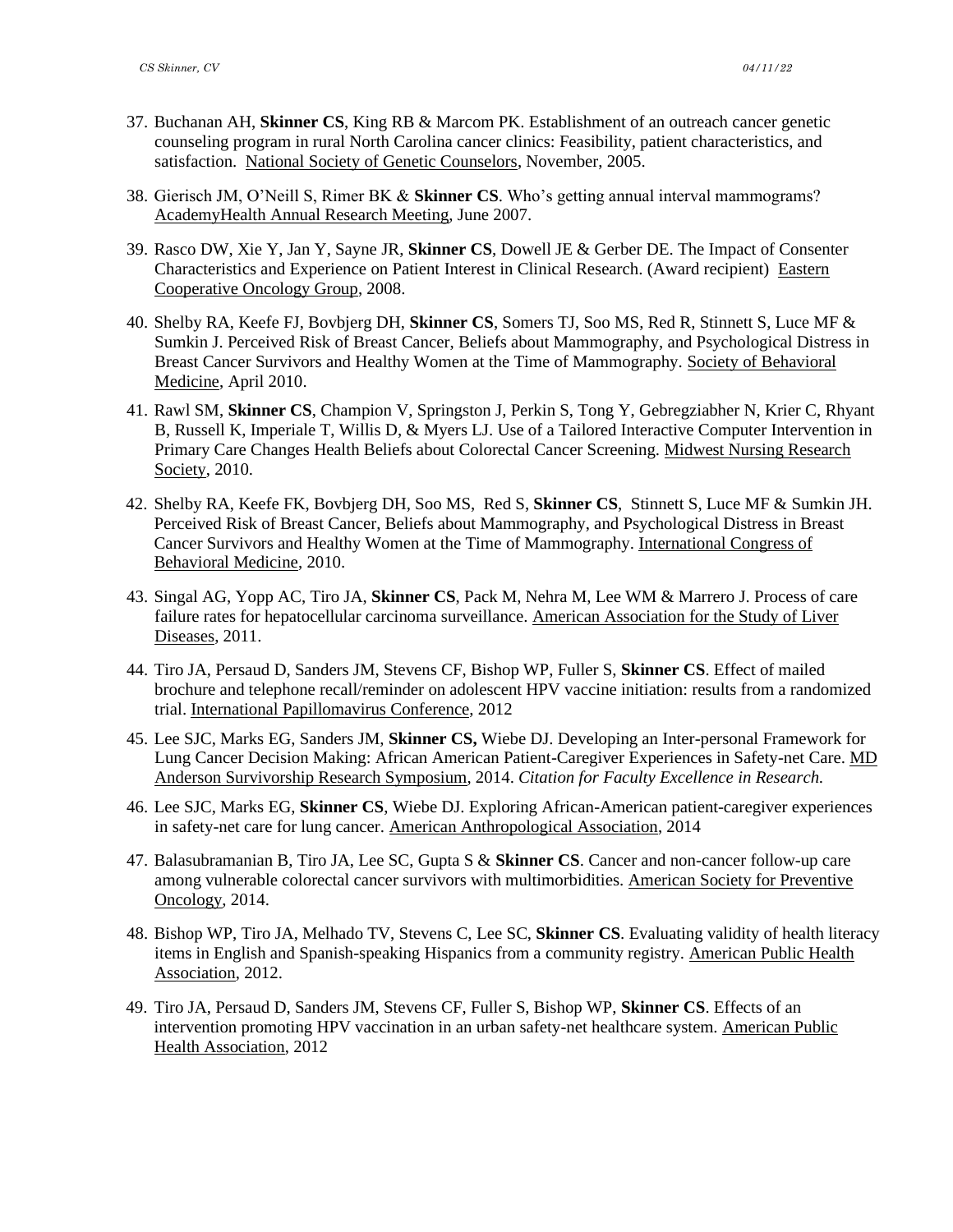37. Buchanan AH, **Skinner CS**, King RB & Marcom PK. Establishment of an outreach cancer genetic counseling program in rural North Carolina cancer clinics: Feasibility, patient characteristics, and satisfaction. National Society of Genetic Counselors, November, 2005.

38. Gierisch JM, O'Neill S, Rimer BK & **Skinner CS**. Who's getting annual interval mammograms? AcademyHealth Annual Research Meeting, June 2007.

39. Rasco DW, Xie Y, Jan Y, Sayne JR, **Skinner CS**, Dowell JE & Gerber DE. The Impact of Consenter Characteristics and Experience on Patient Interest in Clinical Research. (Award recipient) Eastern Cooperative Oncology Group, 2008.

40. Shelby RA, Keefe FJ, Bovbjerg DH, **Skinner CS**, Somers TJ, Soo MS, Red R, Stinnett S, Luce MF & Sumkin J. Perceived Risk of Breast Cancer, Beliefs about Mammography, and Psychological Distress in Breast Cancer Survivors and Healthy Women at the Time of Mammography. Society of Behavioral Medicine, April 2010.

41. Rawl SM, **Skinner CS**, Champion V, Springston J, Perkin S, Tong Y, Gebregziabher N, Krier C, Rhyant B, Russell K, Imperiale T, Willis D, & Myers LJ. Use of a Tailored Interactive Computer Intervention in Primary Care Changes Health Beliefs about Colorectal Cancer Screening. Midwest Nursing Research Society, 2010.

42. Shelby RA, Keefe FK, Bovbjerg DH, Soo MS, Red S, **Skinner CS**, Stinnett S, Luce MF & Sumkin JH. Perceived Risk of Breast Cancer, Beliefs about Mammography, and Psychological Distress in Breast Cancer Survivors and Healthy Women at the Time of Mammography. International Congress of Behavioral Medicine, 2010.

43. Singal AG, Yopp AC, Tiro JA, **Skinner CS**, Pack M, Nehra M, Lee WM & Marrero J. Process of care failure rates for hepatocellular carcinoma surveillance. American Association for the Study of Liver Diseases, 2011.

44. Tiro JA, Persaud D, Sanders JM, Stevens CF, Bishop WP, Fuller S, **Skinner CS**. Effect of mailed brochure and telephone recall/reminder on adolescent HPV vaccine initiation: results from a randomized trial. International Papillomavirus Conference, 2012

45. Lee SJC, Marks EG, Sanders JM, **Skinner CS,** Wiebe DJ. Developing an Inter-personal Framework for Lung Cancer Decision Making: African American Patient-Caregiver Experiences in Safety-net Care. MD Anderson Survivorship Research Symposium, 2014. *Citation for Faculty Excellence in Research.*

46. Lee SJC, Marks EG, **Skinner CS**, Wiebe DJ. Exploring African-American patient-caregiver experiences in safety-net care for lung cancer. American Anthropological Association, 2014

47. Balasubramanian B, Tiro JA, Lee SC, Gupta S & **Skinner CS**. Cancer and non-cancer follow-up care among vulnerable colorectal cancer survivors with multimorbidities. American Society for Preventive Oncology, 2014.

48. Bishop WP, Tiro JA, Melhado TV, Stevens C, Lee SC, **Skinner CS**. Evaluating validity of health literacy items in English and Spanish-speaking Hispanics from a community registry. American Public Health Association, 2012.

49. Tiro JA, Persaud D, Sanders JM, Stevens CF, Fuller S, Bishop WP, **Skinner CS**. Effects of an intervention promoting HPV vaccination in an urban safety-net healthcare system. American Public Health Association, 2012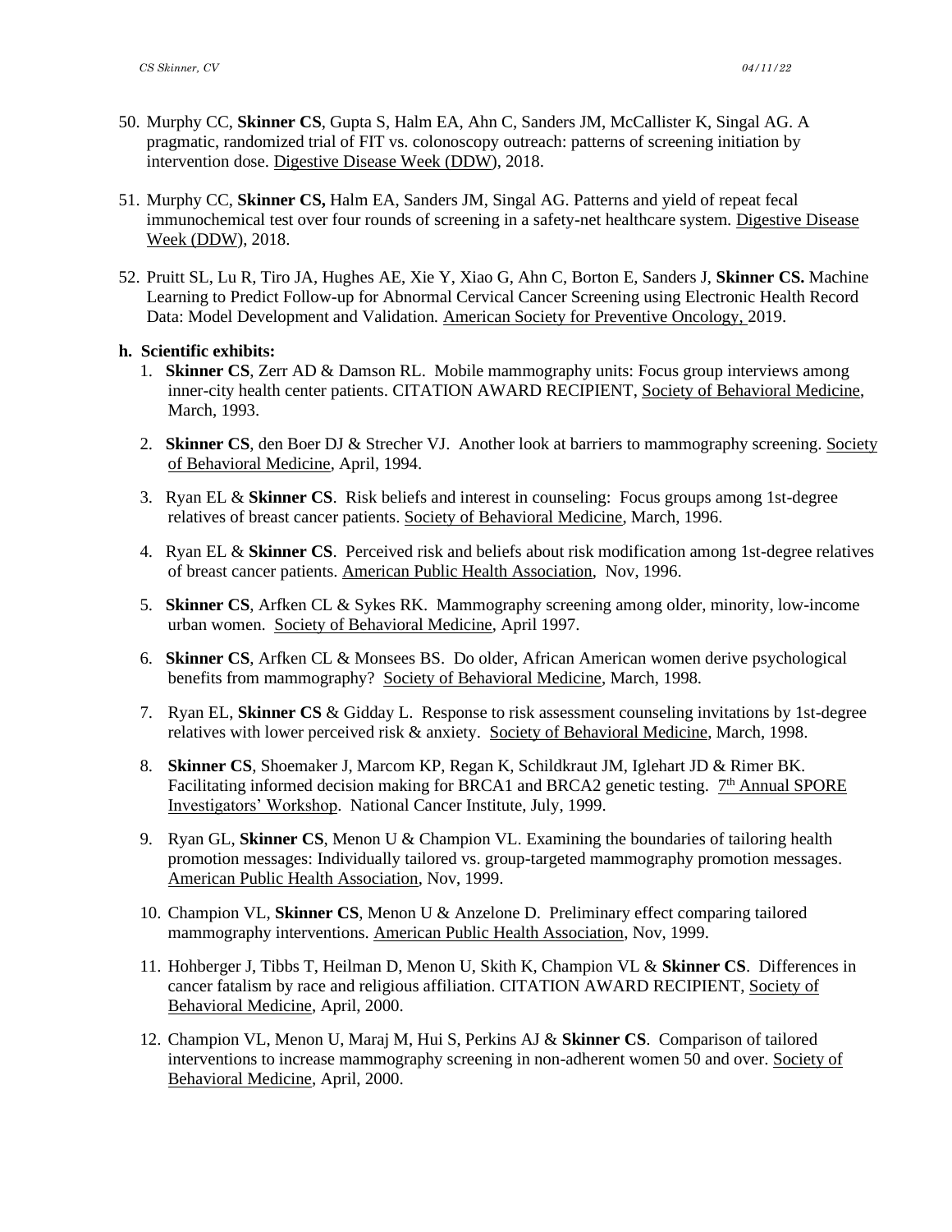50. Murphy CC, **Skinner CS**, Gupta S, Halm EA, Ahn C, Sanders JM, McCallister K, Singal AG. A pragmatic, randomized trial of FIT vs. colonoscopy outreach: patterns of screening initiation by intervention dose. Digestive Disease Week (DDW), 2018.

51. Murphy CC, **Skinner CS,** Halm EA, Sanders JM, Singal AG. Patterns and yield of repeat fecal immunochemical test over four rounds of screening in a safety-net healthcare system. Digestive Disease Week (DDW), 2018.

52. Pruitt SL, Lu R, Tiro JA, Hughes AE, Xie Y, Xiao G, Ahn C, Borton E, Sanders J, **Skinner CS.** Machine Learning to Predict Follow-up for Abnormal Cervical Cancer Screening using Electronic Health Record Data: Model Development and Validation. American Society for Preventive Oncology, 2019.

**h. Scientific exhibits:**

1. **Skinner CS**, Zerr AD & Damson RL. Mobile mammography units: Focus group interviews among inner-city health center patients. CITATION AWARD RECIPIENT, Society of Behavioral Medicine, March, 1993.

2. **Skinner CS**, den Boer DJ & Strecher VJ. Another look at barriers to mammography screening. Society of Behavioral Medicine, April, 1994.

3. Ryan EL & **Skinner CS**. Risk beliefs and interest in counseling: Focus groups among 1st-degree relatives of breast cancer patients. Society of Behavioral Medicine, March, 1996.

4. Ryan EL & **Skinner CS**. Perceived risk and beliefs about risk modification among 1st-degree relatives of breast cancer patients. American Public Health Association, Nov, 1996.

5. **Skinner CS**, Arfken CL & Sykes RK. Mammography screening among older, minority, low-income urban women. Society of Behavioral Medicine, April 1997.

6. **Skinner CS**, Arfken CL & Monsees BS. Do older, African American women derive psychological benefits from mammography? Society of Behavioral Medicine, March, 1998.

7. Ryan EL, **Skinner CS** & Gidday L. Response to risk assessment counseling invitations by 1st-degree relatives with lower perceived risk & anxiety. Society of Behavioral Medicine, March, 1998.

8. **Skinner CS**, Shoemaker J, Marcom KP, Regan K, Schildkraut JM, Iglehart JD & Rimer BK. Facilitating informed decision making for BRCA1 and BRCA2 genetic testing. 7th Annual SPORE Investigators' Workshop. National Cancer Institute, July, 1999.

9. Ryan GL, **Skinner CS**, Menon U & Champion VL. Examining the boundaries of tailoring health promotion messages: Individually tailored vs. group-targeted mammography promotion messages. American Public Health Association, Nov, 1999.

10. Champion VL, **Skinner CS**, Menon U & Anzelone D. Preliminary effect comparing tailored mammography interventions. American Public Health Association, Nov, 1999.

11. Hohberger J, Tibbs T, Heilman D, Menon U, Skith K, Champion VL & **Skinner CS**. Differences in cancer fatalism by race and religious affiliation. CITATION AWARD RECIPIENT, Society of Behavioral Medicine, April, 2000.

12. Champion VL, Menon U, Maraj M, Hui S, Perkins AJ & **Skinner CS**. Comparison of tailored interventions to increase mammography screening in non-adherent women 50 and over. Society of Behavioral Medicine, April, 2000.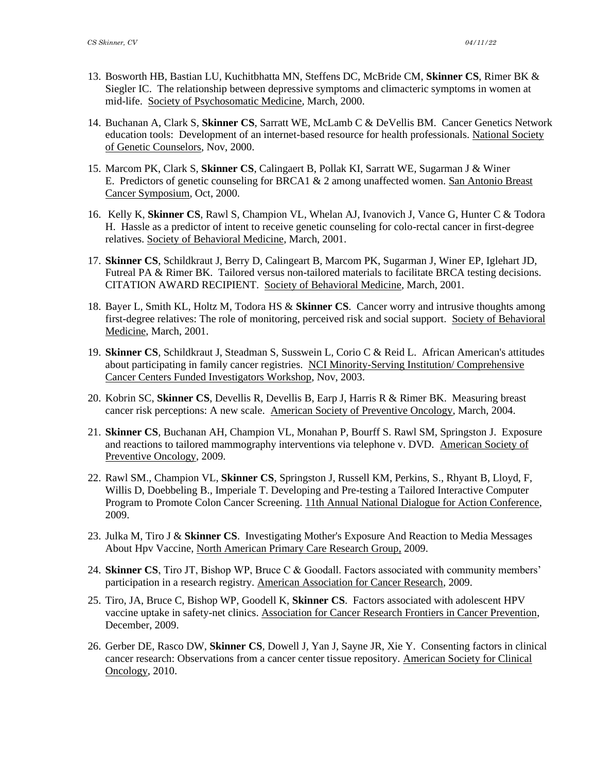13. Bosworth HB, Bastian LU, Kuchitbhatta MN, Steffens DC, McBride CM, **Skinner CS**, Rimer BK & Siegler IC. The relationship between depressive symptoms and climacteric symptoms in women at mid-life. Society of Psychosomatic Medicine, March, 2000.

14. Buchanan A, Clark S, **Skinner CS**, Sarratt WE, McLamb C & DeVellis BM. Cancer Genetics Network education tools: Development of an internet-based resource for health professionals. National Society of Genetic Counselors, Nov, 2000.

15. Marcom PK, Clark S, **Skinner CS**, Calingaert B, Pollak KI, Sarratt WE, Sugarman J & Winer E. Predictors of genetic counseling for BRCA1 & 2 among unaffected women. San Antonio Breast Cancer Symposium, Oct, 2000.

16. Kelly K, **Skinner CS**, Rawl S, Champion VL, Whelan AJ, Ivanovich J, Vance G, Hunter C & Todora H. Hassle as a predictor of intent to receive genetic counseling for colo-rectal cancer in first-degree relatives. Society of Behavioral Medicine, March, 2001.

17. **Skinner CS**, Schildkraut J, Berry D, Calingeart B, Marcom PK, Sugarman J, Winer EP, Iglehart JD, Futreal PA & Rimer BK. Tailored versus non-tailored materials to facilitate BRCA testing decisions. CITATION AWARD RECIPIENT. Society of Behavioral Medicine, March, 2001.

18. Bayer L, Smith KL, Holtz M, Todora HS & **Skinner CS**. Cancer worry and intrusive thoughts among first-degree relatives: The role of monitoring, perceived risk and social support. Society of Behavioral Medicine, March, 2001.

19. **Skinner CS**, Schildkraut J, Steadman S, Susswein L, Corio C & Reid L. African American's attitudes about participating in family cancer registries. NCI Minority-Serving Institution/ Comprehensive Cancer Centers Funded Investigators Workshop, Nov, 2003.

20. Kobrin SC, **Skinner CS**, Devellis R, Devellis B, Earp J, Harris R & Rimer BK. Measuring breast cancer risk perceptions: A new scale. American Society of Preventive Oncology, March, 2004.

21. **Skinner CS**, Buchanan AH, Champion VL, Monahan P, Bourff S. Rawl SM, Springston J. Exposure and reactions to tailored mammography interventions via telephone v. DVD. American Society of Preventive Oncology, 2009.

22. Rawl SM., Champion VL, **Skinner CS**, Springston J, Russell KM, Perkins, S., Rhyant B, Lloyd, F, Willis D, Doebbeling B., Imperiale T. Developing and Pre-testing a Tailored Interactive Computer Program to Promote Colon Cancer Screening. 11th Annual National Dialogue for Action Conference, 2009.

23. Julka M, Tiro J & **Skinner CS**. Investigating Mother's Exposure And Reaction to Media Messages About Hpv Vaccine, North American Primary Care Research Group, 2009.

24. **Skinner CS**, Tiro JT, Bishop WP, Bruce C & Goodall. Factors associated with community members' participation in a research registry. American Association for Cancer Research, 2009.

25. Tiro, JA, Bruce C, Bishop WP, Goodell K, **Skinner CS**. Factors associated with adolescent HPV vaccine uptake in safety-net clinics. Association for Cancer Research Frontiers in Cancer Prevention, December, 2009.

26. Gerber DE, Rasco DW, **Skinner CS**, Dowell J, Yan J, Sayne JR, Xie Y. Consenting factors in clinical cancer research: Observations from a cancer center tissue repository. American Society for Clinical Oncology, 2010.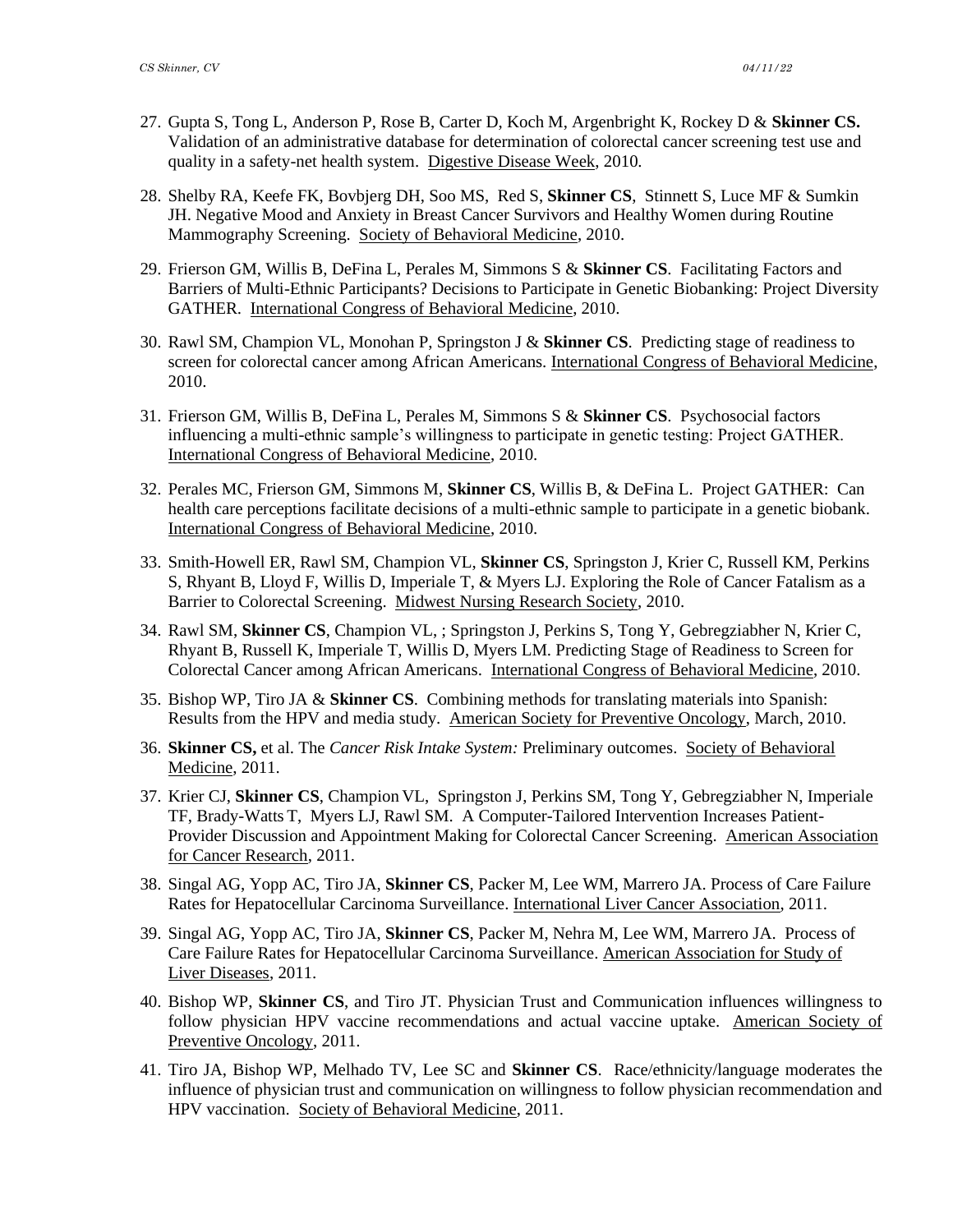27. Gupta S, Tong L, Anderson P, Rose B, Carter D, Koch M, Argenbright K, Rockey D & **Skinner CS.** Validation of an administrative database for determination of colorectal cancer screening test use and quality in a safety-net health system. Digestive Disease Week, 2010.

28. Shelby RA, Keefe FK, Bovbjerg DH, Soo MS, Red S, **Skinner CS**, Stinnett S, Luce MF & Sumkin JH. Negative Mood and Anxiety in Breast Cancer Survivors and Healthy Women during Routine Mammography Screening. Society of Behavioral Medicine, 2010.

29. Frierson GM, Willis B, DeFina L, Perales M, Simmons S & **Skinner CS**. Facilitating Factors and Barriers of Multi-Ethnic Participants? Decisions to Participate in Genetic Biobanking: Project Diversity GATHER. International Congress of Behavioral Medicine, 2010.

30. Rawl SM, Champion VL, Monohan P, Springston J & **Skinner CS**. Predicting stage of readiness to screen for colorectal cancer among African Americans. International Congress of Behavioral Medicine, 2010.

31. Frierson GM, Willis B, DeFina L, Perales M, Simmons S & **Skinner CS**. Psychosocial factors influencing a multi-ethnic sample's willingness to participate in genetic testing: Project GATHER. International Congress of Behavioral Medicine, 2010.

32. Perales MC, Frierson GM, Simmons M, **Skinner CS**, Willis B, & DeFina L. Project GATHER: Can health care perceptions facilitate decisions of a multi-ethnic sample to participate in a genetic biobank. International Congress of Behavioral Medicine, 2010.

33. Smith-Howell ER, Rawl SM, Champion VL, **Skinner CS**, Springston J, Krier C, Russell KM, Perkins S, Rhyant B, Lloyd F, Willis D, Imperiale T, & Myers LJ. Exploring the Role of Cancer Fatalism as a Barrier to Colorectal Screening. Midwest Nursing Research Society, 2010.

34. Rawl SM, **Skinner CS**, Champion VL, ; Springston J, Perkins S, Tong Y, Gebregziabher N, Krier C, Rhyant B, Russell K, Imperiale T, Willis D, Myers LM. Predicting Stage of Readiness to Screen for Colorectal Cancer among African Americans. International Congress of Behavioral Medicine, 2010.

35. Bishop WP, Tiro JA & **Skinner CS**. Combining methods for translating materials into Spanish: Results from the HPV and media study. American Society for Preventive Oncology, March, 2010.

36. **Skinner CS,** et al. The *Cancer Risk Intake System:* Preliminary outcomes. Society of Behavioral Medicine, 2011.

37. Krier CJ, **Skinner CS**, Champion VL, Springston J, Perkins SM, Tong Y, Gebregziabher N, Imperiale TF, Brady-Watts T, Myers LJ, Rawl SM. A Computer-Tailored Intervention Increases Patient-Provider Discussion and Appointment Making for Colorectal Cancer Screening. American Association for Cancer Research, 2011.

38. Singal AG, Yopp AC, Tiro JA, **Skinner CS**, Packer M, Lee WM, Marrero JA. Process of Care Failure Rates for Hepatocellular Carcinoma Surveillance. International Liver Cancer Association, 2011.

39. Singal AG, Yopp AC, Tiro JA, **Skinner CS**, Packer M, Nehra M, Lee WM, Marrero JA. Process of Care Failure Rates for Hepatocellular Carcinoma Surveillance. American Association for Study of Liver Diseases, 2011.

40. Bishop WP, **Skinner CS**, and Tiro JT. Physician Trust and Communication influences willingness to follow physician HPV vaccine recommendations and actual vaccine uptake. American Society of Preventive Oncology, 2011.

41. Tiro JA, Bishop WP, Melhado TV, Lee SC and **Skinner CS**. Race/ethnicity/language moderates the influence of physician trust and communication on willingness to follow physician recommendation and HPV vaccination. Society of Behavioral Medicine, 2011.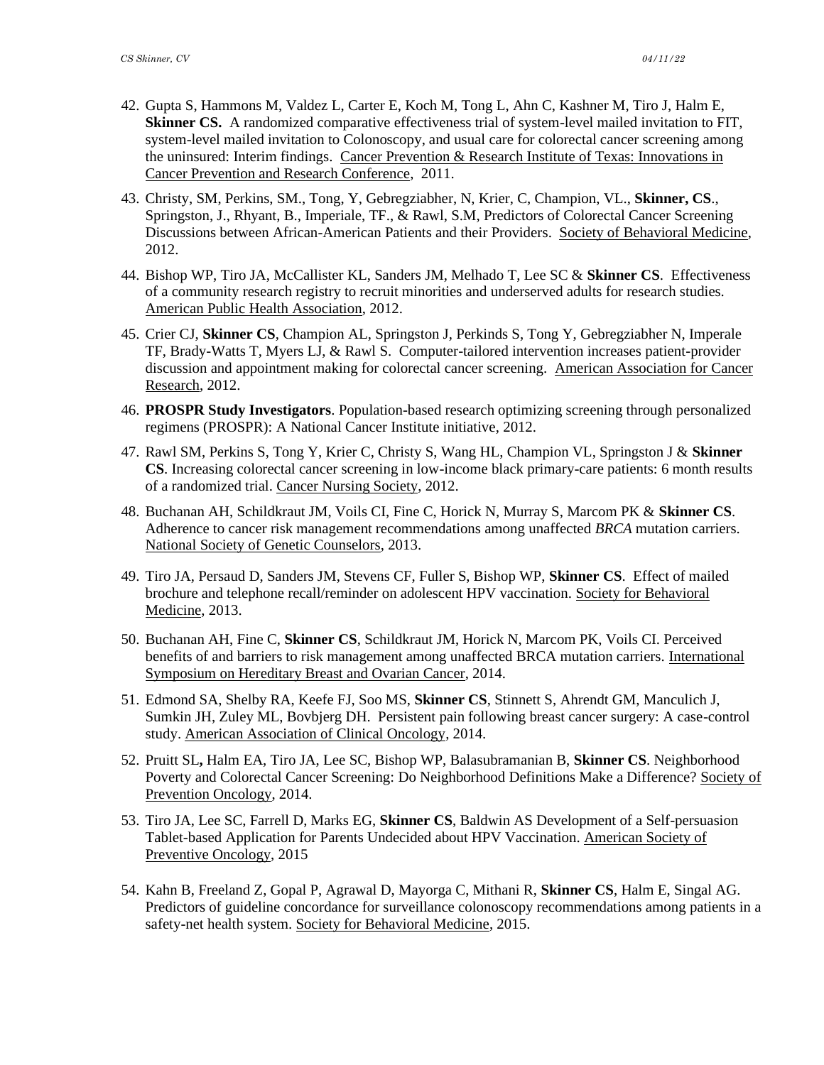42. Gupta S, Hammons M, Valdez L, Carter E, Koch M, Tong L, Ahn C, Kashner M, Tiro J, Halm E, **Skinner CS.** A randomized comparative effectiveness trial of system-level mailed invitation to FIT, system-level mailed invitation to Colonoscopy, and usual care for colorectal cancer screening among the uninsured: Interim findings. Cancer Prevention & Research Institute of Texas: Innovations in Cancer Prevention and Research Conference, 2011.

43. Christy, SM, Perkins, SM., Tong, Y, Gebregziabher, N, Krier, C, Champion, VL., **Skinner, CS**., Springston, J., Rhyant, B., Imperiale, TF., & Rawl, S.M, Predictors of Colorectal Cancer Screening Discussions between African-American Patients and their Providers. Society of Behavioral Medicine, 2012.

44. Bishop WP, Tiro JA, McCallister KL, Sanders JM, Melhado T, Lee SC & **Skinner CS**. Effectiveness of a community research registry to recruit minorities and underserved adults for research studies. American Public Health Association, 2012.

45. Crier CJ, **Skinner CS**, Champion AL, Springston J, Perkinds S, Tong Y, Gebregziabher N, Imperale TF, Brady-Watts T, Myers LJ, & Rawl S. Computer-tailored intervention increases patient-provider discussion and appointment making for colorectal cancer screening. American Association for Cancer Research, 2012.

46. **PROSPR Study Investigators**. Population-based research optimizing screening through personalized regimens (PROSPR): A National Cancer Institute initiative, 2012.

47. Rawl SM, Perkins S, Tong Y, Krier C, Christy S, Wang HL, Champion VL, Springston J & **Skinner CS**. Increasing colorectal cancer screening in low-income black primary-care patients: 6 month results of a randomized trial. Cancer Nursing Society, 2012.

48. Buchanan AH, Schildkraut JM, Voils CI, Fine C, Horick N, Murray S, Marcom PK & **Skinner CS**. Adherence to cancer risk management recommendations among unaffected *BRCA* mutation carriers. National Society of Genetic Counselors, 2013.

49. Tiro JA, Persaud D, Sanders JM, Stevens CF, Fuller S, Bishop WP, **Skinner CS**. Effect of mailed brochure and telephone recall/reminder on adolescent HPV vaccination. Society for Behavioral Medicine, 2013.

50. Buchanan AH, Fine C, **Skinner CS**, Schildkraut JM, Horick N, Marcom PK, Voils CI. Perceived benefits of and barriers to risk management among unaffected BRCA mutation carriers. International Symposium on Hereditary Breast and Ovarian Cancer, 2014.

51. Edmond SA, Shelby RA, Keefe FJ, Soo MS, **Skinner CS**, Stinnett S, Ahrendt GM, Manculich J, Sumkin JH, Zuley ML, Bovbjerg DH. Persistent pain following breast cancer surgery: A case-control study. American Association of Clinical Oncology, 2014.

52. Pruitt SL**,** Halm EA, Tiro JA, Lee SC, Bishop WP, Balasubramanian B, **Skinner CS**. Neighborhood Poverty and Colorectal Cancer Screening: Do Neighborhood Definitions Make a Difference? Society of Prevention Oncology, 2014.

53. Tiro JA, Lee SC, Farrell D, Marks EG, **Skinner CS**, Baldwin AS Development of a Self-persuasion Tablet-based Application for Parents Undecided about HPV Vaccination. American Society of Preventive Oncology, 2015

54. Kahn B, Freeland Z, Gopal P, Agrawal D, Mayorga C, Mithani R, **Skinner CS**, Halm E, Singal AG. Predictors of guideline concordance for surveillance colonoscopy recommendations among patients in a safety-net health system. Society for Behavioral Medicine, 2015.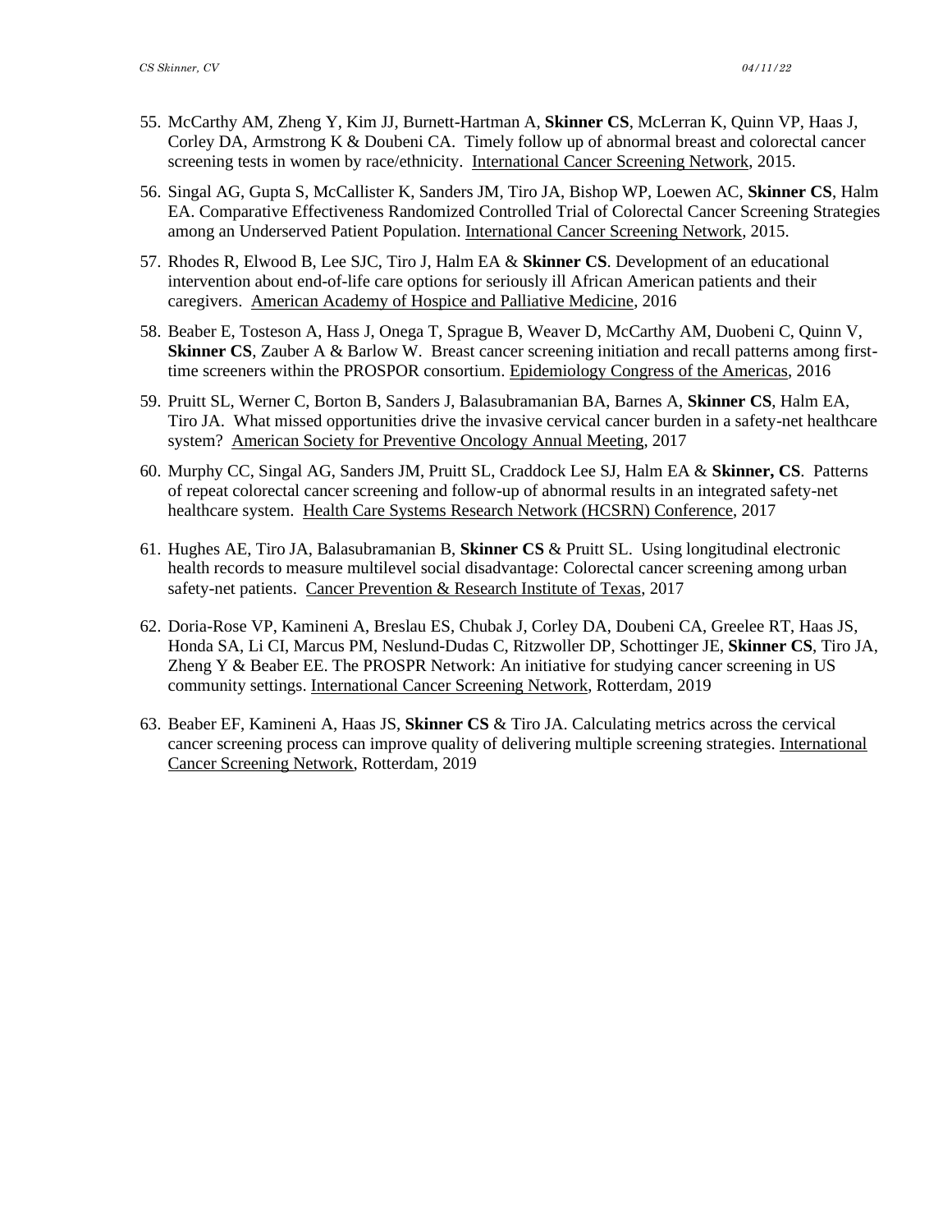55. McCarthy AM, Zheng Y, Kim JJ, Burnett-Hartman A, **Skinner CS**, McLerran K, Quinn VP, Haas J, Corley DA, Armstrong K & Doubeni CA. Timely follow up of abnormal breast and colorectal cancer screening tests in women by race/ethnicity. International Cancer Screening Network, 2015.

56. Singal AG, Gupta S, McCallister K, Sanders JM, Tiro JA, Bishop WP, Loewen AC, **Skinner CS**, Halm EA. Comparative Effectiveness Randomized Controlled Trial of Colorectal Cancer Screening Strategies among an Underserved Patient Population. International Cancer Screening Network, 2015.

57. Rhodes R, Elwood B, Lee SJC, Tiro J, Halm EA & **Skinner CS**. Development of an educational intervention about end-of-life care options for seriously ill African American patients and their caregivers. American Academy of Hospice and Palliative Medicine, 2016

58. Beaber E, Tosteson A, Hass J, Onega T, Sprague B, Weaver D, McCarthy AM, Duobeni C, Quinn V, **Skinner CS**, Zauber A & Barlow W. Breast cancer screening initiation and recall patterns among first-time screeners within the PROSPOR consortium. Epidemiology Congress of the Americas, 2016

59. Pruitt SL, Werner C, Borton B, Sanders J, Balasubramanian BA, Barnes A, **Skinner CS**, Halm EA, Tiro JA. What missed opportunities drive the invasive cervical cancer burden in a safety-net healthcare system? American Society for Preventive Oncology Annual Meeting, 2017

60. Murphy CC, Singal AG, Sanders JM, Pruitt SL, Craddock Lee SJ, Halm EA & **Skinner, CS**. Patterns of repeat colorectal cancer screening and follow-up of abnormal results in an integrated safety-net healthcare system. Health Care Systems Research Network (HCSRN) Conference, 2017

61. Hughes AE, Tiro JA, Balasubramanian B, **Skinner CS** & Pruitt SL. Using longitudinal electronic health records to measure multilevel social disadvantage: Colorectal cancer screening among urban safety-net patients. Cancer Prevention & Research Institute of Texas, 2017

62. Doria-Rose VP, Kamineni A, Breslau ES, Chubak J, Corley DA, Doubeni CA, Greelee RT, Haas JS, Honda SA, Li CI, Marcus PM, Neslund-Dudas C, Ritzwoller DP, Schottinger JE, **Skinner CS**, Tiro JA, Zheng Y & Beaber EE. The PROSPR Network: An initiative for studying cancer screening in US community settings. International Cancer Screening Network, Rotterdam, 2019

63. Beaber EF, Kamineni A, Haas JS, **Skinner CS** & Tiro JA. Calculating metrics across the cervical cancer screening process can improve quality of delivering multiple screening strategies. International Cancer Screening Network, Rotterdam, 2019